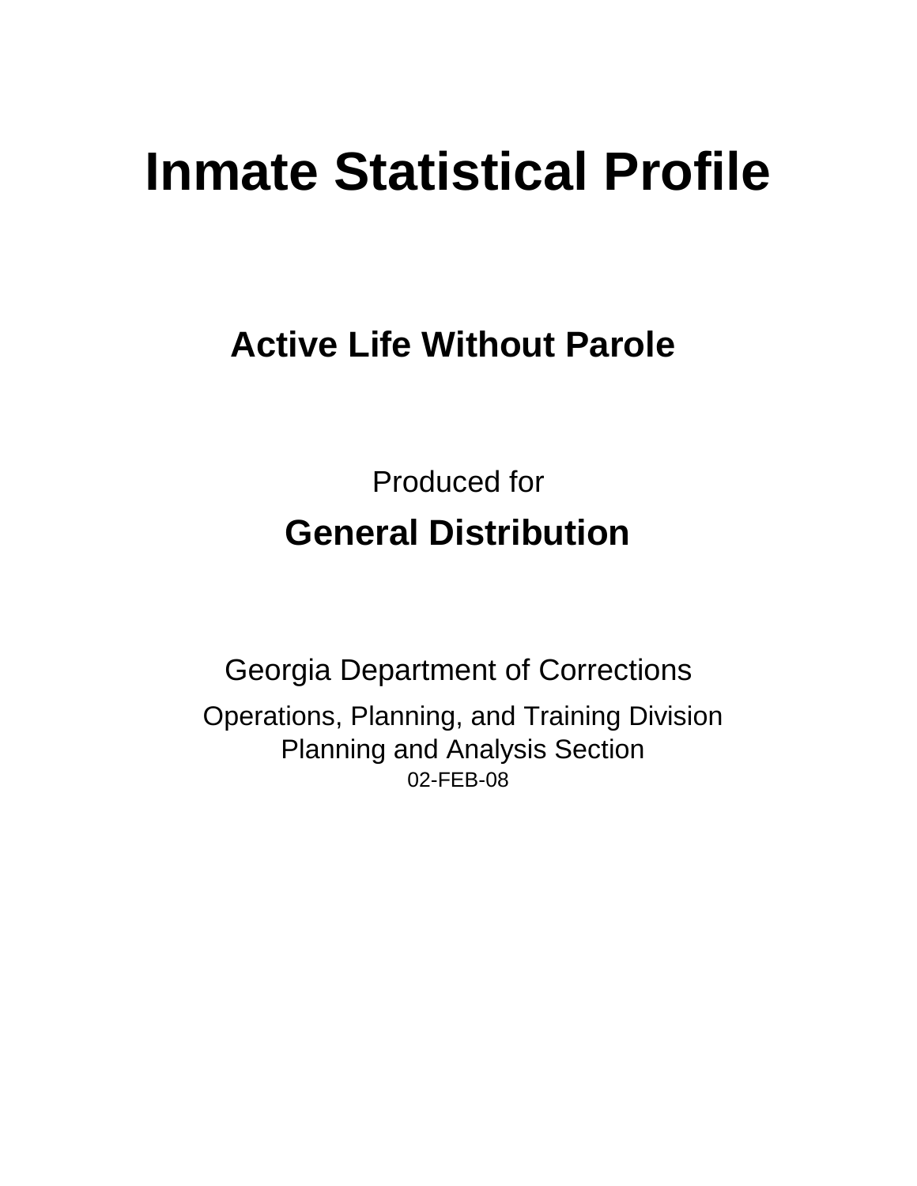# Inmate Statistical Profile

## Active Life Without Parole

Produced for

**General Distribution**

Georgia Department of Corrections

Operations, Planning, and Training Division
Planning and Analysis Section
02-FEB-08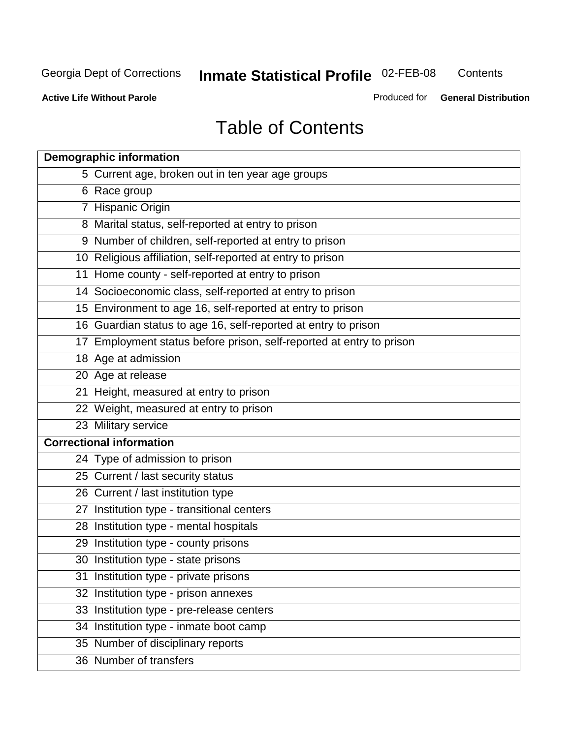Georgia Dept of Corrections **Inmate Statistical Profile** 02-FEB-08 Contents

**Active Life Without Parole** Produced for **General Distribution**

# Table of Contents

| **Demographic information** | |
|---|---|
| 5 | Current age, broken out in ten year age groups |
| 6 | Race group |
| 7 | Hispanic Origin |
| 8 | Marital status, self-reported at entry to prison |
| 9 | Number of children, self-reported at entry to prison |
| 10 | Religious affiliation, self-reported at entry to prison |
| 11 | Home county - self-reported at entry to prison |
| 14 | Socioeconomic class, self-reported at entry to prison |
| 15 | Environment to age 16, self-reported at entry to prison |
| 16 | Guardian status to age 16, self-reported at entry to prison |
| 17 | Employment status before prison, self-reported at entry to prison |
| 18 | Age at admission |
| 20 | Age at release |
| 21 | Height, measured at entry to prison |
| 22 | Weight, measured at entry to prison |
| 23 | Military service |
| **Correctional information** | |
| 24 | Type of admission to prison |
| 25 | Current / last security status |
| 26 | Current / last institution type |
| 27 | Institution type - transitional centers |
| 28 | Institution type - mental hospitals |
| 29 | Institution type - county prisons |
| 30 | Institution type - state prisons |
| 31 | Institution type - private prisons |
| 32 | Institution type - prison annexes |
| 33 | Institution type - pre-release centers |
| 34 | Institution type - inmate boot camp |
| 35 | Number of disciplinary reports |
| 36 | Number of transfers |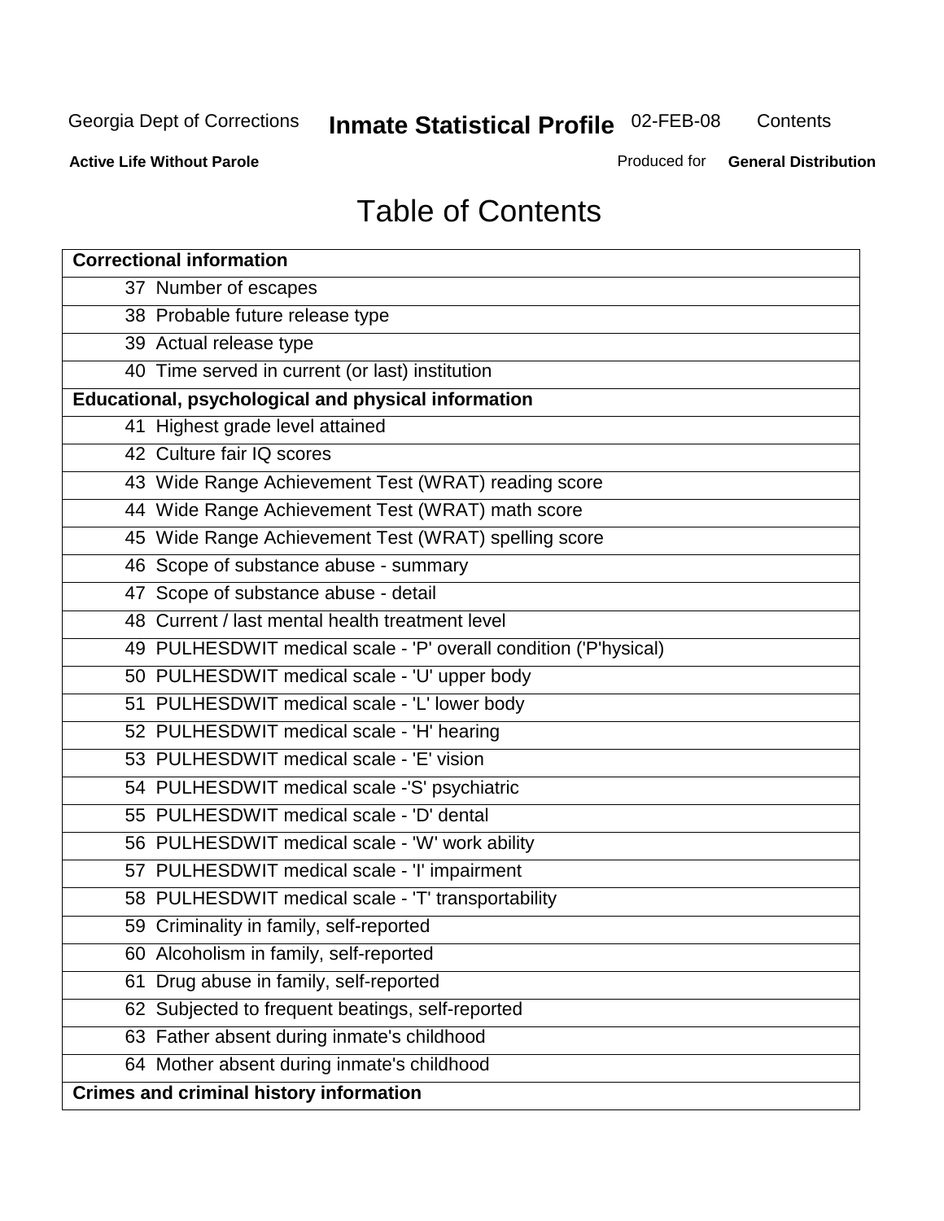# Table of Contents

| Correctional information |
|---|
| 37 Number of escapes |
| 38 Probable future release type |
| 39 Actual release type |
| 40 Time served in current (or last) institution |
| **Educational, psychological and physical information** |
| 41 Highest grade level attained |
| 42 Culture fair IQ scores |
| 43 Wide Range Achievement Test (WRAT) reading score |
| 44 Wide Range Achievement Test (WRAT) math score |
| 45 Wide Range Achievement Test (WRAT) spelling score |
| 46 Scope of substance abuse - summary |
| 47 Scope of substance abuse - detail |
| 48 Current / last mental health treatment level |
| 49 PULHESDWIT medical scale - 'P' overall condition ('P'hysical) |
| 50 PULHESDWIT medical scale - 'U' upper body |
| 51 PULHESDWIT medical scale - 'L' lower body |
| 52 PULHESDWIT medical scale - 'H' hearing |
| 53 PULHESDWIT medical scale - 'E' vision |
| 54 PULHESDWIT medical scale -'S' psychiatric |
| 55 PULHESDWIT medical scale - 'D' dental |
| 56 PULHESDWIT medical scale - 'W' work ability |
| 57 PULHESDWIT medical scale - 'I' impairment |
| 58 PULHESDWIT medical scale - 'T' transportability |
| 59 Criminality in family, self-reported |
| 60 Alcoholism in family, self-reported |
| 61 Drug abuse in family, self-reported |
| 62 Subjected to frequent beatings, self-reported |
| 63 Father absent during inmate's childhood |
| 64 Mother absent during inmate's childhood |
| **Crimes and criminal history information** |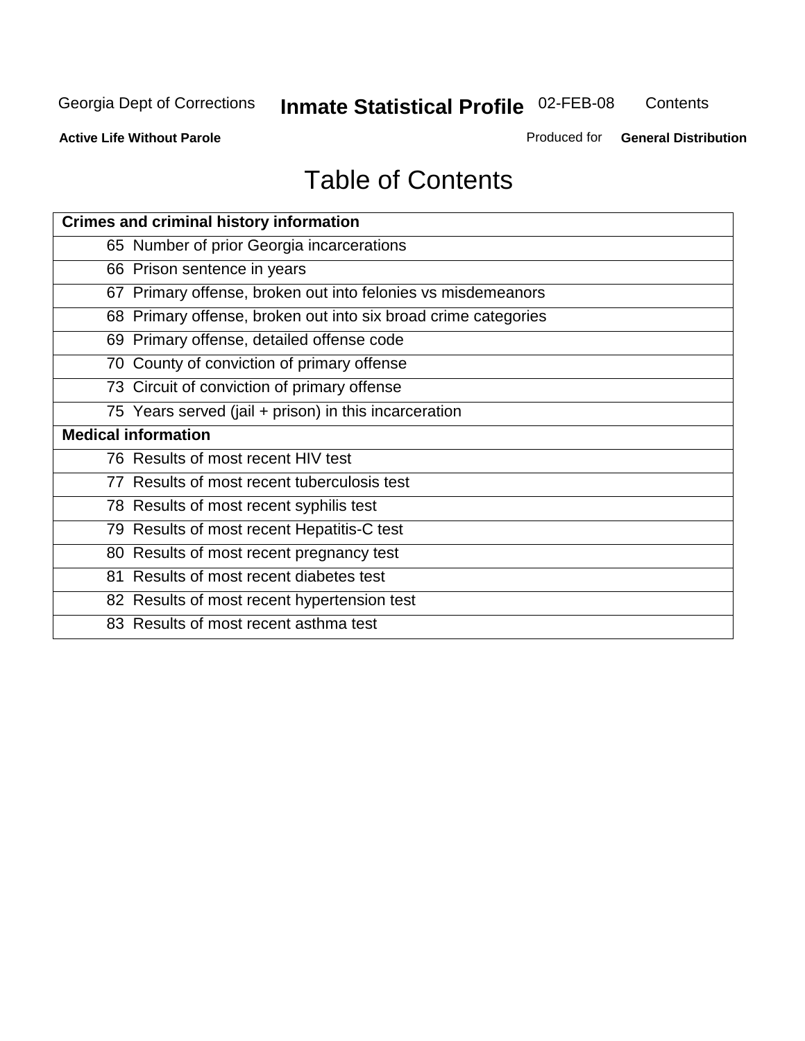Georgia Dept of Corrections **Inmate Statistical Profile** 02-FEB-08 Contents

**Active Life Without Parole** Produced for **General Distribution**

# Table of Contents

| **Crimes and criminal history information** |
|---|
| 65 Number of prior Georgia incarcerations |
| 66 Prison sentence in years |
| 67 Primary offense, broken out into felonies vs misdemeanors |
| 68 Primary offense, broken out into six broad crime categories |
| 69 Primary offense, detailed offense code |
| 70 County of conviction of primary offense |
| 73 Circuit of conviction of primary offense |
| 75 Years served (jail + prison) in this incarceration |
| **Medical information** |
| 76 Results of most recent HIV test |
| 77 Results of most recent tuberculosis test |
| 78 Results of most recent syphilis test |
| 79 Results of most recent Hepatitis-C test |
| 80 Results of most recent pregnancy test |
| 81 Results of most recent diabetes test |
| 82 Results of most recent hypertension test |
| 83 Results of most recent asthma test |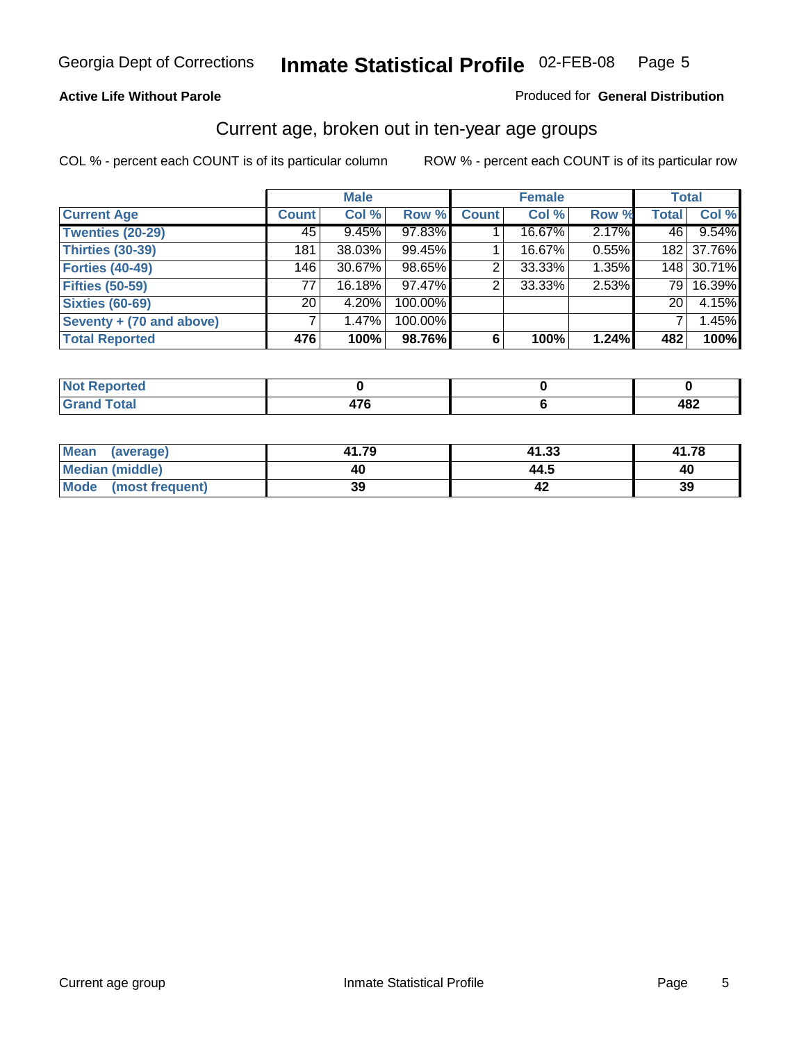Georgia Dept of Corrections **Inmate Statistical Profile** 02-FEB-08 Page 5

**Active Life Without Parole**

Produced for **General Distribution**

## Current age, broken out in ten-year age groups

COL % - percent each COUNT is of its particular column

ROW % - percent each COUNT is of its particular row

| | Male | | | Female | | | Total | |
|---|---|---|---|---|---|---|---|---|
| **Current Age** | **Count** | **Col %** | **Row %** | **Count** | **Col %** | **Row %** | **Total** | **Col %** |
| **Twenties (20-29)** | 45 | 9.45% | 97.83% | 1 | 16.67% | 2.17% | 46 | 9.54% |
| **Thirties (30-39)** | 181 | 38.03% | 99.45% | 1 | 16.67% | 0.55% | 182 | 37.76% |
| **Forties (40-49)** | 146 | 30.67% | 98.65% | 2 | 33.33% | 1.35% | 148 | 30.71% |
| **Fifties (50-59)** | 77 | 16.18% | 97.47% | 2 | 33.33% | 2.53% | 79 | 16.39% |
| **Sixties (60-69)** | 20 | 4.20% | 100.00% | | | | 20 | 4.15% |
| **Seventy + (70 and above)** | 7 | 1.47% | 100.00% | | | | 7 | 1.45% |
| **Total Reported** | **476** | **100%** | **98.76%** | **6** | **100%** | **1.24%** | **482** | **100%** |

| | Male | Female | Total |
|---|---|---|---|
| **Not Reported** | **0** | **0** | **0** |
| **Grand Total** | **476** | **6** | **482** |

| | Male | Female | Total |
|---|---|---|---|
| **Mean (average)** | **41.79** | **41.33** | **41.78** |
| **Median (middle)** | **40** | **44.5** | **40** |
| **Mode (most frequent)** | **39** | **42** | **39** |

Current age group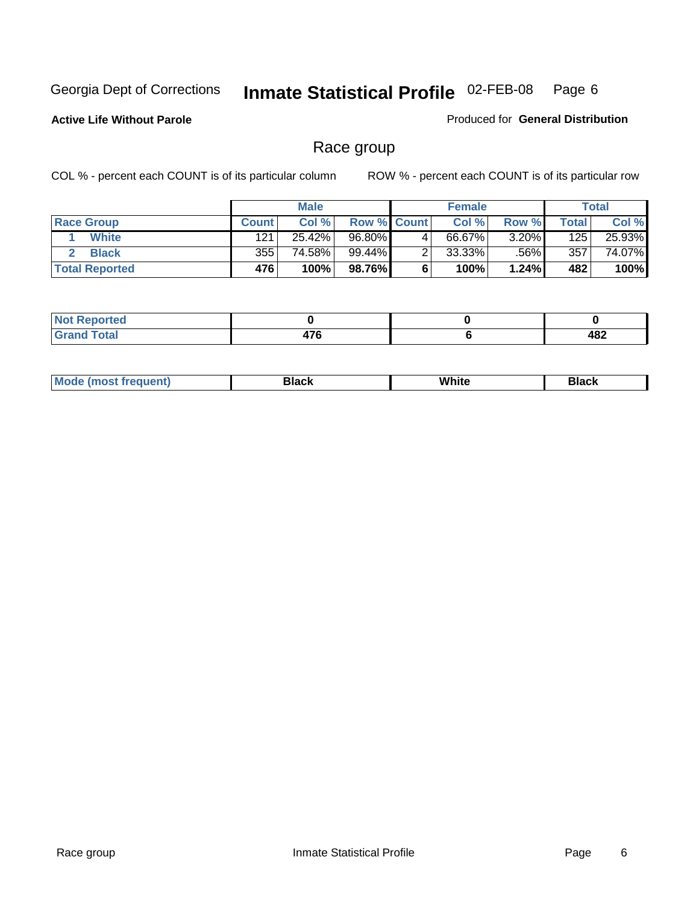Georgia Dept of Corrections **Inmate Statistical Profile** 02-FEB-08

**Active Life Without Parole**

Produced for **General Distribution**

## Race group

COL % - percent each COUNT is of its particular column ROW % - percent each COUNT is of its particular row

| | Male | | | Female | | | Total | |
|---|---|---|---|---|---|---|---|---|
| Race Group | Count | Col % | Row % | Count | Col % | Row % | Total | Col % |
| 1 White | 121 | 25.42% | 96.80% | 4 | 66.67% | 3.20% | 125 | 25.93% |
| 2 Black | 355 | 74.58% | 99.44% | 2 | 33.33% | .56% | 357 | 74.07% |
| **Total Reported** | **476** | **100%** | **98.76%** | **6** | **100%** | **1.24%** | **482** | **100%** |

| | Male | Female | Total |
|---|---|---|---|
| Not Reported | 0 | 0 | 0 |
| Grand Total | 476 | 6 | 482 |

| | Male | Female | Total |
|---|---|---|---|
| Mode (most frequent) | Black | White | Black |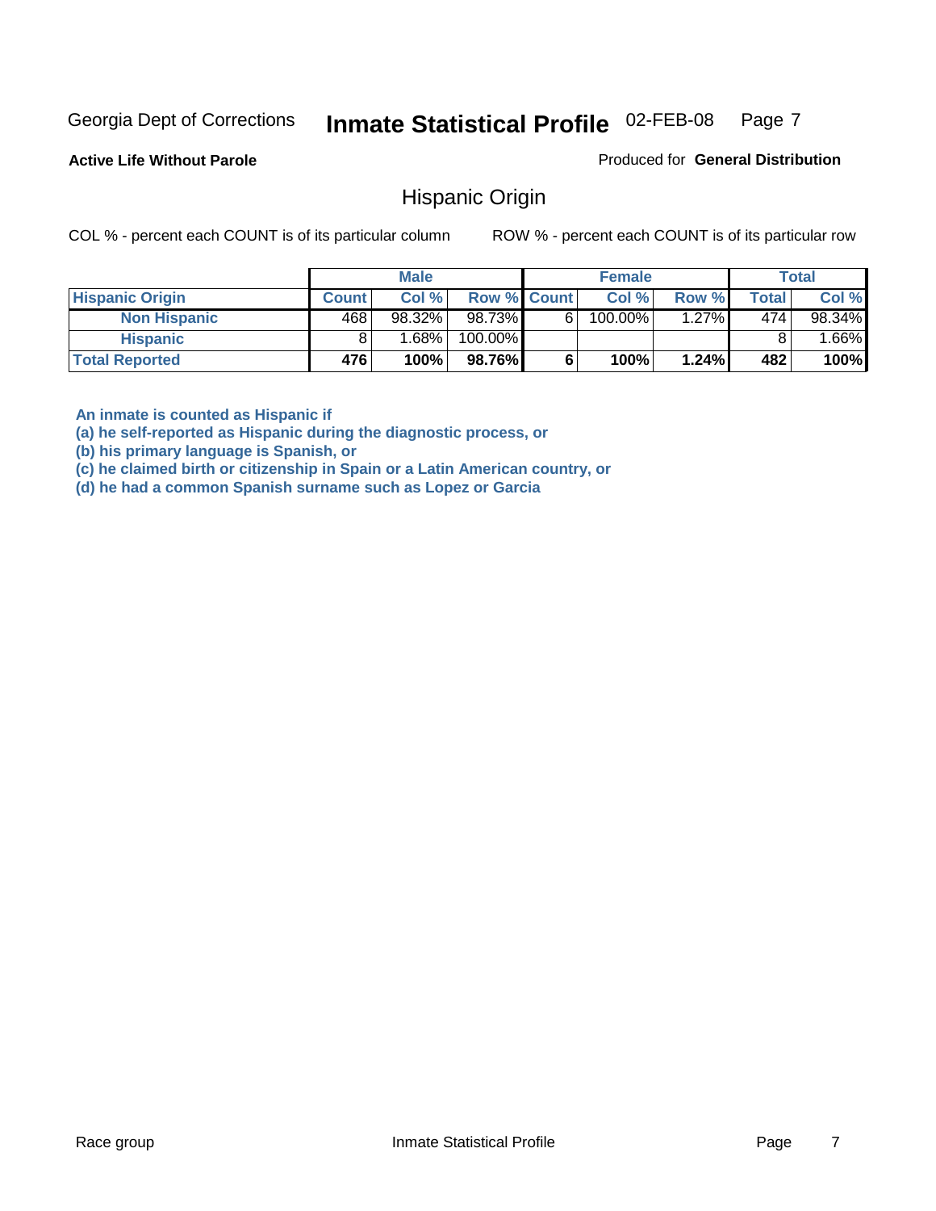Georgia Dept of Corrections **Inmate Statistical Profile** 02-FEB-08

**Active Life Without Parole**

Produced for **General Distribution**

## Hispanic Origin

COL % - percent each COUNT is of its particular column    ROW % - percent each COUNT is of its particular row

| | Male | | | Female | | | Total | |
|---|---|---|---|---|---|---|---|---|
| **Hispanic Origin** | **Count** | **Col %** | **Row %** | **Count** | **Col %** | **Row %** | **Total** | **Col %** |
| **Non Hispanic** | 468 | 98.32% | 98.73% | 6 | 100.00% | 1.27% | 474 | 98.34% |
| **Hispanic** | 8 | 1.68% | 100.00% | | | | 8 | 1.66% |
| **Total Reported** | **476** | **100%** | **98.76%** | **6** | **100%** | **1.24%** | **482** | **100%** |

**An inmate is counted as Hispanic if**
**(a) he self-reported as Hispanic during the diagnostic process, or**
**(b) his primary language is Spanish, or**
**(c) he claimed birth or citizenship in Spain or a Latin American country, or**
**(d) he had a common Spanish surname such as Lopez or Garcia**

Race group    Inmate Statistical Profile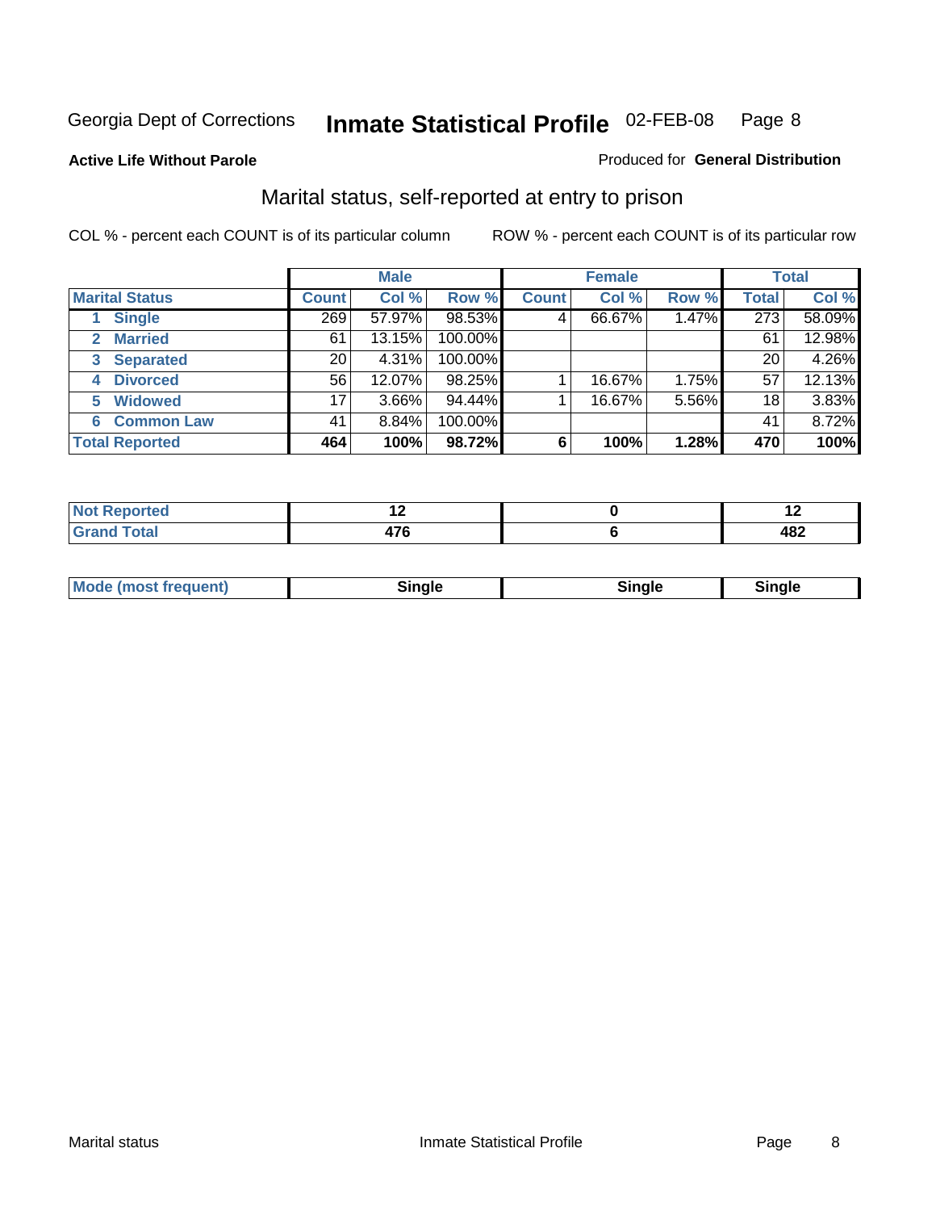Georgia Dept of Corrections **Inmate Statistical Profile** 02-FEB-08

**Active Life Without Parole**

Produced for **General Distribution**

## Marital status, self-reported at entry to prison

COL % - percent each COUNT is of its particular column

ROW % - percent each COUNT is of its particular row

| | Male | | | Female | | | Total | |
|---|---|---|---|---|---|---|---|---|
| **Marital Status** | **Count** | **Col %** | **Row %** | **Count** | **Col %** | **Row %** | **Total** | **Col %** |
| 1 Single | 269 | 57.97% | 98.53% | 4 | 66.67% | 1.47% | 273 | 58.09% |
| 2 Married | 61 | 13.15% | 100.00% | | | | 61 | 12.98% |
| 3 Separated | 20 | 4.31% | 100.00% | | | | 20 | 4.26% |
| 4 Divorced | 56 | 12.07% | 98.25% | 1 | 16.67% | 1.75% | 57 | 12.13% |
| 5 Widowed | 17 | 3.66% | 94.44% | 1 | 16.67% | 5.56% | 18 | 3.83% |
| 6 Common Law | 41 | 8.84% | 100.00% | | | | 41 | 8.72% |
| **Total Reported** | **464** | **100%** | **98.72%** | **6** | **100%** | **1.28%** | **470** | **100%** |

| | Male | Female | Total |
|---|---|---|---|
| Not Reported | 12 | 0 | 12 |
| Grand Total | 476 | 6 | 482 |

| | Male | Female | Total |
|---|---|---|---|
| Mode (most frequent) | Single | Single | Single |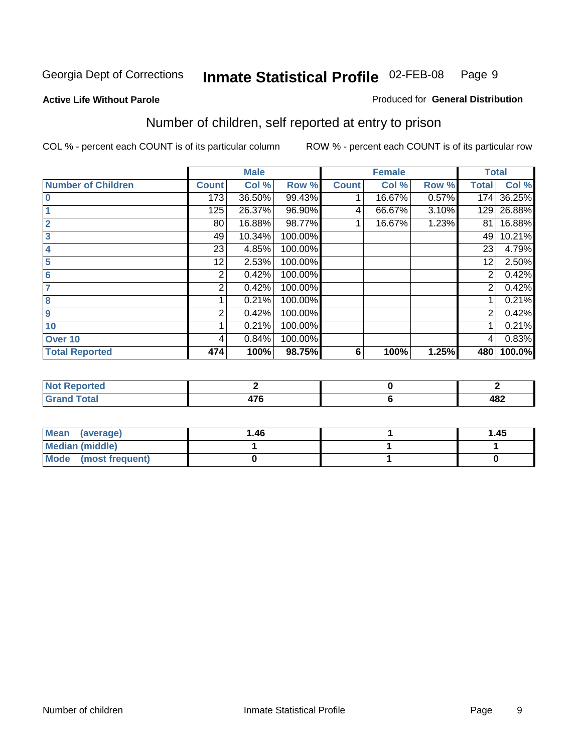Georgia Dept of Corrections **Inmate Statistical Profile** 02-FEB-08

**Active Life Without Parole**

Produced for **General Distribution**

## Number of children, self reported at entry to prison

COL % - percent each COUNT is of its particular column

ROW % - percent each COUNT is of its particular row

| | Male | | | Female | | | Total | |
|---|---|---|---|---|---|---|---|---|
| **Number of Children** | **Count** | **Col %** | **Row %** | **Count** | **Col %** | **Row %** | **Total** | **Col %** |
| **0** | 173 | 36.50% | 99.43% | 1 | 16.67% | 0.57% | 174 | 36.25% |
| **1** | 125 | 26.37% | 96.90% | 4 | 66.67% | 3.10% | 129 | 26.88% |
| **2** | 80 | 16.88% | 98.77% | 1 | 16.67% | 1.23% | 81 | 16.88% |
| **3** | 49 | 10.34% | 100.00% | | | | 49 | 10.21% |
| **4** | 23 | 4.85% | 100.00% | | | | 23 | 4.79% |
| **5** | 12 | 2.53% | 100.00% | | | | 12 | 2.50% |
| **6** | 2 | 0.42% | 100.00% | | | | 2 | 0.42% |
| **7** | 2 | 0.42% | 100.00% | | | | 2 | 0.42% |
| **8** | 1 | 0.21% | 100.00% | | | | 1 | 0.21% |
| **9** | 2 | 0.42% | 100.00% | | | | 2 | 0.42% |
| **10** | 1 | 0.21% | 100.00% | | | | 1 | 0.21% |
| **Over 10** | 4 | 0.84% | 100.00% | | | | 4 | 0.83% |
| **Total Reported** | **474** | **100%** | **98.75%** | **6** | **100%** | **1.25%** | **480** | **100.0%** |

| | Male | Female | Total |
|---|---|---|---|
| **Not Reported** | **2** | **0** | **2** |
| **Grand Total** | **476** | **6** | **482** |

| | Male | Female | Total |
|---|---|---|---|
| **Mean (average)** | **1.46** | **1** | **1.45** |
| **Median (middle)** | **1** | **1** | **1** |
| **Mode (most frequent)** | **0** | **1** | **0** |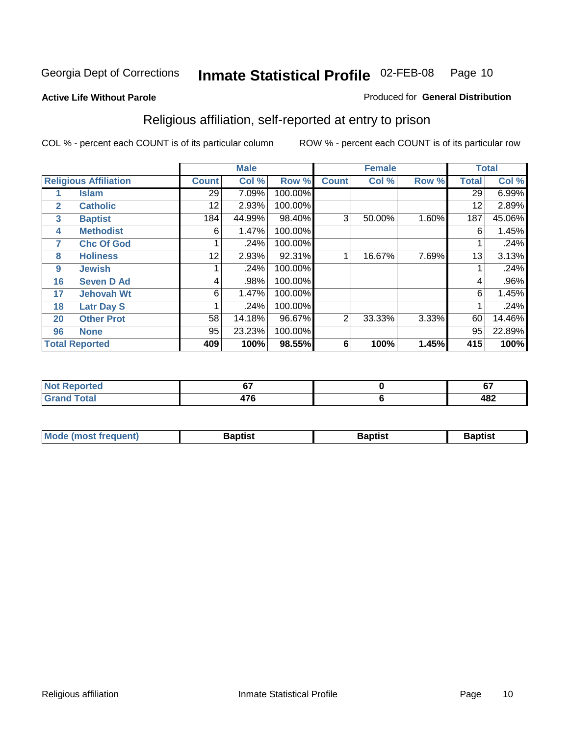Georgia Dept of Corrections **Inmate Statistical Profile** 02-FEB-08

**Active Life Without Parole**

Produced for **General Distribution**

## Religious affiliation, self-reported at entry to prison

COL % - percent each COUNT is of its particular column        ROW % - percent each COUNT is of its particular row

| Religious Affiliation | | Male | | | Female | | | Total | |
|---|---|---|---|---|---|---|---|---|---|
| | | Count | Col % | Row % | Count | Col % | Row % | Total | Col % |
| 1 | Islam | 29 | 7.09% | 100.00% | | | | 29 | 6.99% |
| 2 | Catholic | 12 | 2.93% | 100.00% | | | | 12 | 2.89% |
| 3 | Baptist | 184 | 44.99% | 98.40% | 3 | 50.00% | 1.60% | 187 | 45.06% |
| 4 | Methodist | 6 | 1.47% | 100.00% | | | | 6 | 1.45% |
| 7 | Chc Of God | 1 | .24% | 100.00% | | | | 1 | .24% |
| 8 | Holiness | 12 | 2.93% | 92.31% | 1 | 16.67% | 7.69% | 13 | 3.13% |
| 9 | Jewish | 1 | .24% | 100.00% | | | | 1 | .24% |
| 16 | Seven D Ad | 4 | .98% | 100.00% | | | | 4 | .96% |
| 17 | Jehovah Wt | 6 | 1.47% | 100.00% | | | | 6 | 1.45% |
| 18 | Latr Day S | 1 | .24% | 100.00% | | | | 1 | .24% |
| 20 | Other Prot | 58 | 14.18% | 96.67% | 2 | 33.33% | 3.33% | 60 | 14.46% |
| 96 | None | 95 | 23.23% | 100.00% | | | | 95 | 22.89% |
| **Total Reported** | | **409** | **100%** | **98.55%** | **6** | **100%** | **1.45%** | **415** | **100%** |

| | Male | Female | Total |
|---|---|---|---|
| Not Reported | 67 | 0 | 67 |
| Grand Total | 476 | 6 | 482 |

| | Male | Female | Total |
|---|---|---|---|
| Mode (most frequent) | Baptist | Baptist | Baptist |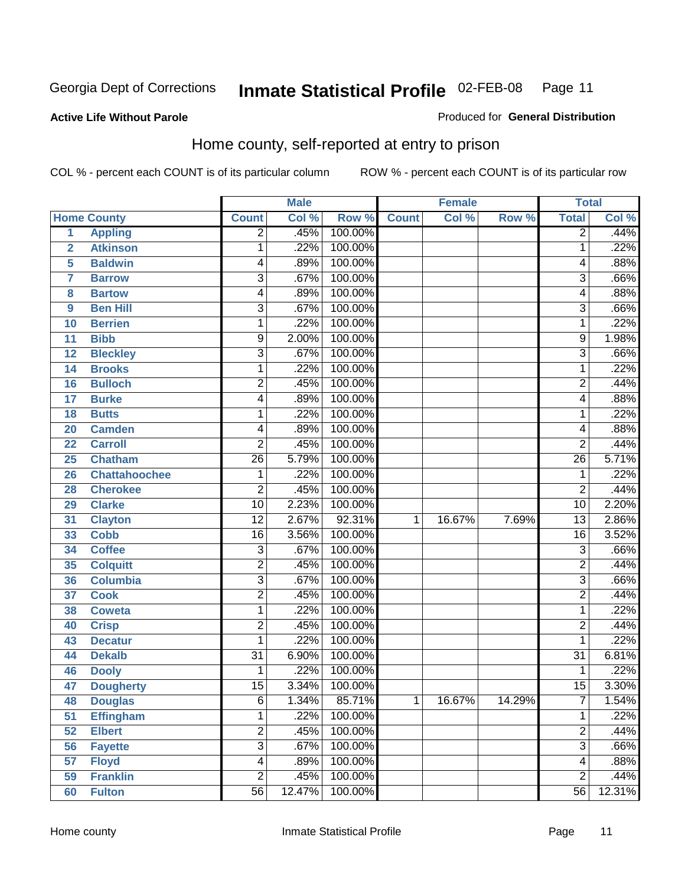Georgia Dept of Corrections **Inmate Statistical Profile** 02-FEB-08

**Active Life Without Parole**

Produced for **General Distribution**

## Home county, self-reported at entry to prison

COL % - percent each COUNT is of its particular column    ROW % - percent each COUNT is of its particular row

| Home County | | Male | | | Female | | | Total | |
|---|---|---|---|---|---|---|---|---|---|
| | | Count | Col % | Row % | Count | Col % | Row % | Total | Col % |
| 1 | Appling | 2 | .45% | 100.00% | | | | 2 | .44% |
| 2 | Atkinson | 1 | .22% | 100.00% | | | | 1 | .22% |
| 5 | Baldwin | 4 | .89% | 100.00% | | | | 4 | .88% |
| 7 | Barrow | 3 | .67% | 100.00% | | | | 3 | .66% |
| 8 | Bartow | 4 | .89% | 100.00% | | | | 4 | .88% |
| 9 | Ben Hill | 3 | .67% | 100.00% | | | | 3 | .66% |
| 10 | Berrien | 1 | .22% | 100.00% | | | | 1 | .22% |
| 11 | Bibb | 9 | 2.00% | 100.00% | | | | 9 | 1.98% |
| 12 | Bleckley | 3 | .67% | 100.00% | | | | 3 | .66% |
| 14 | Brooks | 1 | .22% | 100.00% | | | | 1 | .22% |
| 16 | Bulloch | 2 | .45% | 100.00% | | | | 2 | .44% |
| 17 | Burke | 4 | .89% | 100.00% | | | | 4 | .88% |
| 18 | Butts | 1 | .22% | 100.00% | | | | 1 | .22% |
| 20 | Camden | 4 | .89% | 100.00% | | | | 4 | .88% |
| 22 | Carroll | 2 | .45% | 100.00% | | | | 2 | .44% |
| 25 | Chatham | 26 | 5.79% | 100.00% | | | | 26 | 5.71% |
| 26 | Chattahoochee | 1 | .22% | 100.00% | | | | 1 | .22% |
| 28 | Cherokee | 2 | .45% | 100.00% | | | | 2 | .44% |
| 29 | Clarke | 10 | 2.23% | 100.00% | | | | 10 | 2.20% |
| 31 | Clayton | 12 | 2.67% | 92.31% | 1 | 16.67% | 7.69% | 13 | 2.86% |
| 33 | Cobb | 16 | 3.56% | 100.00% | | | | 16 | 3.52% |
| 34 | Coffee | 3 | .67% | 100.00% | | | | 3 | .66% |
| 35 | Colquitt | 2 | .45% | 100.00% | | | | 2 | .44% |
| 36 | Columbia | 3 | .67% | 100.00% | | | | 3 | .66% |
| 37 | Cook | 2 | .45% | 100.00% | | | | 2 | .44% |
| 38 | Coweta | 1 | .22% | 100.00% | | | | 1 | .22% |
| 40 | Crisp | 2 | .45% | 100.00% | | | | 2 | .44% |
| 43 | Decatur | 1 | .22% | 100.00% | | | | 1 | .22% |
| 44 | Dekalb | 31 | 6.90% | 100.00% | | | | 31 | 6.81% |
| 46 | Dooly | 1 | .22% | 100.00% | | | | 1 | .22% |
| 47 | Dougherty | 15 | 3.34% | 100.00% | | | | 15 | 3.30% |
| 48 | Douglas | 6 | 1.34% | 85.71% | 1 | 16.67% | 14.29% | 7 | 1.54% |
| 51 | Effingham | 1 | .22% | 100.00% | | | | 1 | .22% |
| 52 | Elbert | 2 | .45% | 100.00% | | | | 2 | .44% |
| 56 | Fayette | 3 | .67% | 100.00% | | | | 3 | .66% |
| 57 | Floyd | 4 | .89% | 100.00% | | | | 4 | .88% |
| 59 | Franklin | 2 | .45% | 100.00% | | | | 2 | .44% |
| 60 | Fulton | 56 | 12.47% | 100.00% | | | | 56 | 12.31% |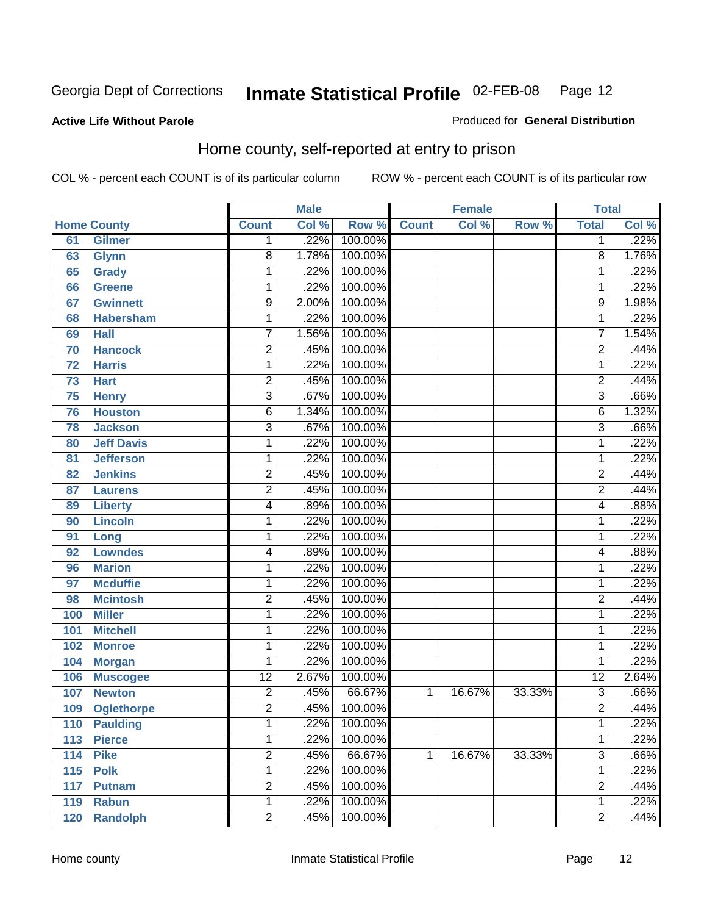Georgia Dept of Corrections **Inmate Statistical Profile** 02-FEB-08

**Active Life Without Parole**

Produced for **General Distribution**

## Home county, self-reported at entry to prison

COL % - percent each COUNT is of its particular column ROW % - percent each COUNT is of its particular row

| Home County | | Male | | | Female | | | Total | |
|---|---|---|---|---|---|---|---|---|---|
| | | Count | Col % | Row % | Count | Col % | Row % | Total | Col % |
| 61 | Gilmer | 1 | .22% | 100.00% | | | | 1 | .22% |
| 63 | Glynn | 8 | 1.78% | 100.00% | | | | 8 | 1.76% |
| 65 | Grady | 1 | .22% | 100.00% | | | | 1 | .22% |
| 66 | Greene | 1 | .22% | 100.00% | | | | 1 | .22% |
| 67 | Gwinnett | 9 | 2.00% | 100.00% | | | | 9 | 1.98% |
| 68 | Habersham | 1 | .22% | 100.00% | | | | 1 | .22% |
| 69 | Hall | 7 | 1.56% | 100.00% | | | | 7 | 1.54% |
| 70 | Hancock | 2 | .45% | 100.00% | | | | 2 | .44% |
| 72 | Harris | 1 | .22% | 100.00% | | | | 1 | .22% |
| 73 | Hart | 2 | .45% | 100.00% | | | | 2 | .44% |
| 75 | Henry | 3 | .67% | 100.00% | | | | 3 | .66% |
| 76 | Houston | 6 | 1.34% | 100.00% | | | | 6 | 1.32% |
| 78 | Jackson | 3 | .67% | 100.00% | | | | 3 | .66% |
| 80 | Jeff Davis | 1 | .22% | 100.00% | | | | 1 | .22% |
| 81 | Jefferson | 1 | .22% | 100.00% | | | | 1 | .22% |
| 82 | Jenkins | 2 | .45% | 100.00% | | | | 2 | .44% |
| 87 | Laurens | 2 | .45% | 100.00% | | | | 2 | .44% |
| 89 | Liberty | 4 | .89% | 100.00% | | | | 4 | .88% |
| 90 | Lincoln | 1 | .22% | 100.00% | | | | 1 | .22% |
| 91 | Long | 1 | .22% | 100.00% | | | | 1 | .22% |
| 92 | Lowndes | 4 | .89% | 100.00% | | | | 4 | .88% |
| 96 | Marion | 1 | .22% | 100.00% | | | | 1 | .22% |
| 97 | Mcduffie | 1 | .22% | 100.00% | | | | 1 | .22% |
| 98 | Mcintosh | 2 | .45% | 100.00% | | | | 2 | .44% |
| 100 | Miller | 1 | .22% | 100.00% | | | | 1 | .22% |
| 101 | Mitchell | 1 | .22% | 100.00% | | | | 1 | .22% |
| 102 | Monroe | 1 | .22% | 100.00% | | | | 1 | .22% |
| 104 | Morgan | 1 | .22% | 100.00% | | | | 1 | .22% |
| 106 | Muscogee | 12 | 2.67% | 100.00% | | | | 12 | 2.64% |
| 107 | Newton | 2 | .45% | 66.67% | 1 | 16.67% | 33.33% | 3 | .66% |
| 109 | Oglethorpe | 2 | .45% | 100.00% | | | | 2 | .44% |
| 110 | Paulding | 1 | .22% | 100.00% | | | | 1 | .22% |
| 113 | Pierce | 1 | .22% | 100.00% | | | | 1 | .22% |
| 114 | Pike | 2 | .45% | 66.67% | 1 | 16.67% | 33.33% | 3 | .66% |
| 115 | Polk | 1 | .22% | 100.00% | | | | 1 | .22% |
| 117 | Putnam | 2 | .45% | 100.00% | | | | 2 | .44% |
| 119 | Rabun | 1 | .22% | 100.00% | | | | 1 | .22% |
| 120 | Randolph | 2 | .45% | 100.00% | | | | 2 | .44% |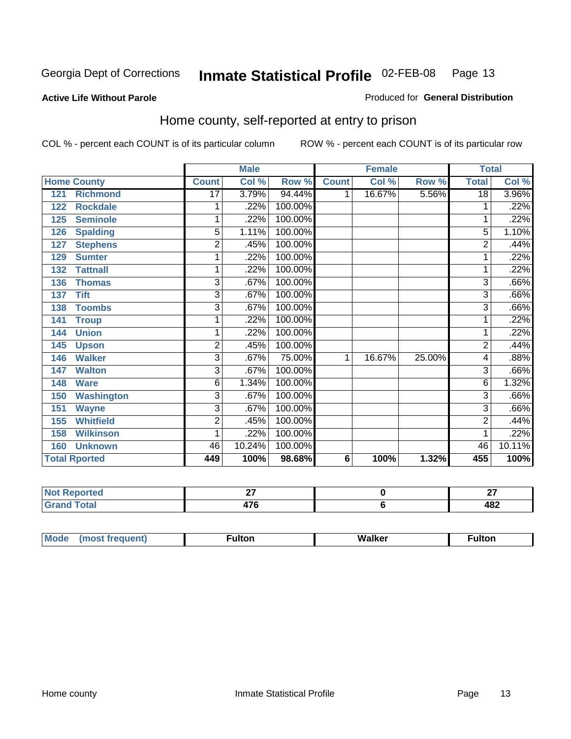Georgia Dept of Corrections **Inmate Statistical Profile** 02-FEB-08

**Active Life Without Parole**

Produced for **General Distribution**

## Home county, self-reported at entry to prison

COL % - percent each COUNT is of its particular column

ROW % - percent each COUNT is of its particular row

| | | Male | | | Female | | | Total | |
|---|---|---|---|---|---|---|---|---|---|
| Home County | | Count | Col % | Row % | Count | Col % | Row % | Total | Col % |
| 121 | Richmond | 17 | 3.79% | 94.44% | 1 | 16.67% | 5.56% | 18 | 3.96% |
| 122 | Rockdale | 1 | .22% | 100.00% | | | | 1 | .22% |
| 125 | Seminole | 1 | .22% | 100.00% | | | | 1 | .22% |
| 126 | Spalding | 5 | 1.11% | 100.00% | | | | 5 | 1.10% |
| 127 | Stephens | 2 | .45% | 100.00% | | | | 2 | .44% |
| 129 | Sumter | 1 | .22% | 100.00% | | | | 1 | .22% |
| 132 | Tattnall | 1 | .22% | 100.00% | | | | 1 | .22% |
| 136 | Thomas | 3 | .67% | 100.00% | | | | 3 | .66% |
| 137 | Tift | 3 | .67% | 100.00% | | | | 3 | .66% |
| 138 | Toombs | 3 | .67% | 100.00% | | | | 3 | .66% |
| 141 | Troup | 1 | .22% | 100.00% | | | | 1 | .22% |
| 144 | Union | 1 | .22% | 100.00% | | | | 1 | .22% |
| 145 | Upson | 2 | .45% | 100.00% | | | | 2 | .44% |
| 146 | Walker | 3 | .67% | 75.00% | 1 | 16.67% | 25.00% | 4 | .88% |
| 147 | Walton | 3 | .67% | 100.00% | | | | 3 | .66% |
| 148 | Ware | 6 | 1.34% | 100.00% | | | | 6 | 1.32% |
| 150 | Washington | 3 | .67% | 100.00% | | | | 3 | .66% |
| 151 | Wayne | 3 | .67% | 100.00% | | | | 3 | .66% |
| 155 | Whitfield | 2 | .45% | 100.00% | | | | 2 | .44% |
| 158 | Wilkinson | 1 | .22% | 100.00% | | | | 1 | .22% |
| 160 | Unknown | 46 | 10.24% | 100.00% | | | | 46 | 10.11% |
| **Total Rported** | | **449** | **100%** | **98.68%** | **6** | **100%** | **1.32%** | **455** | **100%** |

| | Male | Female | Total |
|---|---|---|---|
| Not Reported | **27** | **0** | **27** |
| Grand Total | **476** | **6** | **482** |

| | Male | Female | Total |
|---|---|---|---|
| Mode (most frequent) | **Fulton** | **Walker** | **Fulton** |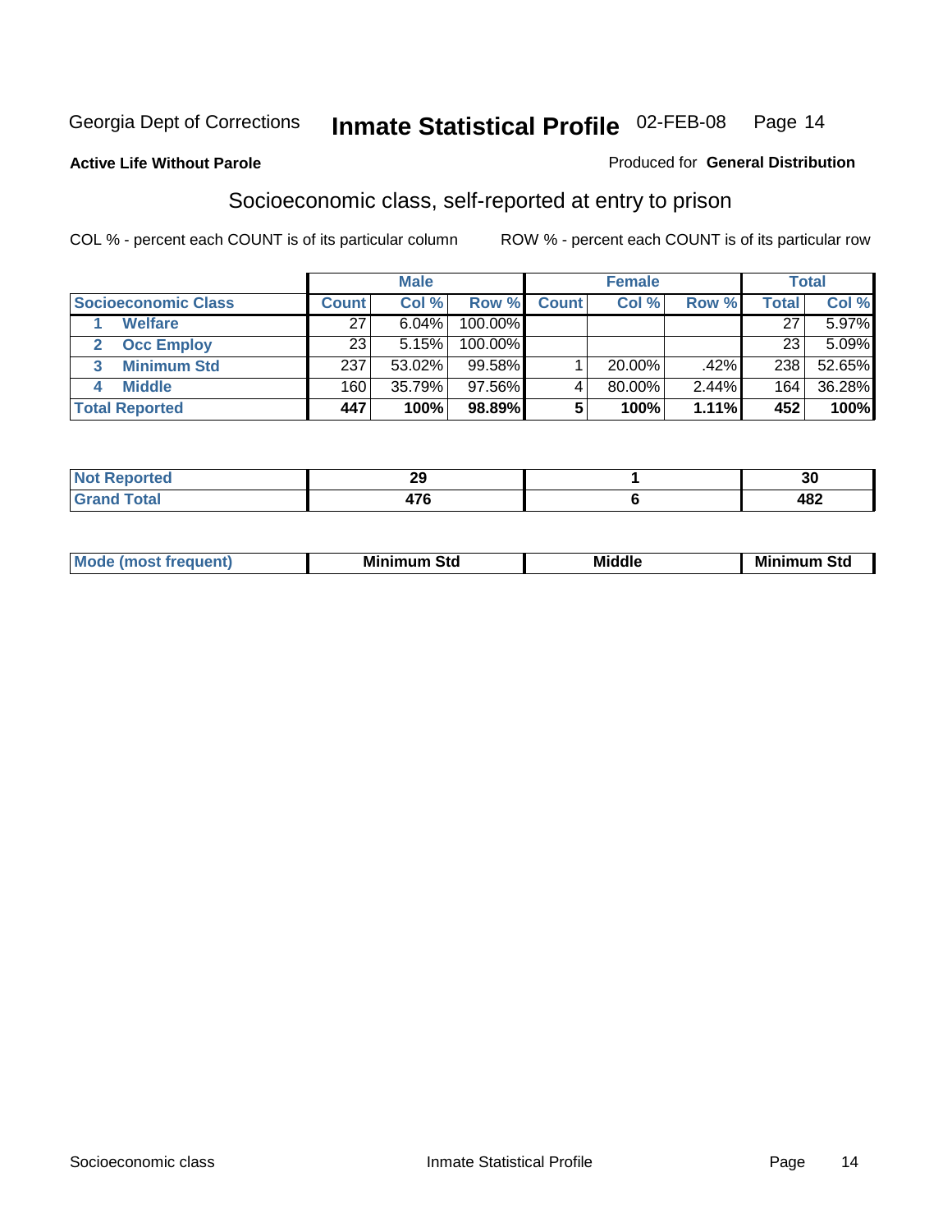Georgia Dept of Corrections **Inmate Statistical Profile** 02-FEB-08 Page 14

**Active Life Without Parole**

Produced for **General Distribution**

## Socioeconomic class, self-reported at entry to prison

COL % - percent each COUNT is of its particular column

ROW % - percent each COUNT is of its particular row

| | Male | | | Female | | | Total | |
|---|---|---|---|---|---|---|---|---|
| **Socioeconomic Class** | **Count** | **Col %** | **Row %** | **Count** | **Col %** | **Row %** | **Total** | **Col %** |
| 1 Welfare | 27 | 6.04% | 100.00% | | | | 27 | 5.97% |
| 2 Occ Employ | 23 | 5.15% | 100.00% | | | | 23 | 5.09% |
| 3 Minimum Std | 237 | 53.02% | 99.58% | 1 | 20.00% | .42% | 238 | 52.65% |
| 4 Middle | 160 | 35.79% | 97.56% | 4 | 80.00% | 2.44% | 164 | 36.28% |
| **Total Reported** | **447** | **100%** | **98.89%** | **5** | **100%** | **1.11%** | **452** | **100%** |

| | Male | Female | Total |
|---|---|---|---|
| **Not Reported** | **29** | **1** | **30** |
| **Grand Total** | **476** | **6** | **482** |

| | Male | Female | Total |
|---|---|---|---|
| **Mode (most frequent)** | **Minimum Std** | **Middle** | **Minimum Std** |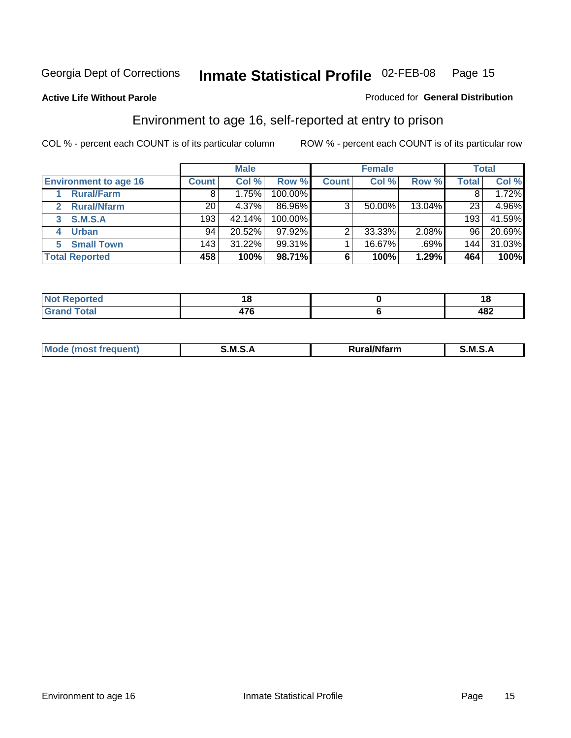Georgia Dept of Corrections **Inmate Statistical Profile** 02-FEB-08 Page 15

**Active Life Without Parole**

Produced for **General Distribution**

## Environment to age 16, self-reported at entry to prison

COL % - percent each COUNT is of its particular column

ROW % - percent each COUNT is of its particular row

| | Male | | | Female | | | Total | |
|---|---|---|---|---|---|---|---|---|
| **Environment to age 16** | **Count** | **Col %** | **Row %** | **Count** | **Col %** | **Row %** | **Total** | **Col %** |
| **1 Rural/Farm** | 8 | 1.75% | 100.00% | | | | 8 | 1.72% |
| **2 Rural/Nfarm** | 20 | 4.37% | 86.96% | 3 | 50.00% | 13.04% | 23 | 4.96% |
| **3 S.M.S.A** | 193 | 42.14% | 100.00% | | | | 193 | 41.59% |
| **4 Urban** | 94 | 20.52% | 97.92% | 2 | 33.33% | 2.08% | 96 | 20.69% |
| **5 Small Town** | 143 | 31.22% | 99.31% | 1 | 16.67% | .69% | 144 | 31.03% |
| **Total Reported** | **458** | **100%** | **98.71%** | **6** | **100%** | **1.29%** | **464** | **100%** |

| | Male | Female | Total |
|---|---|---|---|
| **Not Reported** | **18** | **0** | **18** |
| **Grand Total** | **476** | **6** | **482** |

| | Male | Female | Total |
|---|---|---|---|
| **Mode (most frequent)** | **S.M.S.A** | **Rural/Nfarm** | **S.M.S.A** |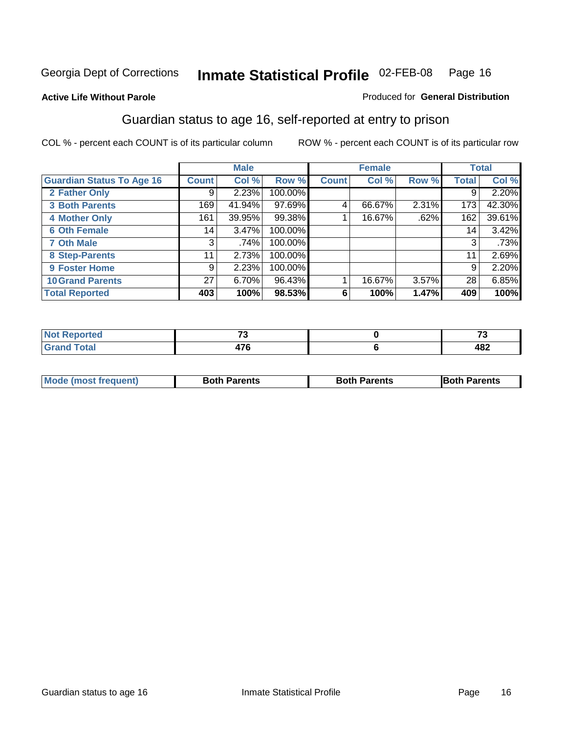Georgia Dept of Corrections **Inmate Statistical Profile** 02-FEB-08

**Active Life Without Parole**

Produced for **General Distribution**

## Guardian status to age 16, self-reported at entry to prison

COL % - percent each COUNT is of its particular column ROW % - percent each COUNT is of its particular row

| | Male | | | Female | | | Total | |
|---|---|---|---|---|---|---|---|---|
| **Guardian Status To Age 16** | **Count** | **Col %** | **Row %** | **Count** | **Col %** | **Row %** | **Total** | **Col %** |
| **2 Father Only** | 9 | 2.23% | 100.00% | | | | 9 | 2.20% |
| **3 Both Parents** | 169 | 41.94% | 97.69% | 4 | 66.67% | 2.31% | 173 | 42.30% |
| **4 Mother Only** | 161 | 39.95% | 99.38% | 1 | 16.67% | .62% | 162 | 39.61% |
| **6 Oth Female** | 14 | 3.47% | 100.00% | | | | 14 | 3.42% |
| **7 Oth Male** | 3 | .74% | 100.00% | | | | 3 | .73% |
| **8 Step-Parents** | 11 | 2.73% | 100.00% | | | | 11 | 2.69% |
| **9 Foster Home** | 9 | 2.23% | 100.00% | | | | 9 | 2.20% |
| **10 Grand Parents** | 27 | 6.70% | 96.43% | 1 | 16.67% | 3.57% | 28 | 6.85% |
| **Total Reported** | **403** | **100%** | **98.53%** | **6** | **100%** | **1.47%** | **409** | **100%** |

| | Male | Female | Total |
|---|---|---|---|
| **Not Reported** | **73** | **0** | **73** |
| **Grand Total** | **476** | **6** | **482** |

| | Male | Female | Total |
|---|---|---|---|
| **Mode (most frequent)** | **Both Parents** | **Both Parents** | **Both Parents** |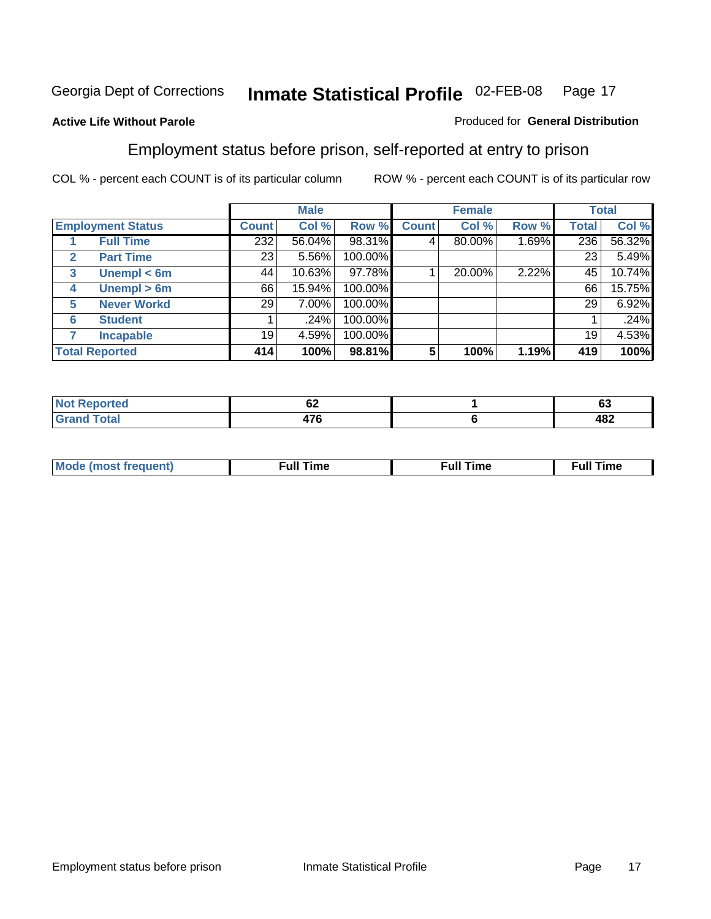Georgia Dept of Corrections **Inmate Statistical Profile** 02-FEB-08

**Active Life Without Parole**

Produced for **General Distribution**

## Employment status before prison, self-reported at entry to prison

COL % - percent each COUNT is of its particular column

ROW % - percent each COUNT is of its particular row

| Employment Status | | Male | | | Female | | | Total | |
|---|---|---|---|---|---|---|---|---|---|
| | | Count | Col % | Row % | Count | Col % | Row % | Total | Col % |
| 1 | Full Time | 232 | 56.04% | 98.31% | 4 | 80.00% | 1.69% | 236 | 56.32% |
| 2 | Part Time | 23 | 5.56% | 100.00% | | | | 23 | 5.49% |
| 3 | Unempl < 6m | 44 | 10.63% | 97.78% | 1 | 20.00% | 2.22% | 45 | 10.74% |
| 4 | Unempl > 6m | 66 | 15.94% | 100.00% | | | | 66 | 15.75% |
| 5 | Never Workd | 29 | 7.00% | 100.00% | | | | 29 | 6.92% |
| 6 | Student | 1 | .24% | 100.00% | | | | 1 | .24% |
| 7 | Incapable | 19 | 4.59% | 100.00% | | | | 19 | 4.53% |
| **Total Reported** | | **414** | **100%** | **98.81%** | **5** | **100%** | **1.19%** | **419** | **100%** |

| | Male | Female | Total |
|---|---|---|---|
| Not Reported | 62 | 1 | 63 |
| Grand Total | 476 | 6 | 482 |

| | Male | Female | Total |
|---|---|---|---|
| Mode (most frequent) | Full Time | Full Time | Full Time |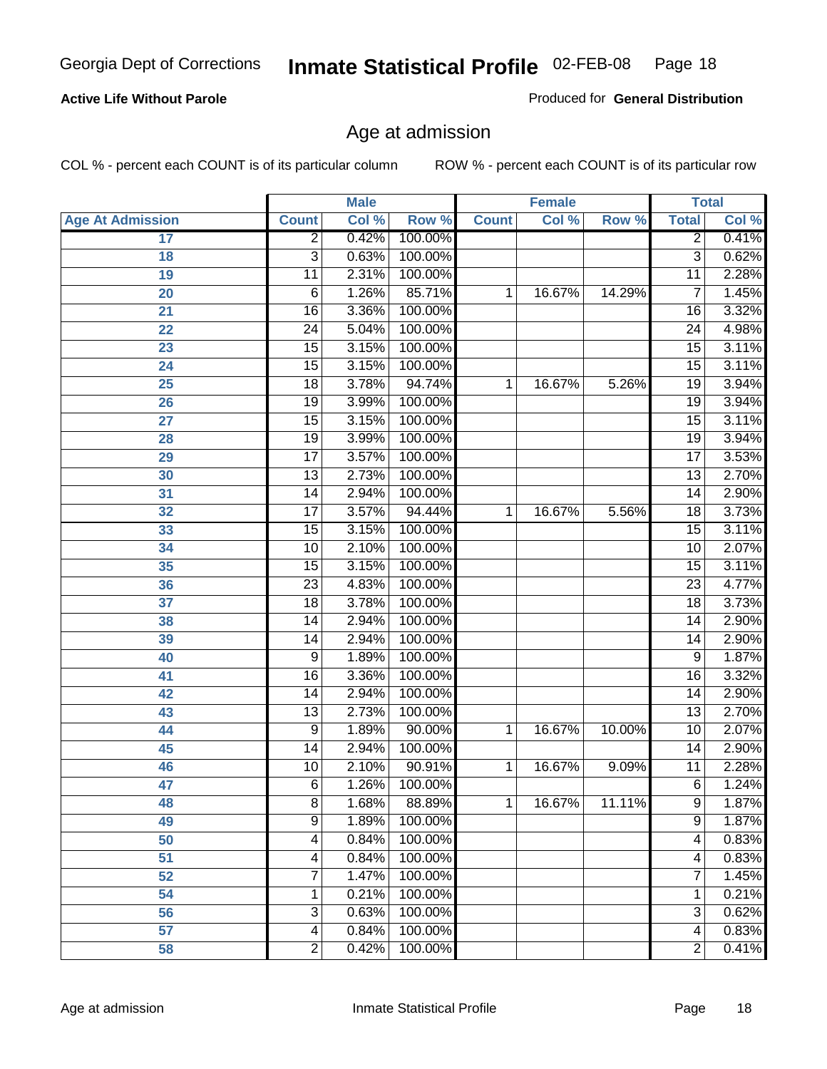**Active Life Without Parole**

Produced for **General Distribution**

## Age at admission

COL % - percent each COUNT is of its particular column

ROW % - percent each COUNT is of its particular row

| | Male | | | Female | | | Total | |
|---|---|---|---|---|---|---|---|---|
| **Age At Admission** | **Count** | **Col %** | **Row %** | **Count** | **Col %** | **Row %** | **Total** | **Col %** |
| 17 | 2 | 0.42% | 100.00% | | | | 2 | 0.41% |
| 18 | 3 | 0.63% | 100.00% | | | | 3 | 0.62% |
| 19 | 11 | 2.31% | 100.00% | | | | 11 | 2.28% |
| 20 | 6 | 1.26% | 85.71% | 1 | 16.67% | 14.29% | 7 | 1.45% |
| 21 | 16 | 3.36% | 100.00% | | | | 16 | 3.32% |
| 22 | 24 | 5.04% | 100.00% | | | | 24 | 4.98% |
| 23 | 15 | 3.15% | 100.00% | | | | 15 | 3.11% |
| 24 | 15 | 3.15% | 100.00% | | | | 15 | 3.11% |
| 25 | 18 | 3.78% | 94.74% | 1 | 16.67% | 5.26% | 19 | 3.94% |
| 26 | 19 | 3.99% | 100.00% | | | | 19 | 3.94% |
| 27 | 15 | 3.15% | 100.00% | | | | 15 | 3.11% |
| 28 | 19 | 3.99% | 100.00% | | | | 19 | 3.94% |
| 29 | 17 | 3.57% | 100.00% | | | | 17 | 3.53% |
| 30 | 13 | 2.73% | 100.00% | | | | 13 | 2.70% |
| 31 | 14 | 2.94% | 100.00% | | | | 14 | 2.90% |
| 32 | 17 | 3.57% | 94.44% | 1 | 16.67% | 5.56% | 18 | 3.73% |
| 33 | 15 | 3.15% | 100.00% | | | | 15 | 3.11% |
| 34 | 10 | 2.10% | 100.00% | | | | 10 | 2.07% |
| 35 | 15 | 3.15% | 100.00% | | | | 15 | 3.11% |
| 36 | 23 | 4.83% | 100.00% | | | | 23 | 4.77% |
| 37 | 18 | 3.78% | 100.00% | | | | 18 | 3.73% |
| 38 | 14 | 2.94% | 100.00% | | | | 14 | 2.90% |
| 39 | 14 | 2.94% | 100.00% | | | | 14 | 2.90% |
| 40 | 9 | 1.89% | 100.00% | | | | 9 | 1.87% |
| 41 | 16 | 3.36% | 100.00% | | | | 16 | 3.32% |
| 42 | 14 | 2.94% | 100.00% | | | | 14 | 2.90% |
| 43 | 13 | 2.73% | 100.00% | | | | 13 | 2.70% |
| 44 | 9 | 1.89% | 90.00% | 1 | 16.67% | 10.00% | 10 | 2.07% |
| 45 | 14 | 2.94% | 100.00% | | | | 14 | 2.90% |
| 46 | 10 | 2.10% | 90.91% | 1 | 16.67% | 9.09% | 11 | 2.28% |
| 47 | 6 | 1.26% | 100.00% | | | | 6 | 1.24% |
| 48 | 8 | 1.68% | 88.89% | 1 | 16.67% | 11.11% | 9 | 1.87% |
| 49 | 9 | 1.89% | 100.00% | | | | 9 | 1.87% |
| 50 | 4 | 0.84% | 100.00% | | | | 4 | 0.83% |
| 51 | 4 | 0.84% | 100.00% | | | | 4 | 0.83% |
| 52 | 7 | 1.47% | 100.00% | | | | 7 | 1.45% |
| 54 | 1 | 0.21% | 100.00% | | | | 1 | 0.21% |
| 56 | 3 | 0.63% | 100.00% | | | | 3 | 0.62% |
| 57 | 4 | 0.84% | 100.00% | | | | 4 | 0.83% |
| 58 | 2 | 0.42% | 100.00% | | | | 2 | 0.41% |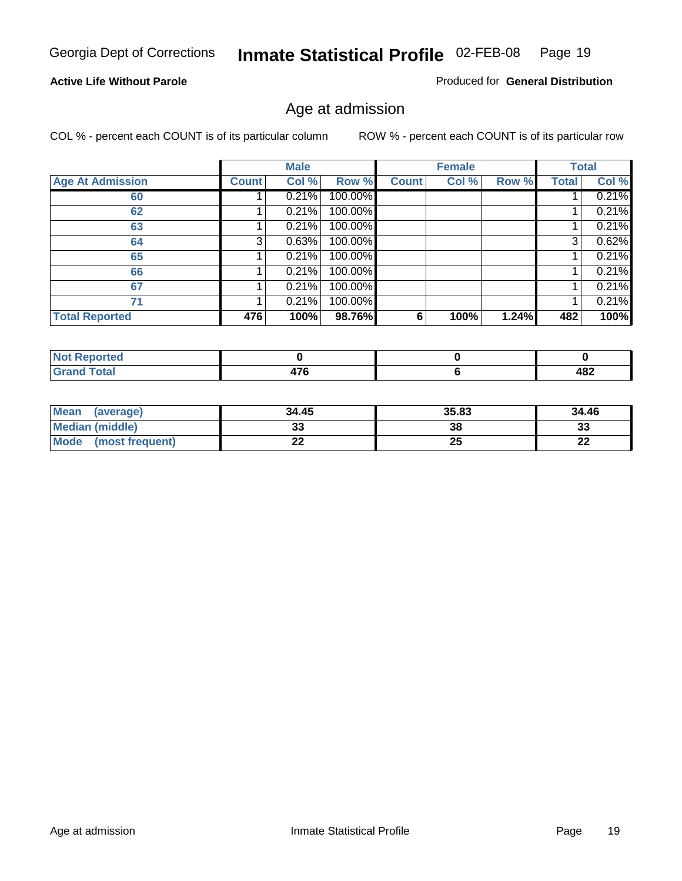Georgia Dept of Corrections **Inmate Statistical Profile** 02-FEB-08 Page 19

**Active Life Without Parole**

Produced for **General Distribution**

## Age at admission

COL % - percent each COUNT is of its particular column    ROW % - percent each COUNT is of its particular row

| | Male | | | Female | | | Total | |
|---|---|---|---|---|---|---|---|---|
| **Age At Admission** | **Count** | **Col %** | **Row %** | **Count** | **Col %** | **Row %** | **Total** | **Col %** |
| 60 | 1 | 0.21% | 100.00% | | | | 1 | 0.21% |
| 62 | 1 | 0.21% | 100.00% | | | | 1 | 0.21% |
| 63 | 1 | 0.21% | 100.00% | | | | 1 | 0.21% |
| 64 | 3 | 0.63% | 100.00% | | | | 3 | 0.62% |
| 65 | 1 | 0.21% | 100.00% | | | | 1 | 0.21% |
| 66 | 1 | 0.21% | 100.00% | | | | 1 | 0.21% |
| 67 | 1 | 0.21% | 100.00% | | | | 1 | 0.21% |
| 71 | 1 | 0.21% | 100.00% | | | | 1 | 0.21% |
| **Total Reported** | **476** | **100%** | **98.76%** | **6** | **100%** | **1.24%** | **482** | **100%** |

| | Male | Female | Total |
|---|---|---|---|
| **Not Reported** | **0** | **0** | **0** |
| **Grand Total** | **476** | **6** | **482** |

| | Male | Female | Total |
|---|---|---|---|
| **Mean (average)** | **34.45** | **35.83** | **34.46** |
| **Median (middle)** | **33** | **38** | **33** |
| **Mode (most frequent)** | **22** | **25** | **22** |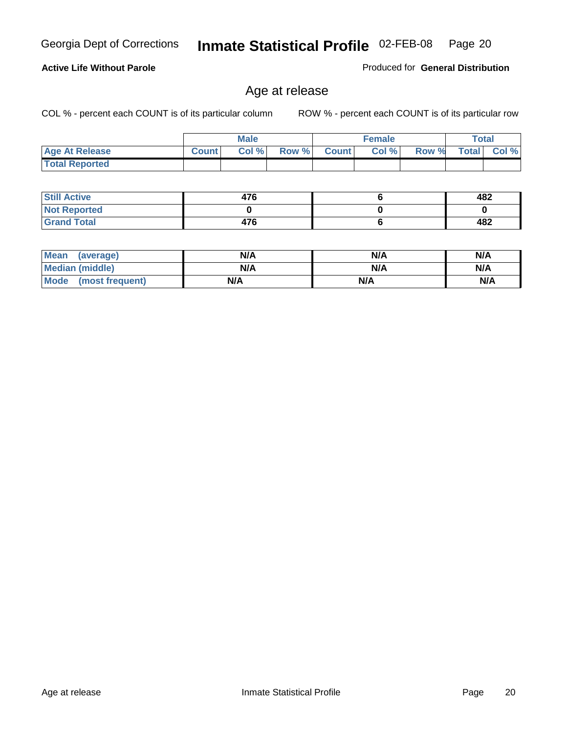**Active Life Without Parole**

Produced for **General Distribution**

## Age at release

COL % - percent each COUNT is of its particular column

ROW % - percent each COUNT is of its particular row

| | Male | | | Female | | | Total | |
|---|---|---|---|---|---|---|---|---|
| Age At Release | Count | Col % | Row % | Count | Col % | Row % | Total | Col % |
| Total Reported | | | | | | | | |

| | Male | Female | Total |
|---|---|---|---|
| Still Active | 476 | 6 | 482 |
| Not Reported | 0 | 0 | 0 |
| Grand Total | 476 | 6 | 482 |

| | Male | Female | Total |
|---|---|---|---|
| Mean (average) | N/A | N/A | N/A |
| Median (middle) | N/A | N/A | N/A |
| Mode (most frequent) | N/A | N/A | N/A |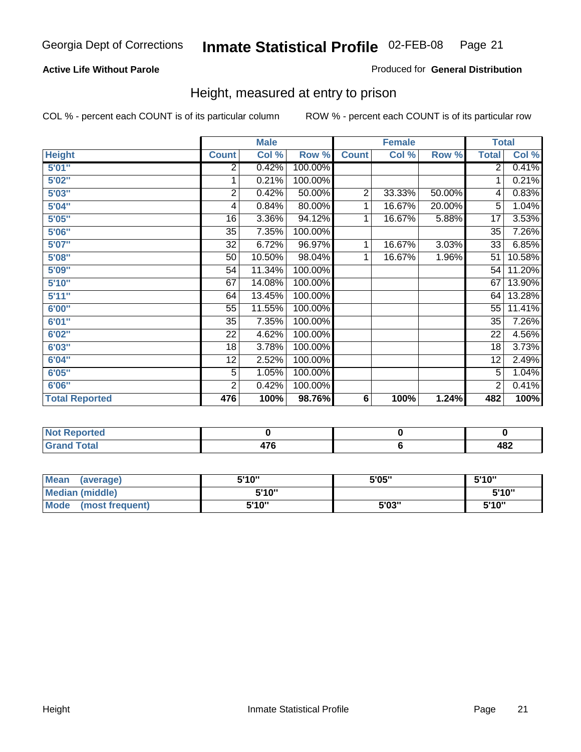Georgia Dept of Corrections **Inmate Statistical Profile** 02-FEB-08

**Active Life Without Parole**

Produced for **General Distribution**

## Height, measured at entry to prison

COL % - percent each COUNT is of its particular column

ROW % - percent each COUNT is of its particular row

| | Male | | | Female | | | Total | |
|---|---|---|---|---|---|---|---|---|
| **Height** | **Count** | **Col %** | **Row %** | **Count** | **Col %** | **Row %** | **Total** | **Col %** |
| 5'01" | 2 | 0.42% | 100.00% | | | | 2 | 0.41% |
| 5'02" | 1 | 0.21% | 100.00% | | | | 1 | 0.21% |
| 5'03" | 2 | 0.42% | 50.00% | 2 | 33.33% | 50.00% | 4 | 0.83% |
| 5'04" | 4 | 0.84% | 80.00% | 1 | 16.67% | 20.00% | 5 | 1.04% |
| 5'05" | 16 | 3.36% | 94.12% | 1 | 16.67% | 5.88% | 17 | 3.53% |
| 5'06" | 35 | 7.35% | 100.00% | | | | 35 | 7.26% |
| 5'07" | 32 | 6.72% | 96.97% | 1 | 16.67% | 3.03% | 33 | 6.85% |
| 5'08" | 50 | 10.50% | 98.04% | 1 | 16.67% | 1.96% | 51 | 10.58% |
| 5'09" | 54 | 11.34% | 100.00% | | | | 54 | 11.20% |
| 5'10" | 67 | 14.08% | 100.00% | | | | 67 | 13.90% |
| 5'11" | 64 | 13.45% | 100.00% | | | | 64 | 13.28% |
| 6'00" | 55 | 11.55% | 100.00% | | | | 55 | 11.41% |
| 6'01" | 35 | 7.35% | 100.00% | | | | 35 | 7.26% |
| 6'02" | 22 | 4.62% | 100.00% | | | | 22 | 4.56% |
| 6'03" | 18 | 3.78% | 100.00% | | | | 18 | 3.73% |
| 6'04" | 12 | 2.52% | 100.00% | | | | 12 | 2.49% |
| 6'05" | 5 | 1.05% | 100.00% | | | | 5 | 1.04% |
| 6'06" | 2 | 0.42% | 100.00% | | | | 2 | 0.41% |
| **Total Reported** | **476** | **100%** | **98.76%** | **6** | **100%** | **1.24%** | **482** | **100%** |

| | Male | Female | Total |
|---|---|---|---|
| **Not Reported** | **0** | **0** | **0** |
| **Grand Total** | **476** | **6** | **482** |

| | Male | Female | Total |
|---|---|---|---|
| **Mean (average)** | **5'10"** | **5'05"** | **5'10"** |
| **Median (middle)** | **5'10"** | | **5'10"** |
| **Mode (most frequent)** | **5'10"** | **5'03"** | **5'10"** |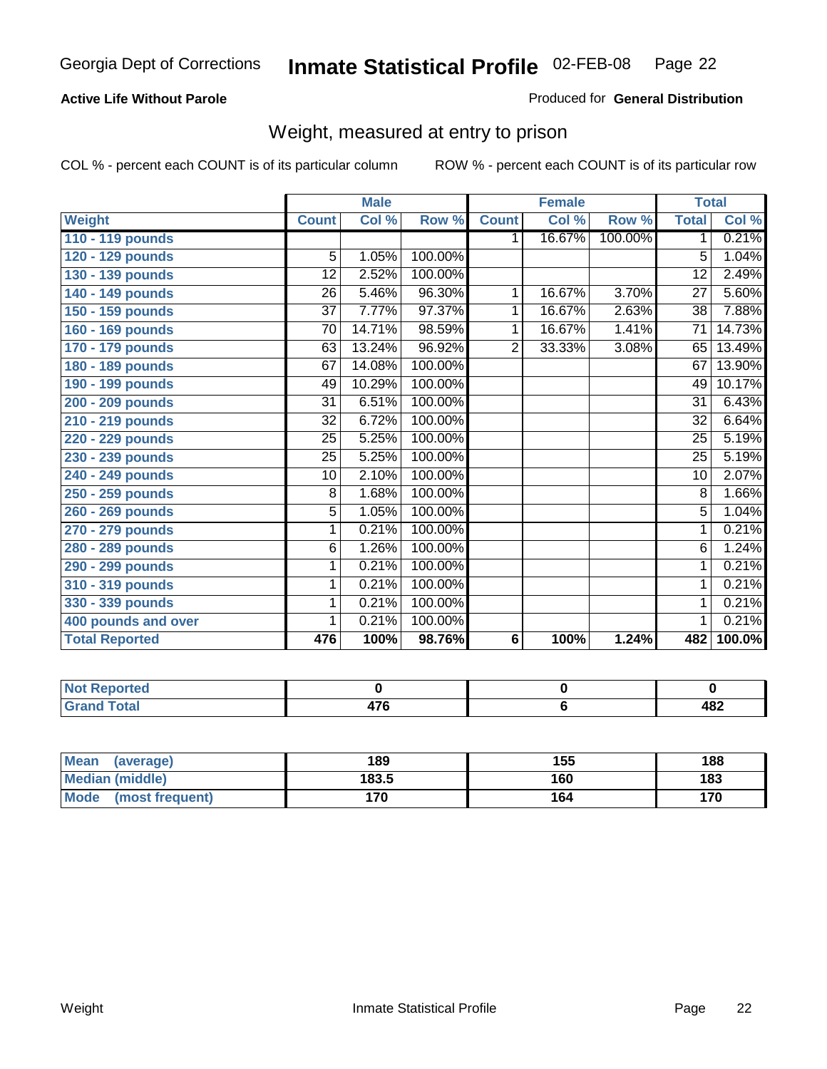Georgia Dept of Corrections **Inmate Statistical Profile** 02-FEB-08

**Active Life Without Parole**

Produced for **General Distribution**

## Weight, measured at entry to prison

COL % - percent each COUNT is of its particular column ROW % - percent each COUNT is of its particular row

| | Male | | | Female | | | Total | |
|---|---|---|---|---|---|---|---|---|
| **Weight** | **Count** | **Col %** | **Row %** | **Count** | **Col %** | **Row %** | **Total** | **Col %** |
| **110 - 119 pounds** | | | | 1 | 16.67% | 100.00% | 1 | 0.21% |
| **120 - 129 pounds** | 5 | 1.05% | 100.00% | | | | 5 | 1.04% |
| **130 - 139 pounds** | 12 | 2.52% | 100.00% | | | | 12 | 2.49% |
| **140 - 149 pounds** | 26 | 5.46% | 96.30% | 1 | 16.67% | 3.70% | 27 | 5.60% |
| **150 - 159 pounds** | 37 | 7.77% | 97.37% | 1 | 16.67% | 2.63% | 38 | 7.88% |
| **160 - 169 pounds** | 70 | 14.71% | 98.59% | 1 | 16.67% | 1.41% | 71 | 14.73% |
| **170 - 179 pounds** | 63 | 13.24% | 96.92% | 2 | 33.33% | 3.08% | 65 | 13.49% |
| **180 - 189 pounds** | 67 | 14.08% | 100.00% | | | | 67 | 13.90% |
| **190 - 199 pounds** | 49 | 10.29% | 100.00% | | | | 49 | 10.17% |
| **200 - 209 pounds** | 31 | 6.51% | 100.00% | | | | 31 | 6.43% |
| **210 - 219 pounds** | 32 | 6.72% | 100.00% | | | | 32 | 6.64% |
| **220 - 229 pounds** | 25 | 5.25% | 100.00% | | | | 25 | 5.19% |
| **230 - 239 pounds** | 25 | 5.25% | 100.00% | | | | 25 | 5.19% |
| **240 - 249 pounds** | 10 | 2.10% | 100.00% | | | | 10 | 2.07% |
| **250 - 259 pounds** | 8 | 1.68% | 100.00% | | | | 8 | 1.66% |
| **260 - 269 pounds** | 5 | 1.05% | 100.00% | | | | 5 | 1.04% |
| **270 - 279 pounds** | 1 | 0.21% | 100.00% | | | | 1 | 0.21% |
| **280 - 289 pounds** | 6 | 1.26% | 100.00% | | | | 6 | 1.24% |
| **290 - 299 pounds** | 1 | 0.21% | 100.00% | | | | 1 | 0.21% |
| **310 - 319 pounds** | 1 | 0.21% | 100.00% | | | | 1 | 0.21% |
| **330 - 339 pounds** | 1 | 0.21% | 100.00% | | | | 1 | 0.21% |
| **400 pounds and over** | 1 | 0.21% | 100.00% | | | | 1 | 0.21% |
| **Total Reported** | **476** | **100%** | **98.76%** | **6** | **100%** | **1.24%** | **482** | **100.0%** |

| | Male | Female | Total |
|---|---|---|---|
| **Not Reported** | **0** | **0** | **0** |
| **Grand Total** | **476** | **6** | **482** |

| | Male | Female | Total |
|---|---|---|---|
| **Mean (average)** | **189** | **155** | **188** |
| **Median (middle)** | **183.5** | **160** | **183** |
| **Mode (most frequent)** | **170** | **164** | **170** |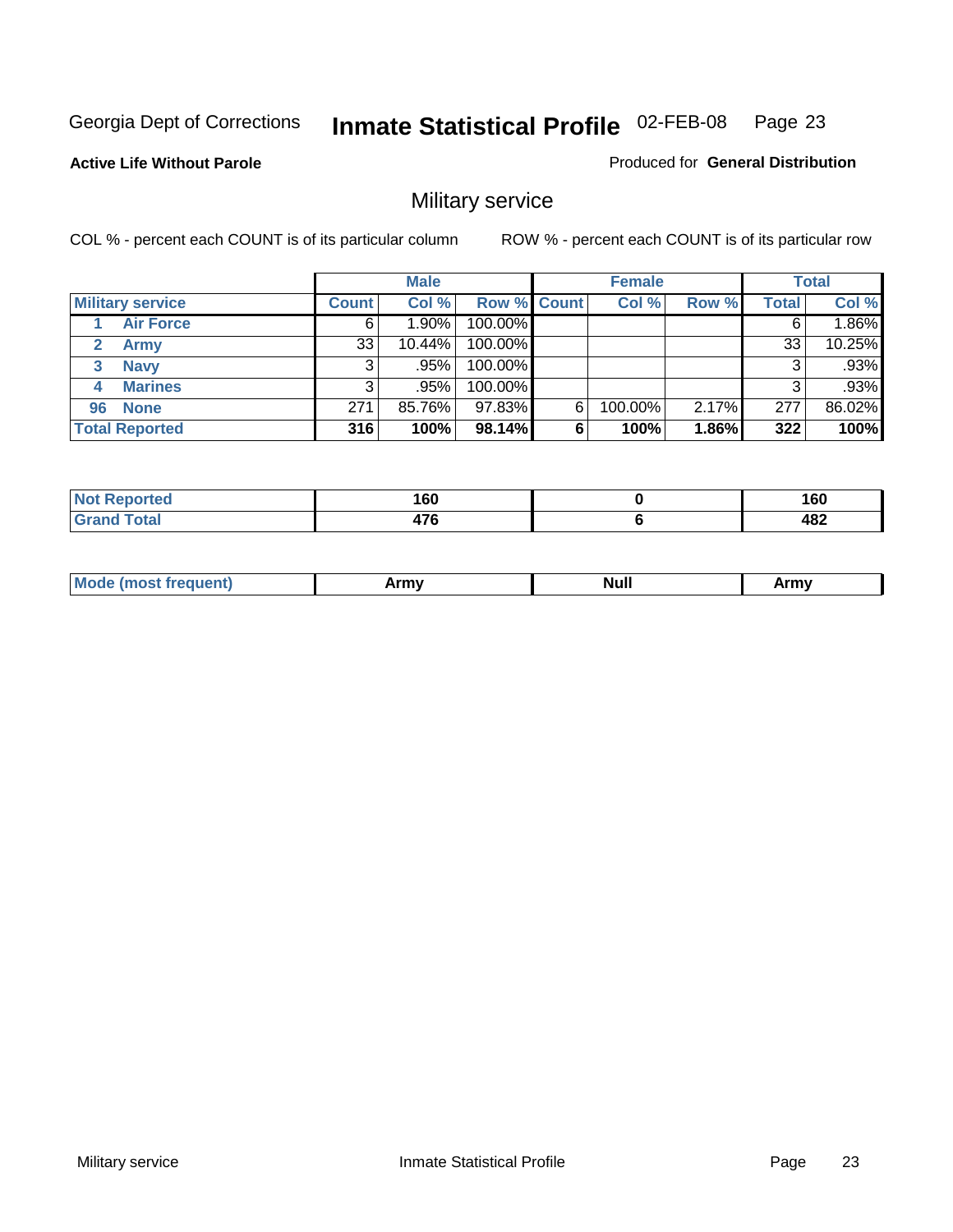Georgia Dept of Corrections

# Inmate Statistical Profile

02-FEB-08

**Active Life Without Parole**

Produced for **General Distribution**

## Military service

COL % - percent each COUNT is of its particular column

ROW % - percent each COUNT is of its particular row

| | Male | | | Female | | | Total | |
|---|---|---|---|---|---|---|---|---|
| **Military service** | **Count** | **Col %** | **Row %** | **Count** | **Col %** | **Row %** | **Total** | **Col %** |
| 1 Air Force | 6 | 1.90% | 100.00% | | | | 6 | 1.86% |
| 2 Army | 33 | 10.44% | 100.00% | | | | 33 | 10.25% |
| 3 Navy | 3 | .95% | 100.00% | | | | 3 | .93% |
| 4 Marines | 3 | .95% | 100.00% | | | | 3 | .93% |
| 96 None | 271 | 85.76% | 97.83% | 6 | 100.00% | 2.17% | 277 | 86.02% |
| **Total Reported** | **316** | **100%** | **98.14%** | **6** | **100%** | **1.86%** | **322** | **100%** |

| | Male | Female | Total |
|---|---|---|---|
| **Not Reported** | **160** | **0** | **160** |
| **Grand Total** | **476** | **6** | **482** |

| | Male | Female | Total |
|---|---|---|---|
| **Mode (most frequent)** | **Army** | **Null** | **Army** |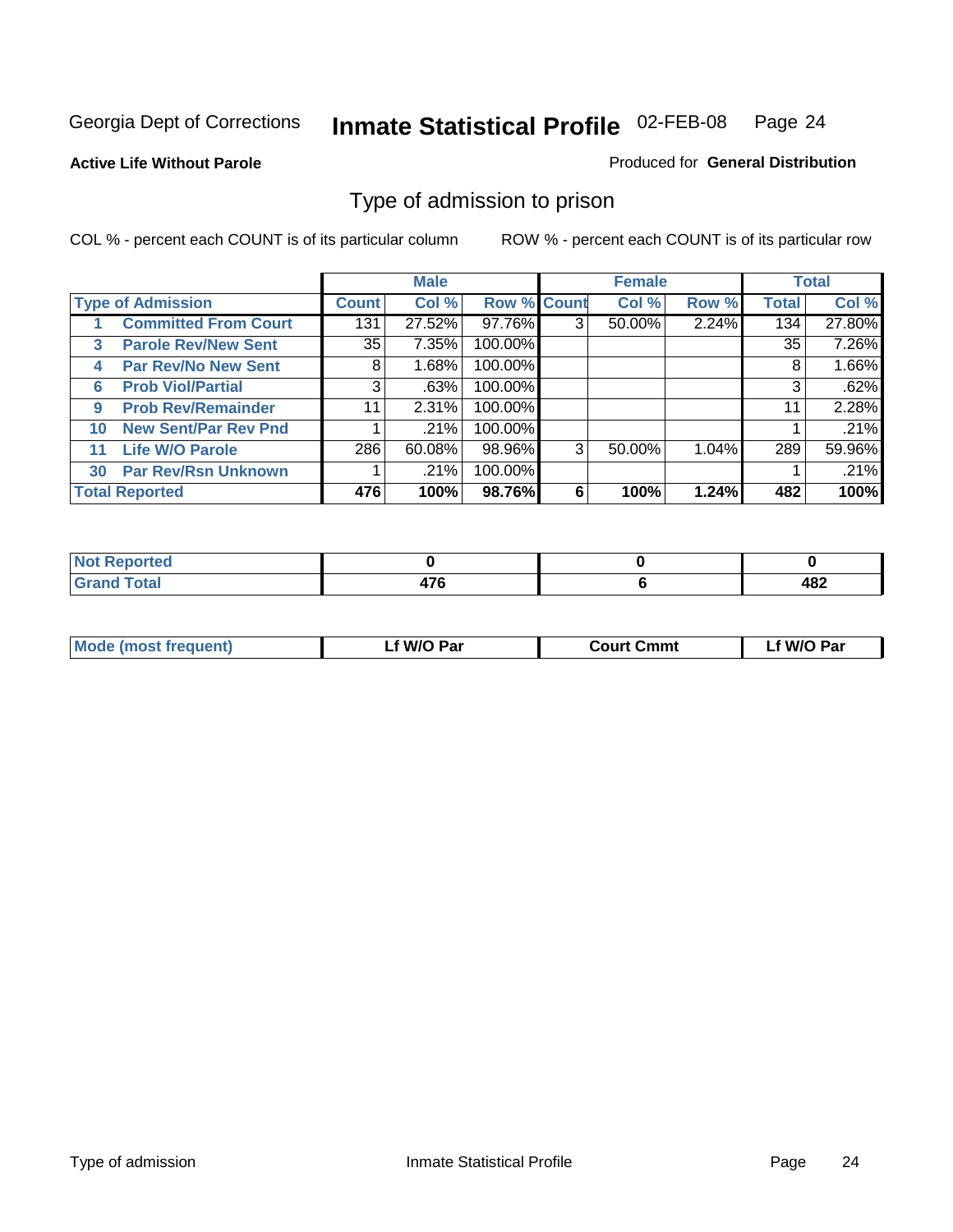Georgia Dept of Corrections **Inmate Statistical Profile** 02-FEB-08

**Active Life Without Parole**

Produced for **General Distribution**

## Type of admission to prison

COL % - percent each COUNT is of its particular column

ROW % - percent each COUNT is of its particular row

| Type of Admission | | Male | | | Female | | | Total | |
|---|---|---|---|---|---|---|---|---|---|
| | | Count | Col % | Row % | Count | Col % | Row % | Total | Col % |
| 1 | Committed From Court | 131 | 27.52% | 97.76% | 3 | 50.00% | 2.24% | 134 | 27.80% |
| 3 | Parole Rev/New Sent | 35 | 7.35% | 100.00% | | | | 35 | 7.26% |
| 4 | Par Rev/No New Sent | 8 | 1.68% | 100.00% | | | | 8 | 1.66% |
| 6 | Prob Viol/Partial | 3 | .63% | 100.00% | | | | 3 | .62% |
| 9 | Prob Rev/Remainder | 11 | 2.31% | 100.00% | | | | 11 | 2.28% |
| 10 | New Sent/Par Rev Pnd | 1 | .21% | 100.00% | | | | 1 | .21% |
| 11 | Life W/O Parole | 286 | 60.08% | 98.96% | 3 | 50.00% | 1.04% | 289 | 59.96% |
| 30 | Par Rev/Rsn Unknown | 1 | .21% | 100.00% | | | | 1 | .21% |
| **Total Reported** | | **476** | **100%** | **98.76%** | **6** | **100%** | **1.24%** | **482** | **100%** |

| | Male | Female | Total |
|---|---|---|---|
| Not Reported | **0** | **0** | **0** |
| Grand Total | **476** | **6** | **482** |

| | Male | Female | Total |
|---|---|---|---|
| Mode (most frequent) | **Lf W/O Par** | **Court Cmmt** | **Lf W/O Par** |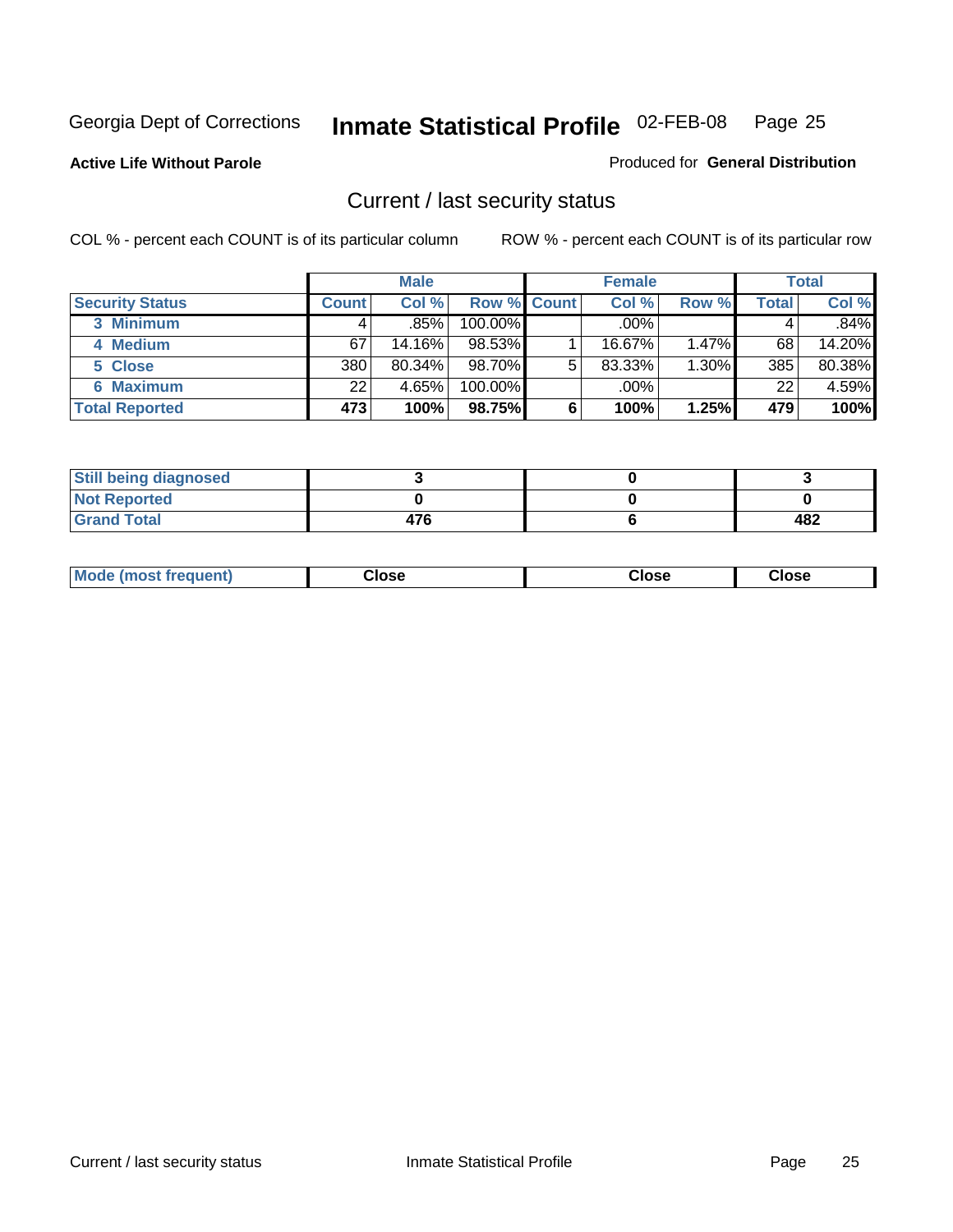Georgia Dept of Corrections **Inmate Statistical Profile** 02-FEB-08

**Active Life Without Parole**

Produced for **General Distribution**

## Current / last security status

COL % - percent each COUNT is of its particular column

ROW % - percent each COUNT is of its particular row

| | Male | | | Female | | | Total | |
|---|---|---|---|---|---|---|---|---|
| **Security Status** | **Count** | **Col %** | **Row %** | **Count** | **Col %** | **Row %** | **Total** | **Col %** |
| **3 Minimum** | 4 | .85% | 100.00% | | .00% | | 4 | .84% |
| **4 Medium** | 67 | 14.16% | 98.53% | 1 | 16.67% | 1.47% | 68 | 14.20% |
| **5 Close** | 380 | 80.34% | 98.70% | 5 | 83.33% | 1.30% | 385 | 80.38% |
| **6 Maximum** | 22 | 4.65% | 100.00% | | .00% | | 22 | 4.59% |
| **Total Reported** | **473** | **100%** | **98.75%** | **6** | **100%** | **1.25%** | **479** | **100%** |

| | Male | Female | Total |
|---|---|---|---|
| **Still being diagnosed** | **3** | **0** | **3** |
| **Not Reported** | **0** | **0** | **0** |
| **Grand Total** | **476** | **6** | **482** |

| | Male | Female | Total |
|---|---|---|---|
| **Mode (most frequent)** | **Close** | **Close** | **Close** |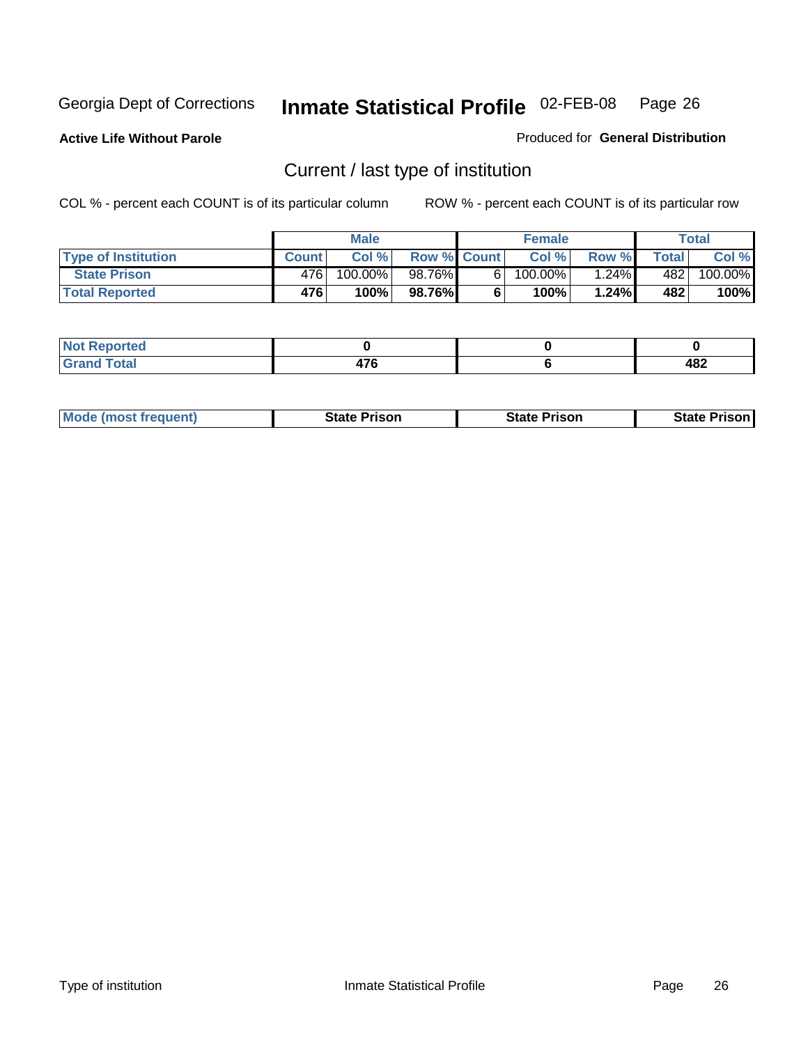Georgia Dept of Corrections **Inmate Statistical Profile** 02-FEB-08

**Active Life Without Parole**

Produced for **General Distribution**

## Current / last type of institution

COL % - percent each COUNT is of its particular column

ROW % - percent each COUNT is of its particular row

| | Male | | | Female | | | Total | |
|---|---|---|---|---|---|---|---|---|
| **Type of Institution** | **Count** | **Col %** | **Row %** | **Count** | **Col %** | **Row %** | **Total** | **Col %** |
| **State Prison** | 476 | 100.00% | 98.76% | 6 | 100.00% | 1.24% | 482 | 100.00% |
| **Total Reported** | **476** | **100%** | **98.76%** | **6** | **100%** | **1.24%** | **482** | **100%** |

| | Male | Female | Total |
|---|---|---|---|
| **Not Reported** | **0** | **0** | **0** |
| **Grand Total** | **476** | **6** | **482** |

| | Male | Female | Total |
|---|---|---|---|
| **Mode (most frequent)** | **State Prison** | **State Prison** | **State Prison** |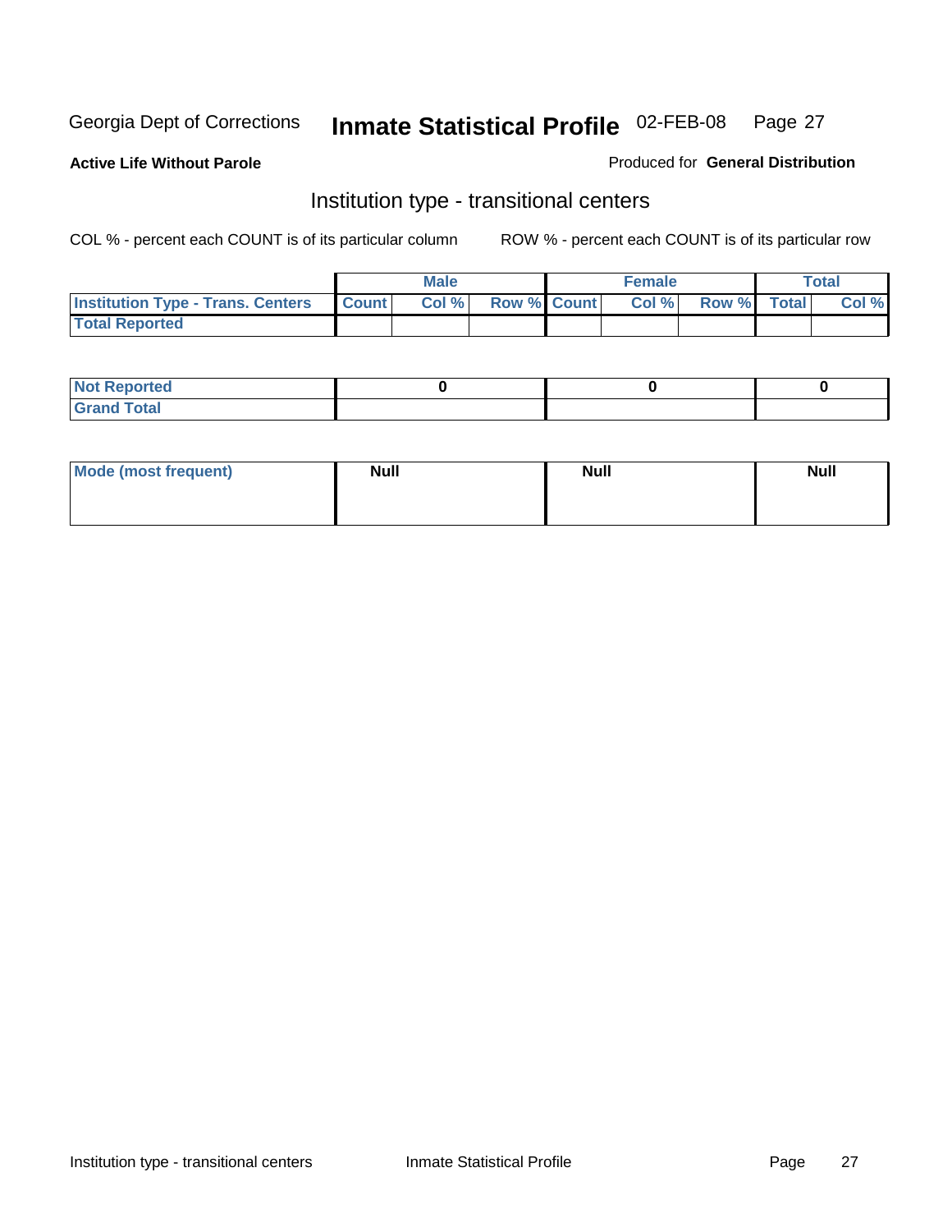Georgia Dept of Corrections **Inmate Statistical Profile** 02-FEB-08

**Active Life Without Parole**

Produced for **General Distribution**

## Institution type - transitional centers

COL % - percent each COUNT is of its particular column

ROW % - percent each COUNT is of its particular row

| | Male | | | Female | | | Total | |
|---|---|---|---|---|---|---|---|---|
| **Institution Type - Trans. Centers** | **Count** | **Col %** | **Row %** | **Count** | **Col %** | **Row %** | **Total** | **Col %** |
| **Total Reported** | | | | | | | | |

| | Male | Female | Total |
|---|---|---|---|
| **Not Reported** | 0 | 0 | 0 |
| **Grand Total** | | | |

| | Male | Female | Total |
|---|---|---|---|
| **Mode (most frequent)** | Null | Null | Null |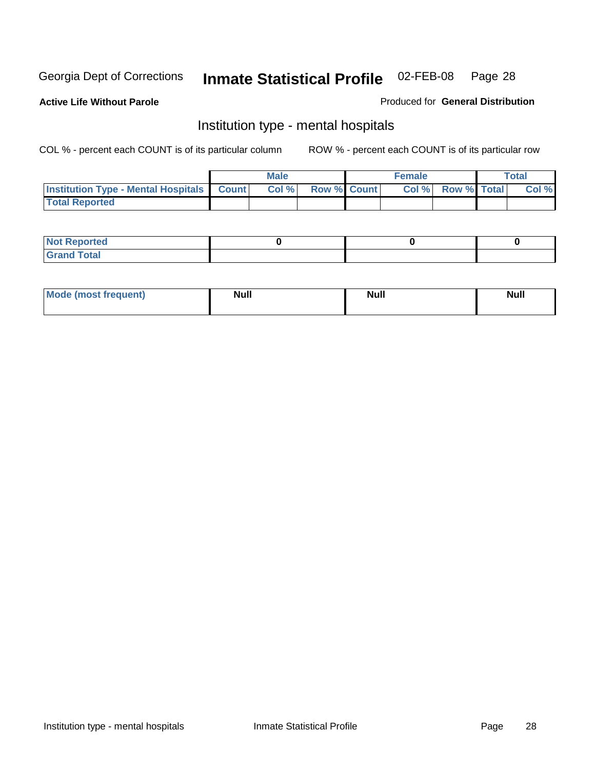Georgia Dept of Corrections **Inmate Statistical Profile** 02-FEB-08

**Active Life Without Parole**

Produced for **General Distribution**

## Institution type - mental hospitals

COL % - percent each COUNT is of its particular column

ROW % - percent each COUNT is of its particular row

| | Male | | | Female | | | Total | |
|---|---|---|---|---|---|---|---|---|
| **Institution Type - Mental Hospitals** | **Count** | **Col %** | **Row %** | **Count** | **Col %** | **Row %** | **Total** | **Col %** |
| **Total Reported** | | | | | | | | |

| | Male | Female | Total |
|---|---|---|---|
| **Not Reported** | **0** | **0** | **0** |
| **Grand Total** | | | |

| | Male | Female | Total |
|---|---|---|---|
| **Mode (most frequent)** | **Null** | **Null** | **Null** |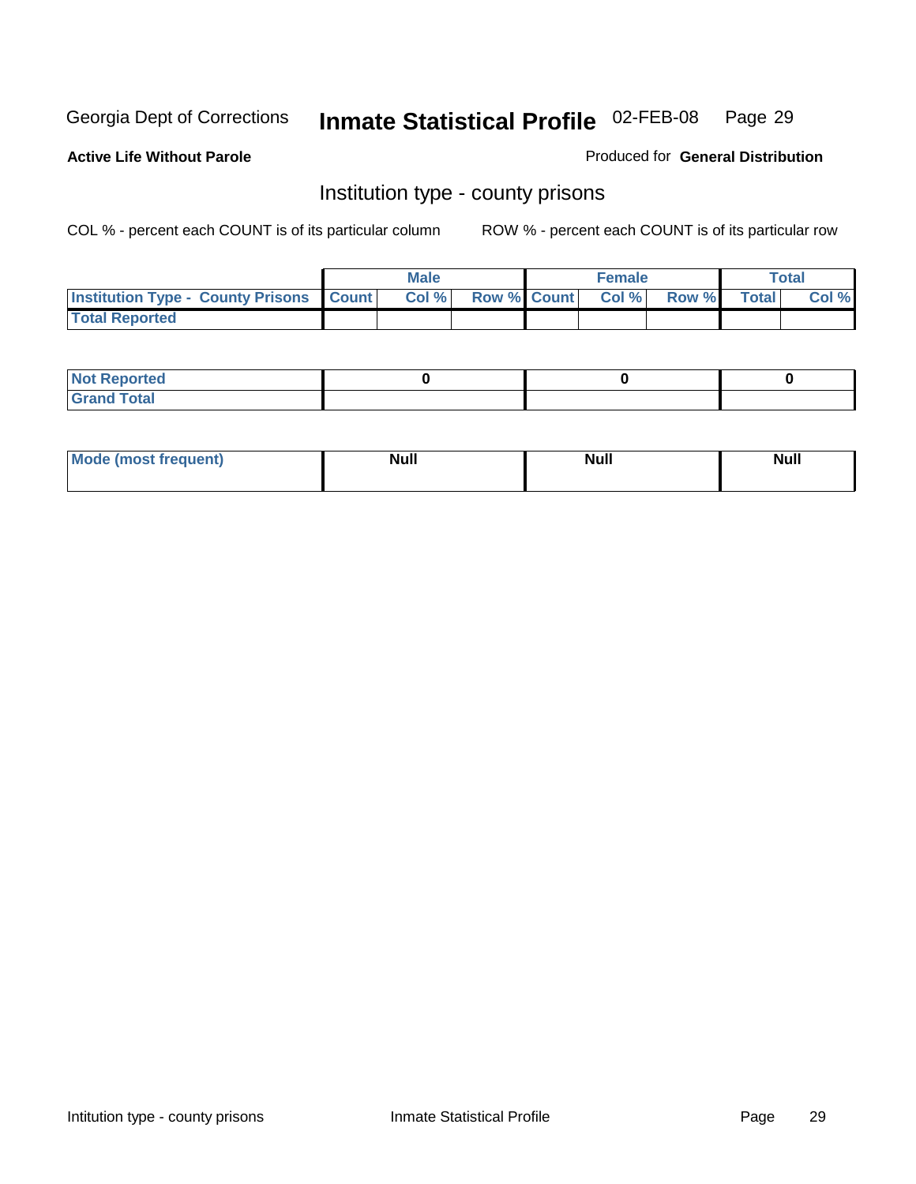Georgia Dept of Corrections **Inmate Statistical Profile** 02-FEB-08

**Active Life Without Parole**

Produced for **General Distribution**

## Institution type - county prisons

COL % - percent each COUNT is of its particular column

ROW % - percent each COUNT is of its particular row

| | Male | | | Female | | | Total | |
|---|---|---|---|---|---|---|---|---|
| **Institution Type - County Prisons** | **Count** | **Col %** | **Row %** | **Count** | **Col %** | **Row %** | **Total** | **Col %** |
| **Total Reported** | | | | | | | | |

| | Male | Female | Total |
|---|---|---|---|
| **Not Reported** | **0** | **0** | **0** |
| **Grand Total** | | | |

| | Male | Female | Total |
|---|---|---|---|
| **Mode (most frequent)** | **Null** | **Null** | **Null** |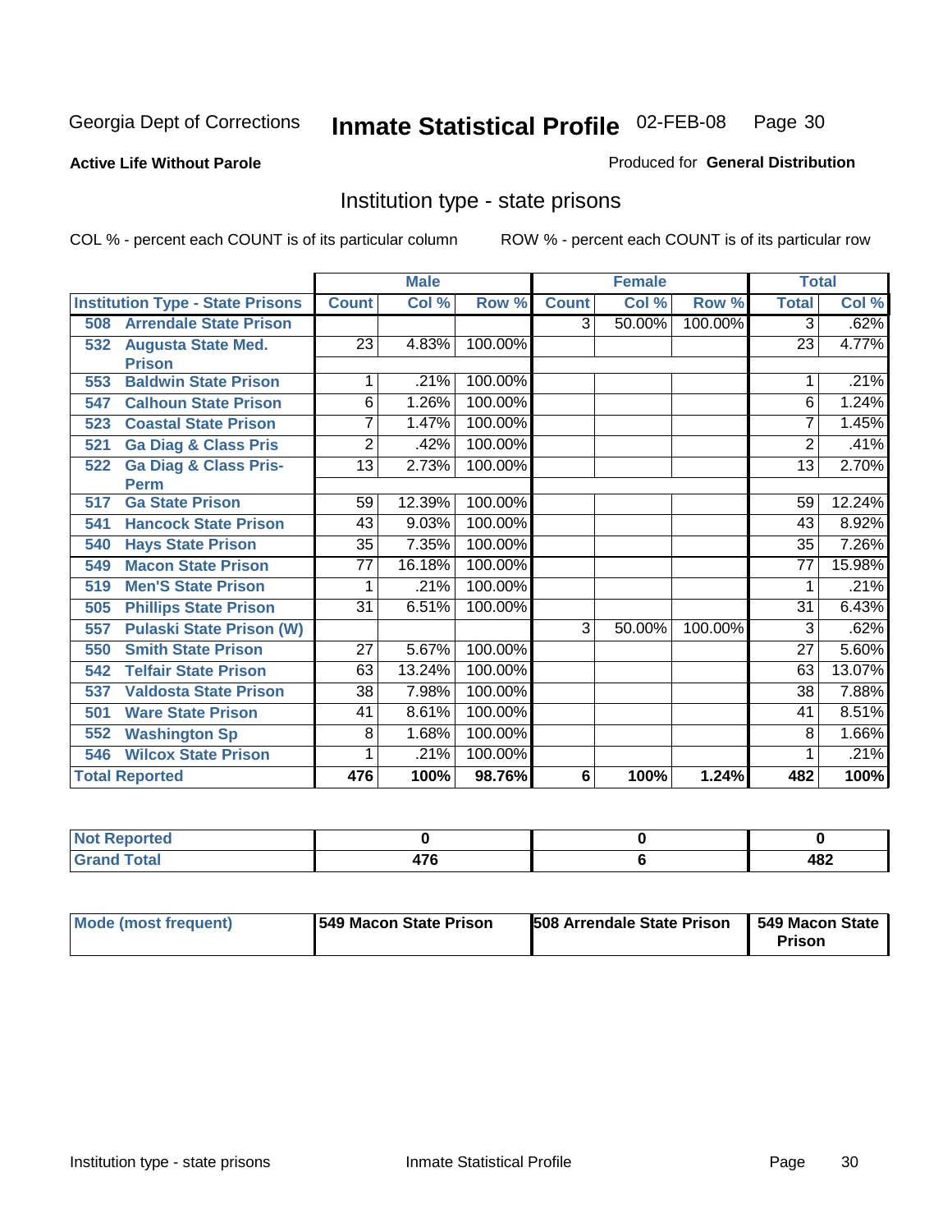Georgia Dept of Corrections **Inmate Statistical Profile** 02-FEB-08

**Active Life Without Parole**

Produced for **General Distribution**

## Institution type - state prisons

COL % - percent each COUNT is of its particular column     ROW % - percent each COUNT is of its particular row

| | Male | | | Female | | | Total | |
|---|---|---|---|---|---|---|---|---|
| **Institution Type - State Prisons** | **Count** | **Col %** | **Row %** | **Count** | **Col %** | **Row %** | **Total** | **Col %** |
| **508 Arrendale State Prison** | | | | 3 | 50.00% | 100.00% | 3 | .62% |
| **532 Augusta State Med. Prison** | 23 | 4.83% | 100.00% | | | | 23 | 4.77% |
| **553 Baldwin State Prison** | 1 | .21% | 100.00% | | | | 1 | .21% |
| **547 Calhoun State Prison** | 6 | 1.26% | 100.00% | | | | 6 | 1.24% |
| **523 Coastal State Prison** | 7 | 1.47% | 100.00% | | | | 7 | 1.45% |
| **521 Ga Diag & Class Pris** | 2 | .42% | 100.00% | | | | 2 | .41% |
| **522 Ga Diag & Class Pris-Perm** | 13 | 2.73% | 100.00% | | | | 13 | 2.70% |
| **517 Ga State Prison** | 59 | 12.39% | 100.00% | | | | 59 | 12.24% |
| **541 Hancock State Prison** | 43 | 9.03% | 100.00% | | | | 43 | 8.92% |
| **540 Hays State Prison** | 35 | 7.35% | 100.00% | | | | 35 | 7.26% |
| **549 Macon State Prison** | 77 | 16.18% | 100.00% | | | | 77 | 15.98% |
| **519 Men'S State Prison** | 1 | .21% | 100.00% | | | | 1 | .21% |
| **505 Phillips State Prison** | 31 | 6.51% | 100.00% | | | | 31 | 6.43% |
| **557 Pulaski State Prison (W)** | | | | 3 | 50.00% | 100.00% | 3 | .62% |
| **550 Smith State Prison** | 27 | 5.67% | 100.00% | | | | 27 | 5.60% |
| **542 Telfair State Prison** | 63 | 13.24% | 100.00% | | | | 63 | 13.07% |
| **537 Valdosta State Prison** | 38 | 7.98% | 100.00% | | | | 38 | 7.88% |
| **501 Ware State Prison** | 41 | 8.61% | 100.00% | | | | 41 | 8.51% |
| **552 Washington Sp** | 8 | 1.68% | 100.00% | | | | 8 | 1.66% |
| **546 Wilcox State Prison** | 1 | .21% | 100.00% | | | | 1 | .21% |
| **Total Reported** | **476** | **100%** | **98.76%** | **6** | **100%** | **1.24%** | **482** | **100%** |

| | Male | Female | Total |
|---|---|---|---|
| **Not Reported** | **0** | **0** | **0** |
| **Grand Total** | **476** | **6** | **482** |

| | Male | Female | Total |
|---|---|---|---|
| **Mode (most frequent)** | **549 Macon State Prison** | **508 Arrendale State Prison** | **549 Macon State Prison** |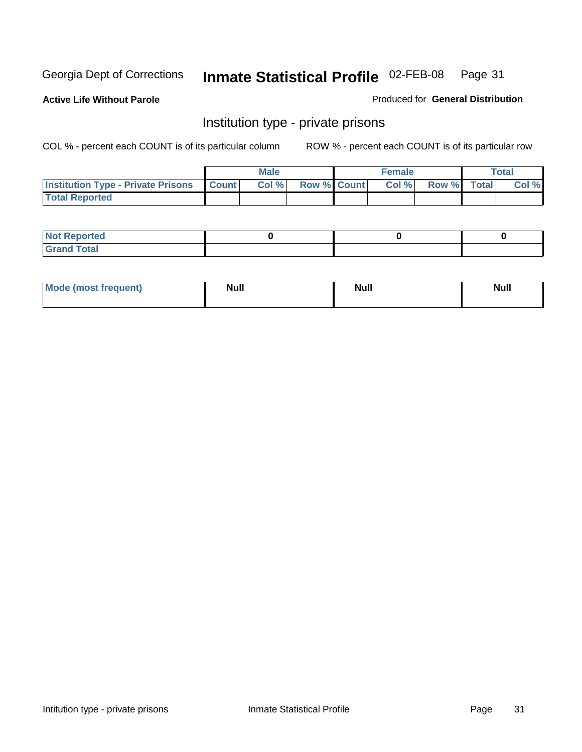Georgia Dept of Corrections **Inmate Statistical Profile** 02-FEB-08

**Active Life Without Parole**

Produced for **General Distribution**

## Institution type - private prisons

COL % - percent each COUNT is of its particular column

ROW % - percent each COUNT is of its particular row

| | Male | | | Female | | | Total | |
|---|---|---|---|---|---|---|---|---|
| **Institution Type - Private Prisons** | **Count** | **Col %** | **Row %** | **Count** | **Col %** | **Row %** | **Total** | **Col %** |
| **Total Reported** | | | | | | | | |

| | Male | Female | Total |
|---|---|---|---|
| **Not Reported** | 0 | 0 | 0 |
| **Grand Total** | | | |

| | Male | Female | Total |
|---|---|---|---|
| **Mode (most frequent)** | Null | Null | Null |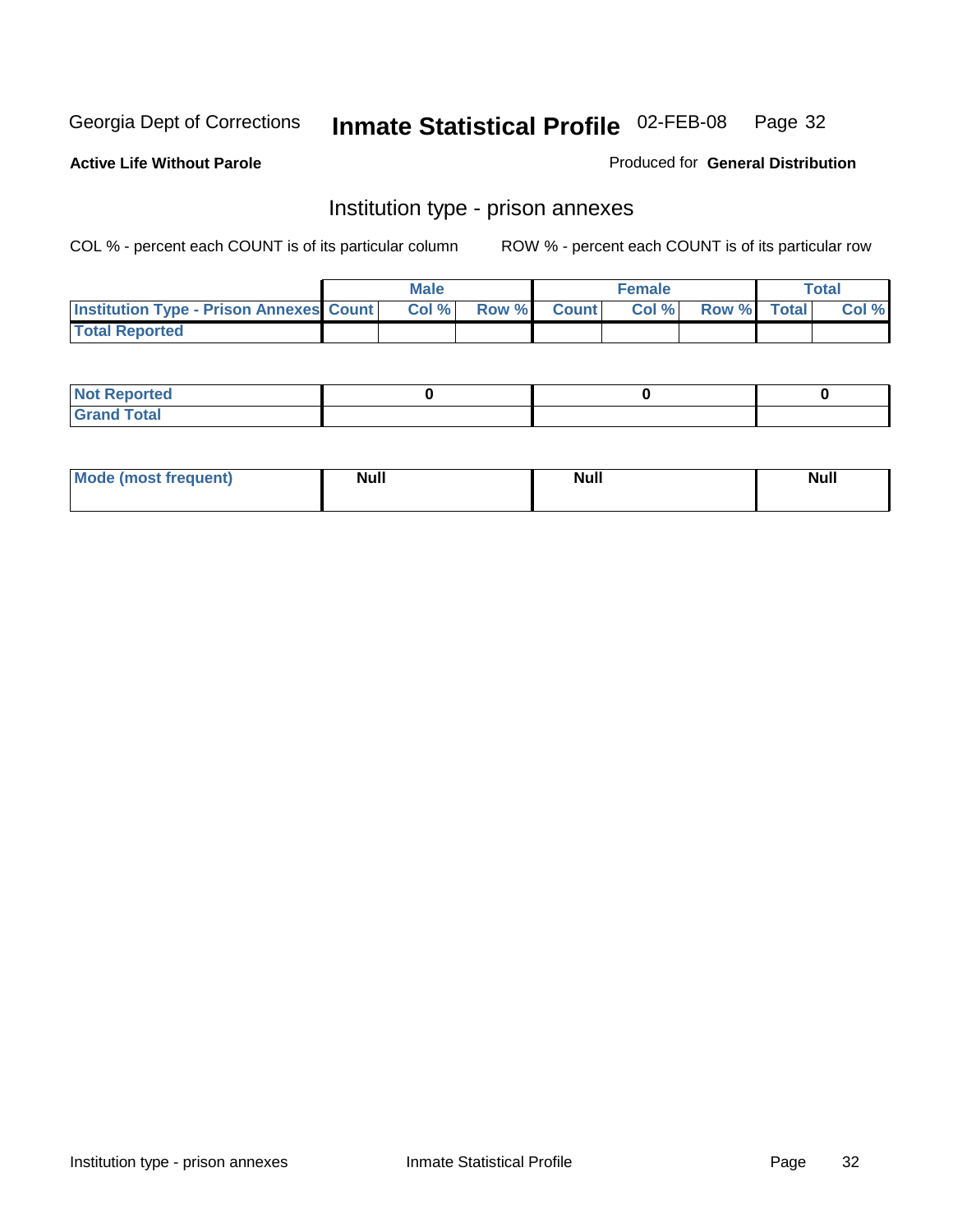Georgia Dept of Corrections **Inmate Statistical Profile** 02-FEB-08

**Active Life Without Parole**

Produced for **General Distribution**

## Institution type - prison annexes

COL % - percent each COUNT is of its particular column ROW % - percent each COUNT is of its particular row

| | Male | | | Female | | | Total | |
|---|---|---|---|---|---|---|---|---|
| **Institution Type - Prison Annexes** | **Count** | **Col %** | **Row %** | **Count** | **Col %** | **Row %** | **Total** | **Col %** |
| **Total Reported** | | | | | | | | |

| | Male | Female | Total |
|---|---|---|---|
| **Not Reported** | 0 | 0 | 0 |
| **Grand Total** | | | |

| | Male | Female | Total |
|---|---|---|---|
| **Mode (most frequent)** | Null | Null | Null |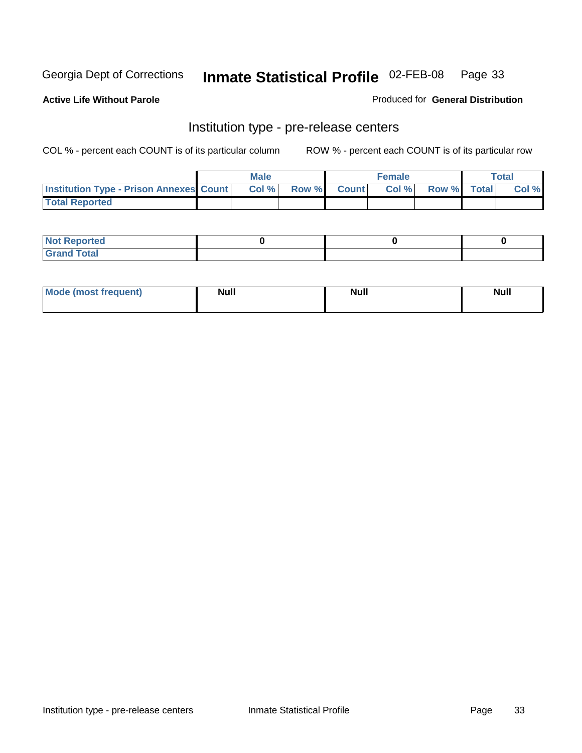Georgia Dept of Corrections **Inmate Statistical Profile** 02-FEB-08

**Active Life Without Parole**

Produced for **General Distribution**

## Institution type - pre-release centers

COL % - percent each COUNT is of its particular column ROW % - percent each COUNT is of its particular row

| | Male | | | Female | | | Total | |
|---|---|---|---|---|---|---|---|---|
| **Institution Type - Prison Annexes** | **Count** | **Col %** | **Row %** | **Count** | **Col %** | **Row %** | **Total** | **Col %** |
| **Total Reported** | | | | | | | | |

| | Male | Female | Total |
|---|---|---|---|
| **Not Reported** | 0 | 0 | 0 |
| **Grand Total** | | | |

| | Male | Female | Total |
|---|---|---|---|
| **Mode (most frequent)** | **Null** | **Null** | **Null** |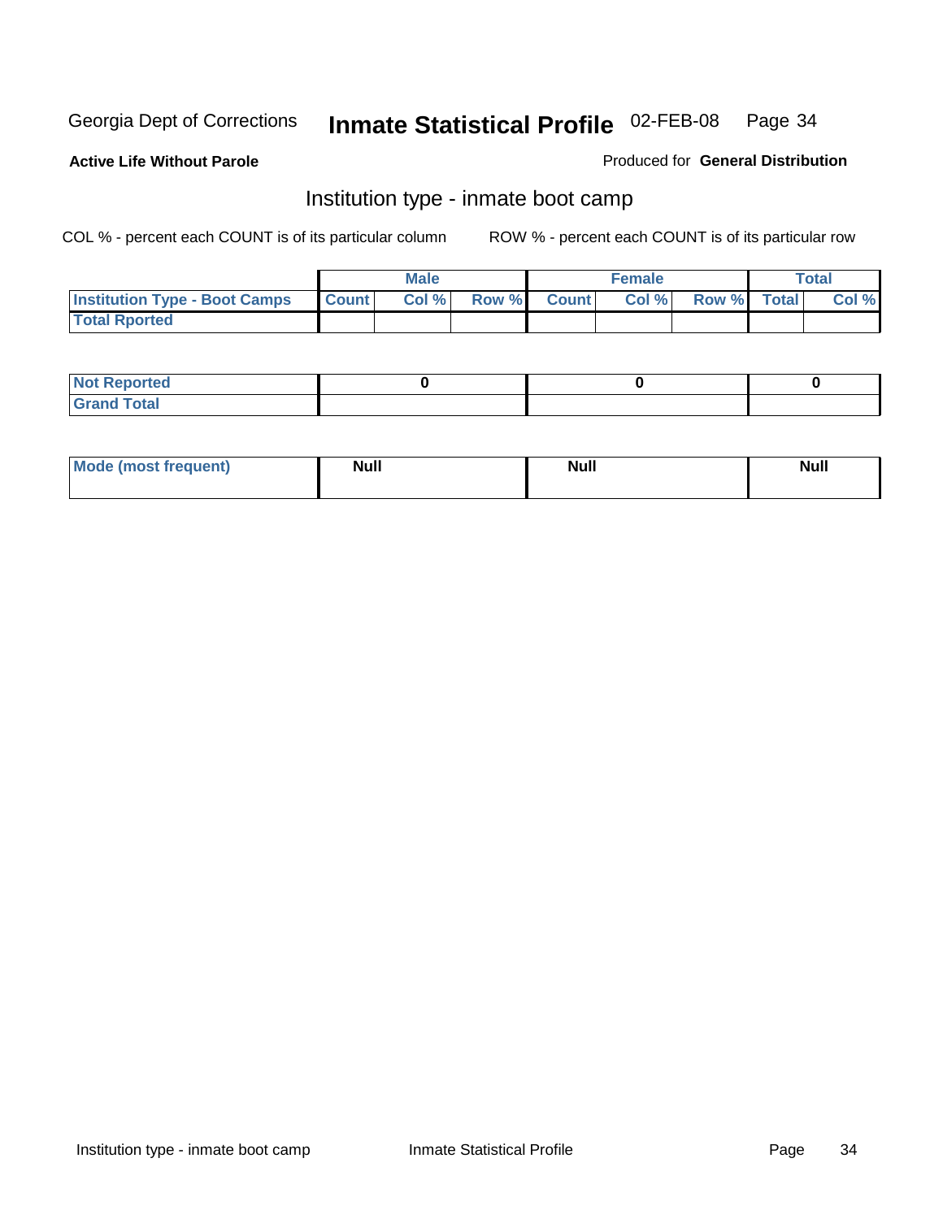Georgia Dept of Corrections **Inmate Statistical Profile** 02-FEB-08

**Active Life Without Parole**

Produced for **General Distribution**

## Institution type - inmate boot camp

COL % - percent each COUNT is of its particular column

ROW % - percent each COUNT is of its particular row

| | Male | | | Female | | | Total | |
|---|---|---|---|---|---|---|---|---|
| **Institution Type - Boot Camps** | Count | Col % | Row % | Count | Col % | Row % | Total | Col % |
| **Total Rported** | | | | | | | | |

| | Male | Female | Total |
|---|---|---|---|
| **Not Reported** | 0 | 0 | 0 |
| **Grand Total** | | | |

| | Male | Female | Total |
|---|---|---|---|
| **Mode (most frequent)** | Null | Null | Null |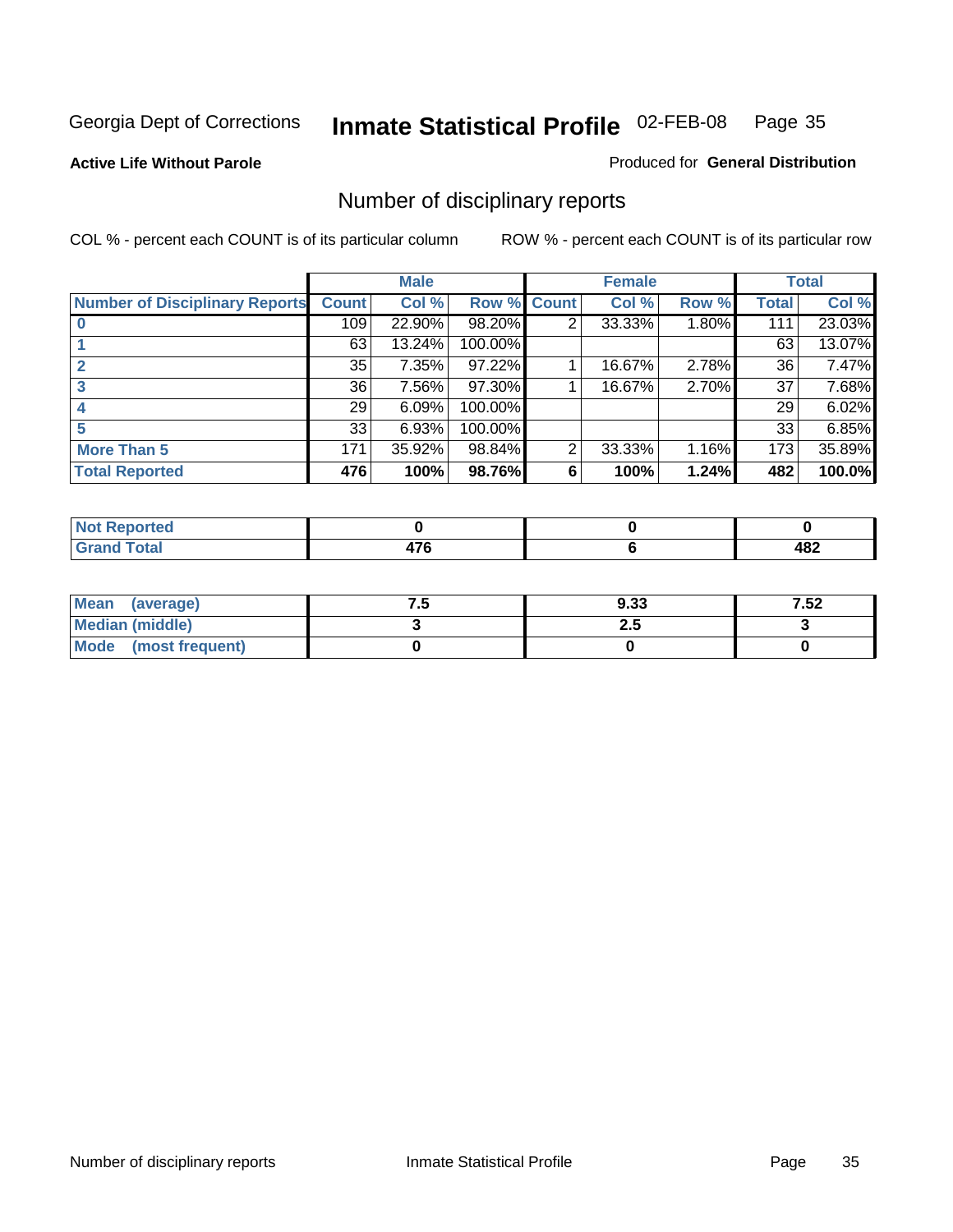Georgia Dept of Corrections **Inmate Statistical Profile** 02-FEB-08 Page 35

**Active Life Without Parole**

Produced for **General Distribution**

## Number of disciplinary reports

COL % - percent each COUNT is of its particular column

ROW % - percent each COUNT is of its particular row

| | Male | | | Female | | | Total | |
|---|---|---|---|---|---|---|---|---|
| **Number of Disciplinary Reports** | **Count** | **Col %** | **Row %** | **Count** | **Col %** | **Row %** | **Total** | **Col %** |
| **0** | 109 | 22.90% | 98.20% | 2 | 33.33% | 1.80% | 111 | 23.03% |
| **1** | 63 | 13.24% | 100.00% | | | | 63 | 13.07% |
| **2** | 35 | 7.35% | 97.22% | 1 | 16.67% | 2.78% | 36 | 7.47% |
| **3** | 36 | 7.56% | 97.30% | 1 | 16.67% | 2.70% | 37 | 7.68% |
| **4** | 29 | 6.09% | 100.00% | | | | 29 | 6.02% |
| **5** | 33 | 6.93% | 100.00% | | | | 33 | 6.85% |
| **More Than 5** | 171 | 35.92% | 98.84% | 2 | 33.33% | 1.16% | 173 | 35.89% |
| **Total Reported** | **476** | **100%** | **98.76%** | **6** | **100%** | **1.24%** | **482** | **100.0%** |

| | Male | Female | Total |
|---|---|---|---|
| **Not Reported** | **0** | **0** | **0** |
| **Grand Total** | **476** | **6** | **482** |

| | Male | Female | Total |
|---|---|---|---|
| **Mean (average)** | **7.5** | **9.33** | **7.52** |
| **Median (middle)** | **3** | **2.5** | **3** |
| **Mode (most frequent)** | **0** | **0** | **0** |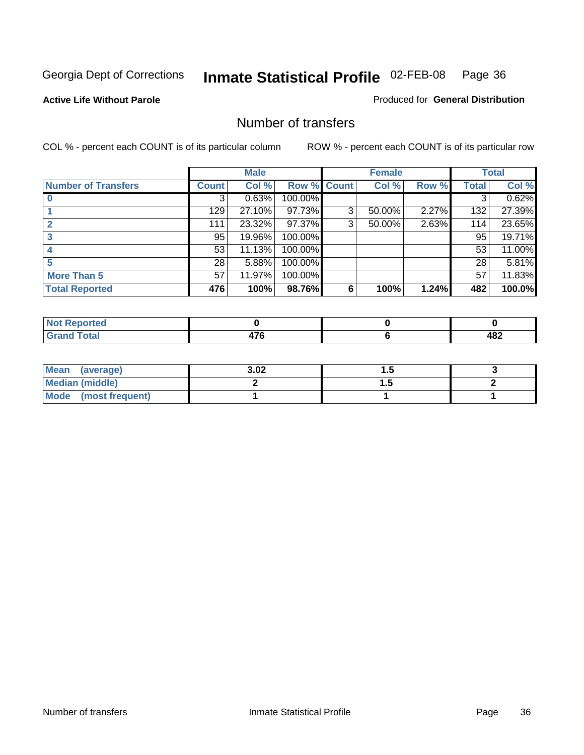Georgia Dept of Corrections **Inmate Statistical Profile** 02-FEB-08

**Active Life Without Parole**

Produced for **General Distribution**

## Number of transfers

COL % - percent each COUNT is of its particular column ROW % - percent each COUNT is of its particular row

| | Male | | | Female | | | Total | |
|---|---|---|---|---|---|---|---|---|
| **Number of Transfers** | **Count** | **Col %** | **Row %** | **Count** | **Col %** | **Row %** | **Total** | **Col %** |
| **0** | 3 | 0.63% | 100.00% | | | | 3 | 0.62% |
| **1** | 129 | 27.10% | 97.73% | 3 | 50.00% | 2.27% | 132 | 27.39% |
| **2** | 111 | 23.32% | 97.37% | 3 | 50.00% | 2.63% | 114 | 23.65% |
| **3** | 95 | 19.96% | 100.00% | | | | 95 | 19.71% |
| **4** | 53 | 11.13% | 100.00% | | | | 53 | 11.00% |
| **5** | 28 | 5.88% | 100.00% | | | | 28 | 5.81% |
| **More Than 5** | 57 | 11.97% | 100.00% | | | | 57 | 11.83% |
| **Total Reported** | **476** | **100%** | **98.76%** | **6** | **100%** | **1.24%** | **482** | **100.0%** |

| | Male | Female | Total |
|---|---|---|---|
| **Not Reported** | **0** | **0** | **0** |
| **Grand Total** | **476** | **6** | **482** |

| | Male | Female | Total |
|---|---|---|---|
| **Mean (average)** | **3.02** | **1.5** | **3** |
| **Median (middle)** | **2** | **1.5** | **2** |
| **Mode (most frequent)** | **1** | **1** | **1** |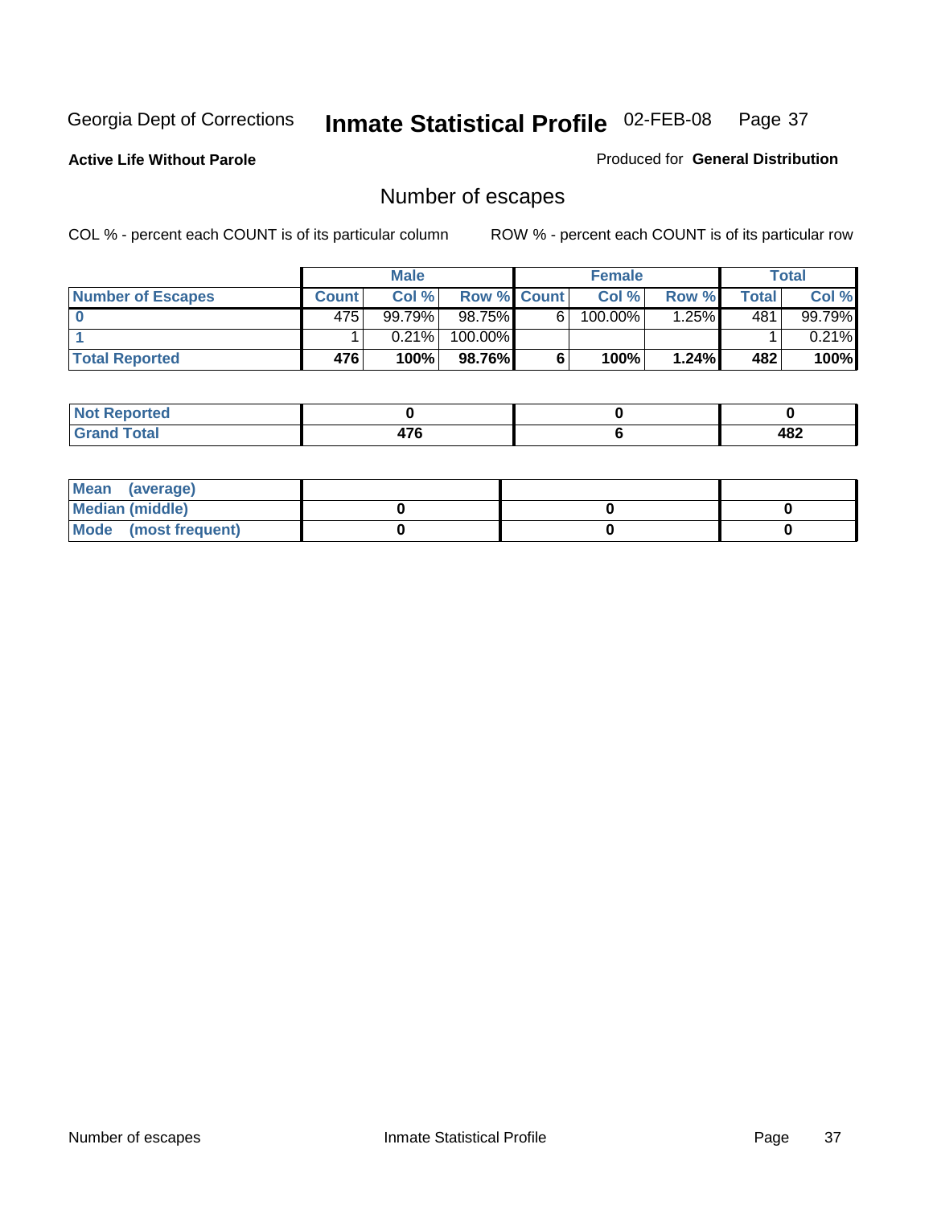Georgia Dept of Corrections **Inmate Statistical Profile** 02-FEB-08

**Active Life Without Parole** Produced for **General Distribution**

## Number of escapes

COL % - percent each COUNT is of its particular column ROW % - percent each COUNT is of its particular row

| | Male | | | Female | | | Total | |
|---|---|---|---|---|---|---|---|---|
| **Number of Escapes** | **Count** | **Col %** | **Row %** | **Count** | **Col %** | **Row %** | **Total** | **Col %** |
| **0** | 475 | 99.79% | 98.75% | 6 | 100.00% | 1.25% | 481 | 99.79% |
| **1** | 1 | 0.21% | 100.00% | | | | 1 | 0.21% |
| **Total Reported** | **476** | **100%** | **98.76%** | **6** | **100%** | **1.24%** | **482** | **100%** |

| | Male | Female | Total |
|---|---|---|---|
| **Not Reported** | **0** | **0** | **0** |
| **Grand Total** | **476** | **6** | **482** |

| | Male | Female | Total |
|---|---|---|---|
| **Mean (average)** | | | |
| **Median (middle)** | **0** | **0** | **0** |
| **Mode (most frequent)** | **0** | **0** | **0** |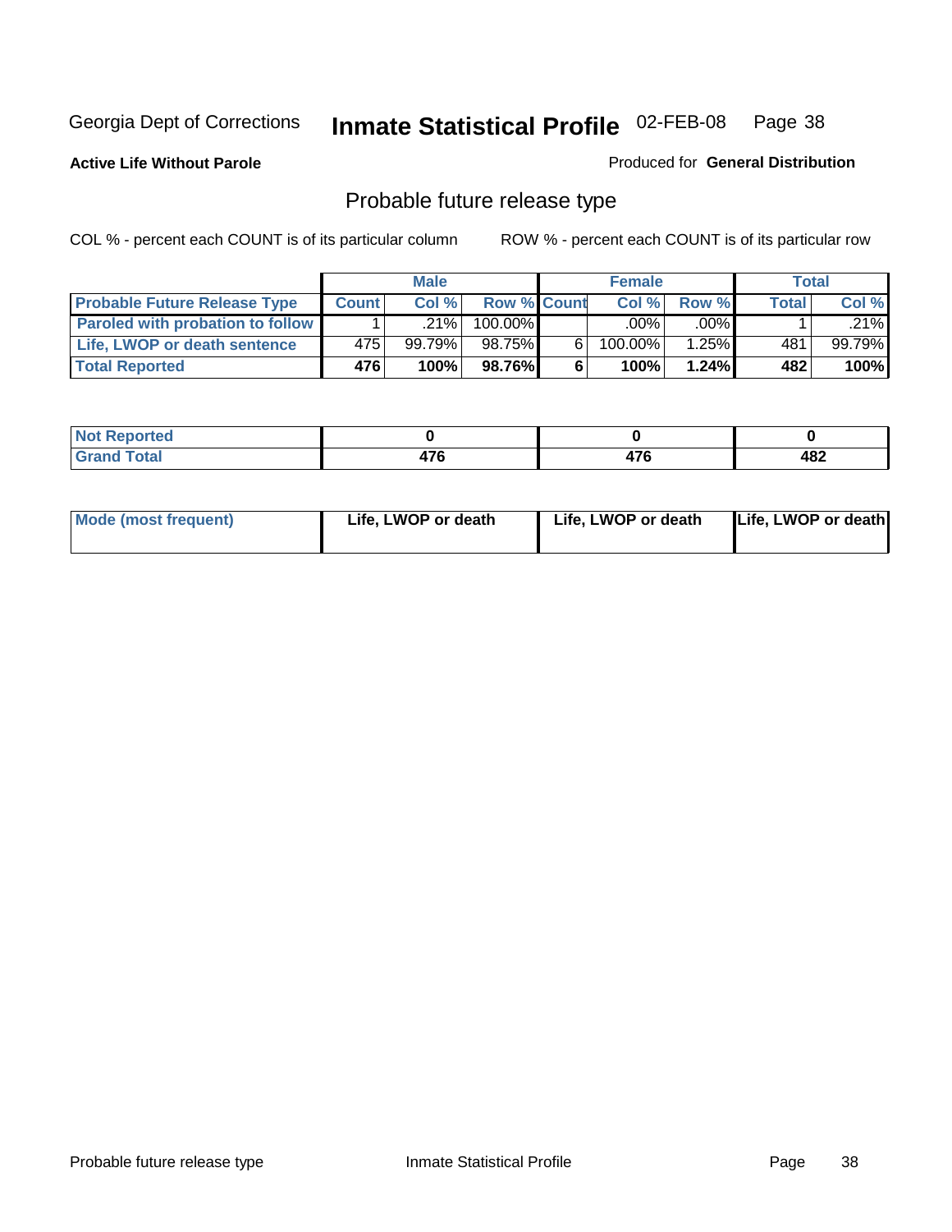Georgia Dept of Corrections **Inmate Statistical Profile** 02-FEB-08

**Active Life Without Parole**

Produced for **General Distribution**

## Probable future release type

COL % - percent each COUNT is of its particular column ROW % - percent each COUNT is of its particular row

| | Male | | | Female | | | Total | |
|---|---|---|---|---|---|---|---|---|
| **Probable Future Release Type** | **Count** | **Col %** | **Row %** | **Count** | **Col %** | **Row %** | **Total** | **Col %** |
| **Paroled with probation to follow** | 1 | .21% | 100.00% | | .00% | .00% | 1 | .21% |
| **Life, LWOP or death sentence** | 475 | 99.79% | 98.75% | 6 | 100.00% | 1.25% | 481 | 99.79% |
| **Total Reported** | **476** | **100%** | **98.76%** | **6** | **100%** | **1.24%** | **482** | **100%** |

| | | | |
|---|---|---|---|
| **Not Reported** | **0** | **0** | **0** |
| **Grand Total** | **476** | **476** | **482** |

| | | | |
|---|---|---|---|
| **Mode (most frequent)** | **Life, LWOP or death** | **Life, LWOP or death** | **Life, LWOP or death** |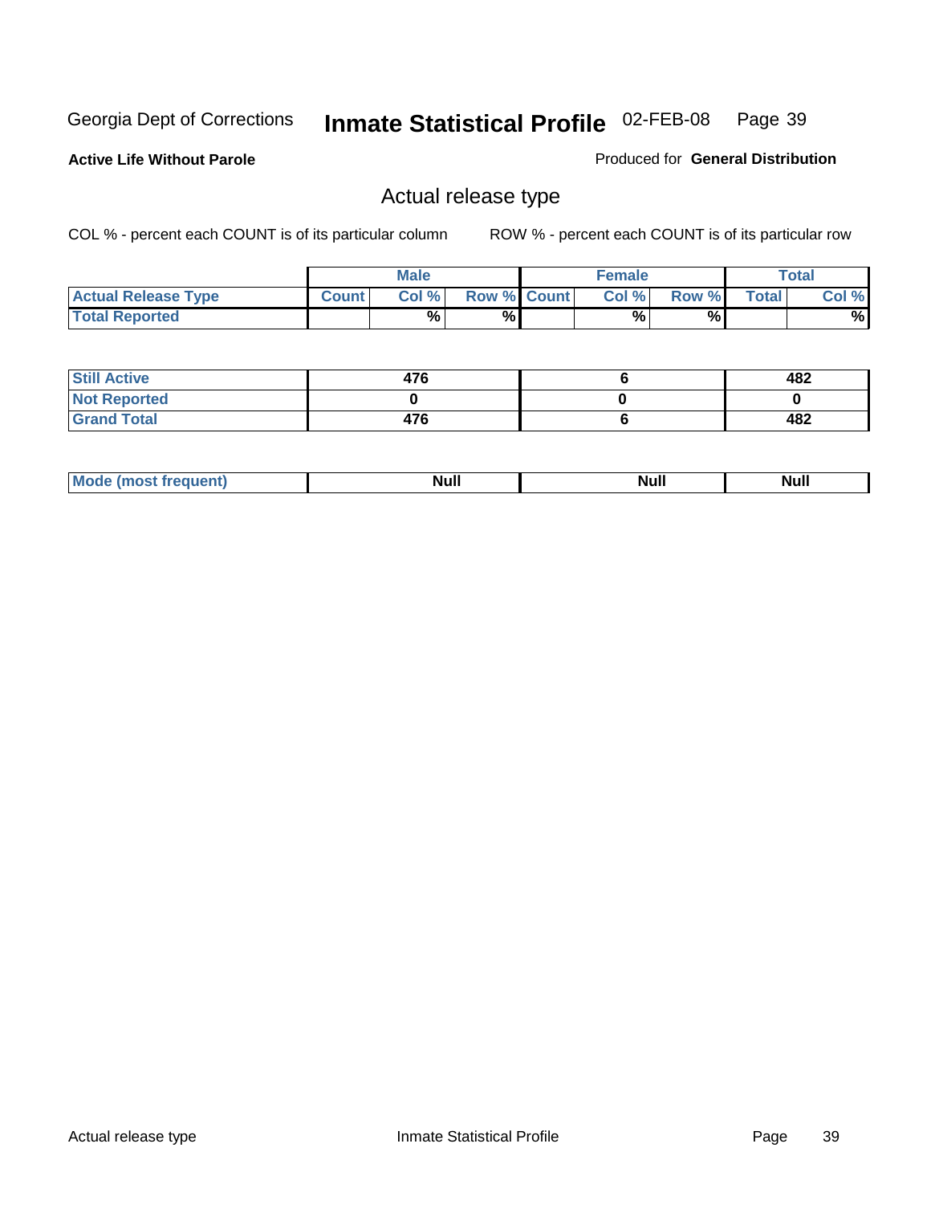Georgia Dept of Corrections **Inmate Statistical Profile** 02-FEB-08

**Active Life Without Parole**

Produced for **General Distribution**

## Actual release type

COL % - percent each COUNT is of its particular column ROW % - percent each COUNT is of its particular row

| | Male | | | Female | | | Total | |
|---|---|---|---|---|---|---|---|---|
| **Actual Release Type** | Count | Col % | Row % | Count | Col % | Row % | Total | Col % |
| **Total Reported** | | % | % | | % | % | | % |
| **Still Active** | 476 | | | 6 | | | 482 | |
| **Not Reported** | 0 | | | 0 | | | 0 | |
| **Grand Total** | 476 | | | 6 | | | 482 | |
| **Mode (most frequent)** | Null | | | Null | | | Null | |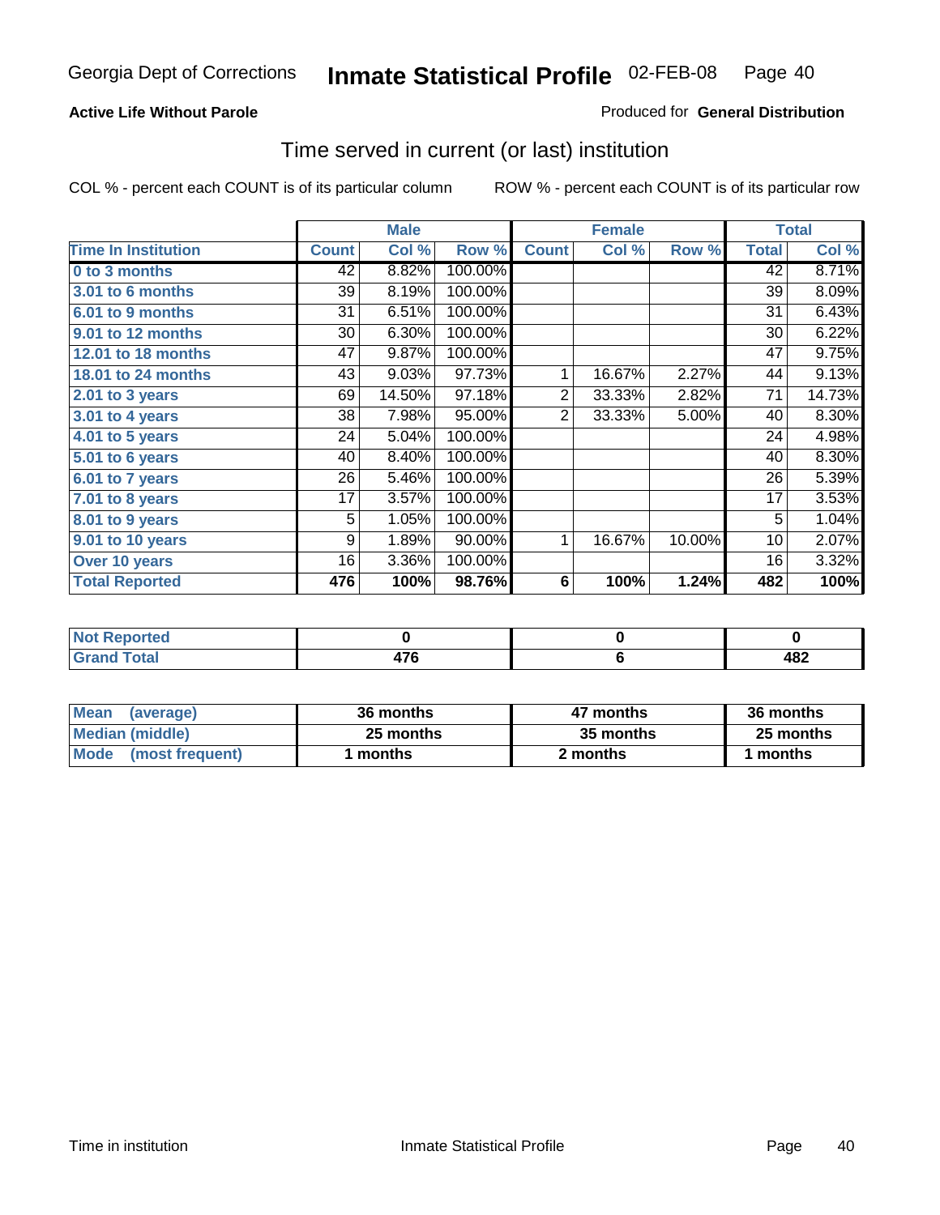**Active Life Without Parole**

Produced for **General Distribution**

## Time served in current (or last) institution

COL % - percent each COUNT is of its particular column

ROW % - percent each COUNT is of its particular row

| | Male | | | Female | | | Total | |
|---|---|---|---|---|---|---|---|---|
| Time In Institution | Count | Col % | Row % | Count | Col % | Row % | Total | Col % |
| 0 to 3 months | 42 | 8.82% | 100.00% | | | | 42 | 8.71% |
| 3.01 to 6 months | 39 | 8.19% | 100.00% | | | | 39 | 8.09% |
| 6.01 to 9 months | 31 | 6.51% | 100.00% | | | | 31 | 6.43% |
| 9.01 to 12 months | 30 | 6.30% | 100.00% | | | | 30 | 6.22% |
| 12.01 to 18 months | 47 | 9.87% | 100.00% | | | | 47 | 9.75% |
| 18.01 to 24 months | 43 | 9.03% | 97.73% | 1 | 16.67% | 2.27% | 44 | 9.13% |
| 2.01 to 3 years | 69 | 14.50% | 97.18% | 2 | 33.33% | 2.82% | 71 | 14.73% |
| 3.01 to 4 years | 38 | 7.98% | 95.00% | 2 | 33.33% | 5.00% | 40 | 8.30% |
| 4.01 to 5 years | 24 | 5.04% | 100.00% | | | | 24 | 4.98% |
| 5.01 to 6 years | 40 | 8.40% | 100.00% | | | | 40 | 8.30% |
| 6.01 to 7 years | 26 | 5.46% | 100.00% | | | | 26 | 5.39% |
| 7.01 to 8 years | 17 | 3.57% | 100.00% | | | | 17 | 3.53% |
| 8.01 to 9 years | 5 | 1.05% | 100.00% | | | | 5 | 1.04% |
| 9.01 to 10 years | 9 | 1.89% | 90.00% | 1 | 16.67% | 10.00% | 10 | 2.07% |
| Over 10 years | 16 | 3.36% | 100.00% | | | | 16 | 3.32% |
| **Total Reported** | **476** | **100%** | **98.76%** | **6** | **100%** | **1.24%** | **482** | **100%** |

| | Male | Female | Total |
|---|---|---|---|
| Not Reported | 0 | 0 | 0 |
| Grand Total | 476 | 6 | 482 |

| | Male | Female | Total |
|---|---|---|---|
| Mean (average) | 36 months | 47 months | 36 months |
| Median (middle) | 25 months | 35 months | 25 months |
| Mode (most frequent) | 1 months | 2 months | 1 months |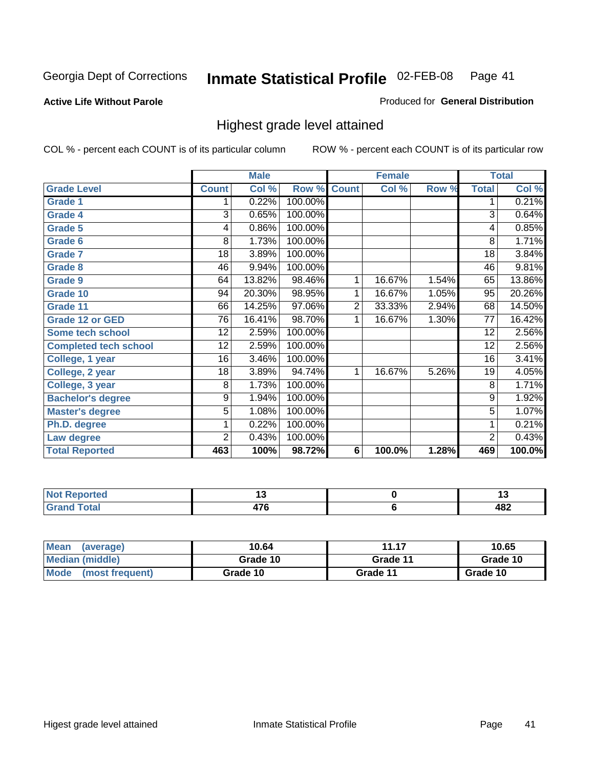Georgia Dept of Corrections **Inmate Statistical Profile** 02-FEB-08

**Active Life Without Parole**

Produced for **General Distribution**

## Highest grade level attained

COL % - percent each COUNT is of its particular column    ROW % - percent each COUNT is of its particular row

| | Male | | | Female | | | Total | |
|---|---|---|---|---|---|---|---|---|
| **Grade Level** | **Count** | **Col %** | **Row %** | **Count** | **Col %** | **Row %** | **Total** | **Col %** |
| Grade 1 | 1 | 0.22% | 100.00% | | | | 1 | 0.21% |
| Grade 4 | 3 | 0.65% | 100.00% | | | | 3 | 0.64% |
| Grade 5 | 4 | 0.86% | 100.00% | | | | 4 | 0.85% |
| Grade 6 | 8 | 1.73% | 100.00% | | | | 8 | 1.71% |
| Grade 7 | 18 | 3.89% | 100.00% | | | | 18 | 3.84% |
| Grade 8 | 46 | 9.94% | 100.00% | | | | 46 | 9.81% |
| Grade 9 | 64 | 13.82% | 98.46% | 1 | 16.67% | 1.54% | 65 | 13.86% |
| Grade 10 | 94 | 20.30% | 98.95% | 1 | 16.67% | 1.05% | 95 | 20.26% |
| Grade 11 | 66 | 14.25% | 97.06% | 2 | 33.33% | 2.94% | 68 | 14.50% |
| Grade 12 or GED | 76 | 16.41% | 98.70% | 1 | 16.67% | 1.30% | 77 | 16.42% |
| Some tech school | 12 | 2.59% | 100.00% | | | | 12 | 2.56% |
| Completed tech school | 12 | 2.59% | 100.00% | | | | 12 | 2.56% |
| College, 1 year | 16 | 3.46% | 100.00% | | | | 16 | 3.41% |
| College, 2 year | 18 | 3.89% | 94.74% | 1 | 16.67% | 5.26% | 19 | 4.05% |
| College, 3 year | 8 | 1.73% | 100.00% | | | | 8 | 1.71% |
| Bachelor's degree | 9 | 1.94% | 100.00% | | | | 9 | 1.92% |
| Master's degree | 5 | 1.08% | 100.00% | | | | 5 | 1.07% |
| Ph.D. degree | 1 | 0.22% | 100.00% | | | | 1 | 0.21% |
| Law degree | 2 | 0.43% | 100.00% | | | | 2 | 0.43% |
| **Total Reported** | **463** | **100%** | **98.72%** | **6** | **100.0%** | **1.28%** | **469** | **100.0%** |

| | Male | Female | Total |
|---|---|---|---|
| Not Reported | 13 | 0 | 13 |
| Grand Total | 476 | 6 | 482 |

| | Male | Female | Total |
|---|---|---|---|
| Mean (average) | 10.64 | 11.17 | 10.65 |
| Median (middle) | Grade 10 | Grade 11 | Grade 10 |
| Mode (most frequent) | Grade 10 | Grade 11 | Grade 10 |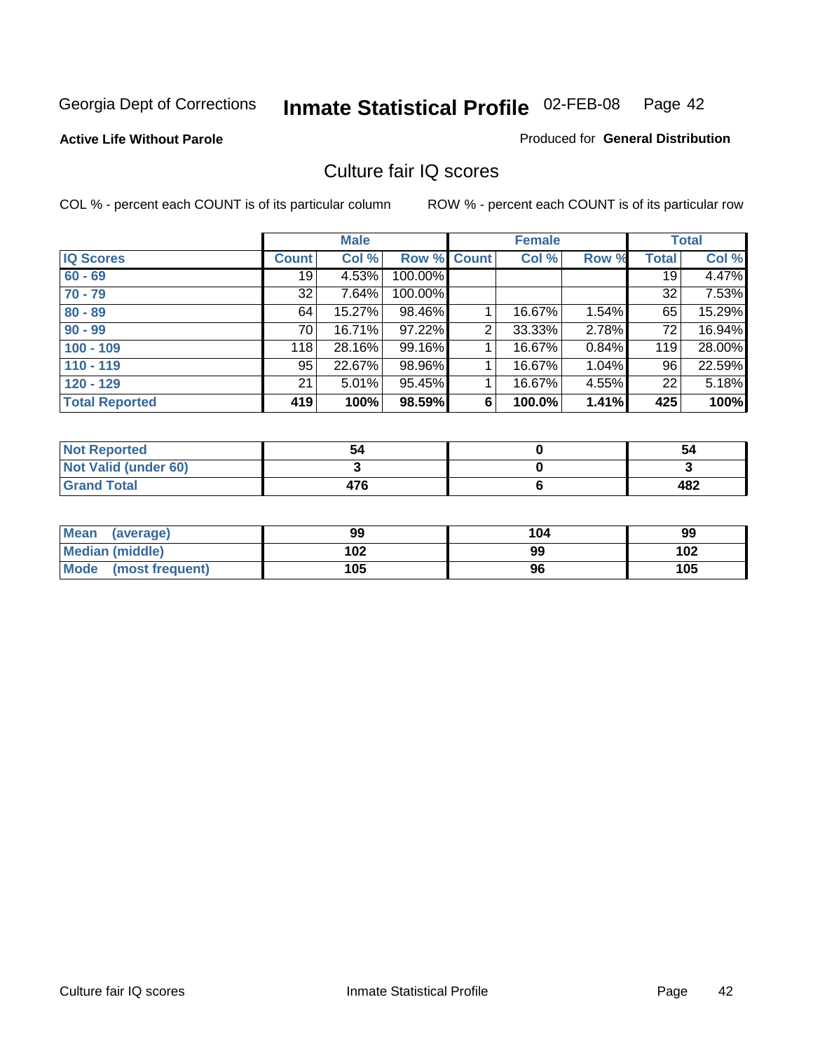Georgia Dept of Corrections **Inmate Statistical Profile** 02-FEB-08

**Active Life Without Parole** Produced for **General Distribution**

## Culture fair IQ scores

COL % - percent each COUNT is of its particular column ROW % - percent each COUNT is of its particular row

| | Male | | | Female | | | Total | |
|---|---|---|---|---|---|---|---|---|
| IQ Scores | Count | Col % | Row % | Count | Col % | Row % | Total | Col % |
| 60 - 69 | 19 | 4.53% | 100.00% | | | | 19 | 4.47% |
| 70 - 79 | 32 | 7.64% | 100.00% | | | | 32 | 7.53% |
| 80 - 89 | 64 | 15.27% | 98.46% | 1 | 16.67% | 1.54% | 65 | 15.29% |
| 90 - 99 | 70 | 16.71% | 97.22% | 2 | 33.33% | 2.78% | 72 | 16.94% |
| 100 - 109 | 118 | 28.16% | 99.16% | 1 | 16.67% | 0.84% | 119 | 28.00% |
| 110 - 119 | 95 | 22.67% | 98.96% | 1 | 16.67% | 1.04% | 96 | 22.59% |
| 120 - 129 | 21 | 5.01% | 95.45% | 1 | 16.67% | 4.55% | 22 | 5.18% |
| **Total Reported** | **419** | **100%** | **98.59%** | **6** | **100.0%** | **1.41%** | **425** | **100%** |

| | Male | Female | Total |
|---|---|---|---|
| Not Reported | 54 | 0 | 54 |
| Not Valid (under 60) | 3 | 0 | 3 |
| Grand Total | 476 | 6 | 482 |

| | Male | Female | Total |
|---|---|---|---|
| Mean (average) | 99 | 104 | 99 |
| Median (middle) | 102 | 99 | 102 |
| Mode (most frequent) | 105 | 96 | 105 |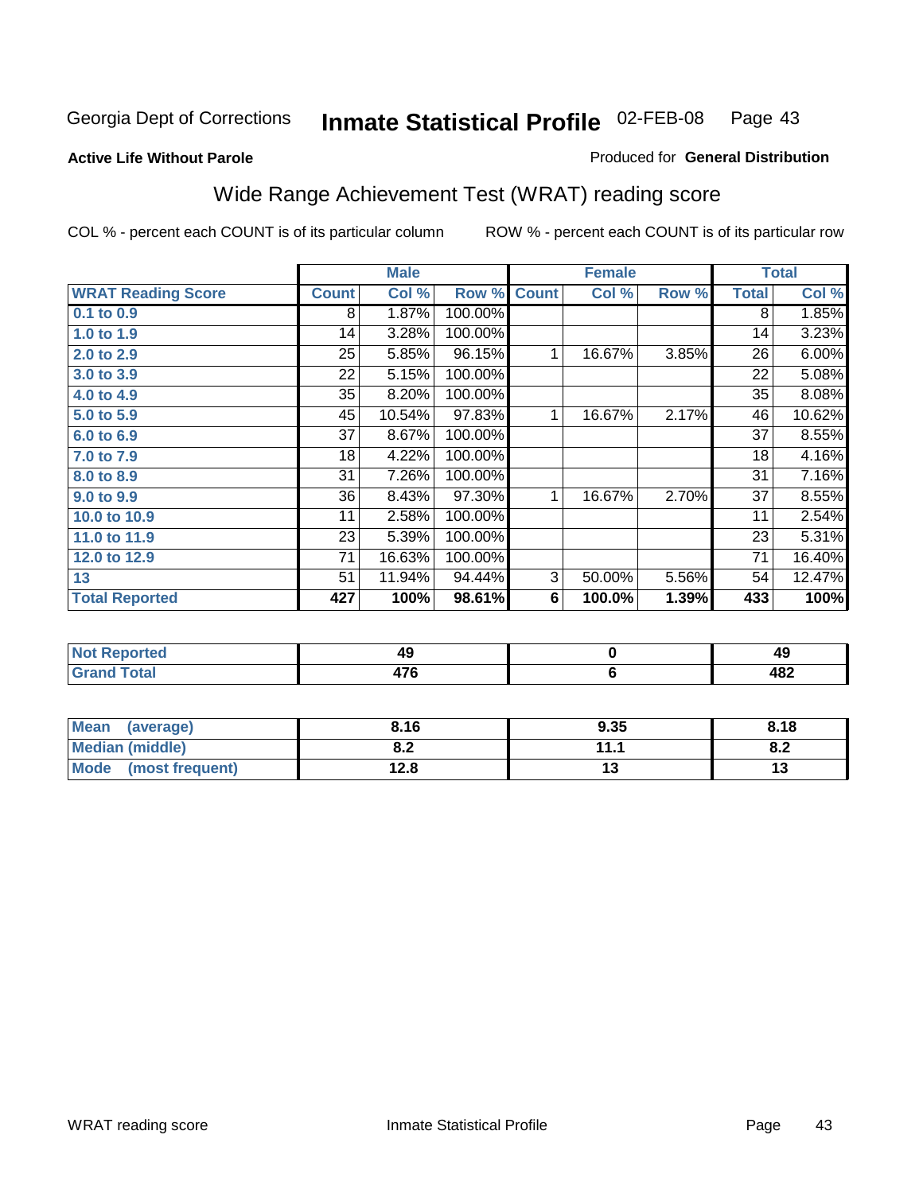Georgia Dept of Corrections **Inmate Statistical Profile** 02-FEB-08

**Active Life Without Parole**

Produced for **General Distribution**

## Wide Range Achievement Test (WRAT) reading score

COL % - percent each COUNT is of its particular column

ROW % - percent each COUNT is of its particular row

| | Male | | | Female | | | Total | |
|---|---|---|---|---|---|---|---|---|
| **WRAT Reading Score** | **Count** | **Col %** | **Row %** | **Count** | **Col %** | **Row %** | **Total** | **Col %** |
| 0.1 to 0.9 | 8 | 1.87% | 100.00% | | | | 8 | 1.85% |
| 1.0 to 1.9 | 14 | 3.28% | 100.00% | | | | 14 | 3.23% |
| 2.0 to 2.9 | 25 | 5.85% | 96.15% | 1 | 16.67% | 3.85% | 26 | 6.00% |
| 3.0 to 3.9 | 22 | 5.15% | 100.00% | | | | 22 | 5.08% |
| 4.0 to 4.9 | 35 | 8.20% | 100.00% | | | | 35 | 8.08% |
| 5.0 to 5.9 | 45 | 10.54% | 97.83% | 1 | 16.67% | 2.17% | 46 | 10.62% |
| 6.0 to 6.9 | 37 | 8.67% | 100.00% | | | | 37 | 8.55% |
| 7.0 to 7.9 | 18 | 4.22% | 100.00% | | | | 18 | 4.16% |
| 8.0 to 8.9 | 31 | 7.26% | 100.00% | | | | 31 | 7.16% |
| 9.0 to 9.9 | 36 | 8.43% | 97.30% | 1 | 16.67% | 2.70% | 37 | 8.55% |
| 10.0 to 10.9 | 11 | 2.58% | 100.00% | | | | 11 | 2.54% |
| 11.0 to 11.9 | 23 | 5.39% | 100.00% | | | | 23 | 5.31% |
| 12.0 to 12.9 | 71 | 16.63% | 100.00% | | | | 71 | 16.40% |
| 13 | 51 | 11.94% | 94.44% | 3 | 50.00% | 5.56% | 54 | 12.47% |
| **Total Reported** | **427** | **100%** | **98.61%** | **6** | **100.0%** | **1.39%** | **433** | **100%** |

| | Male | Female | Total |
|---|---|---|---|
| Not Reported | 49 | 0 | 49 |
| Grand Total | 476 | 6 | 482 |

| | Male | Female | Total |
|---|---|---|---|
| Mean (average) | 8.16 | 9.35 | 8.18 |
| Median (middle) | 8.2 | 11.1 | 8.2 |
| Mode (most frequent) | 12.8 | 13 | 13 |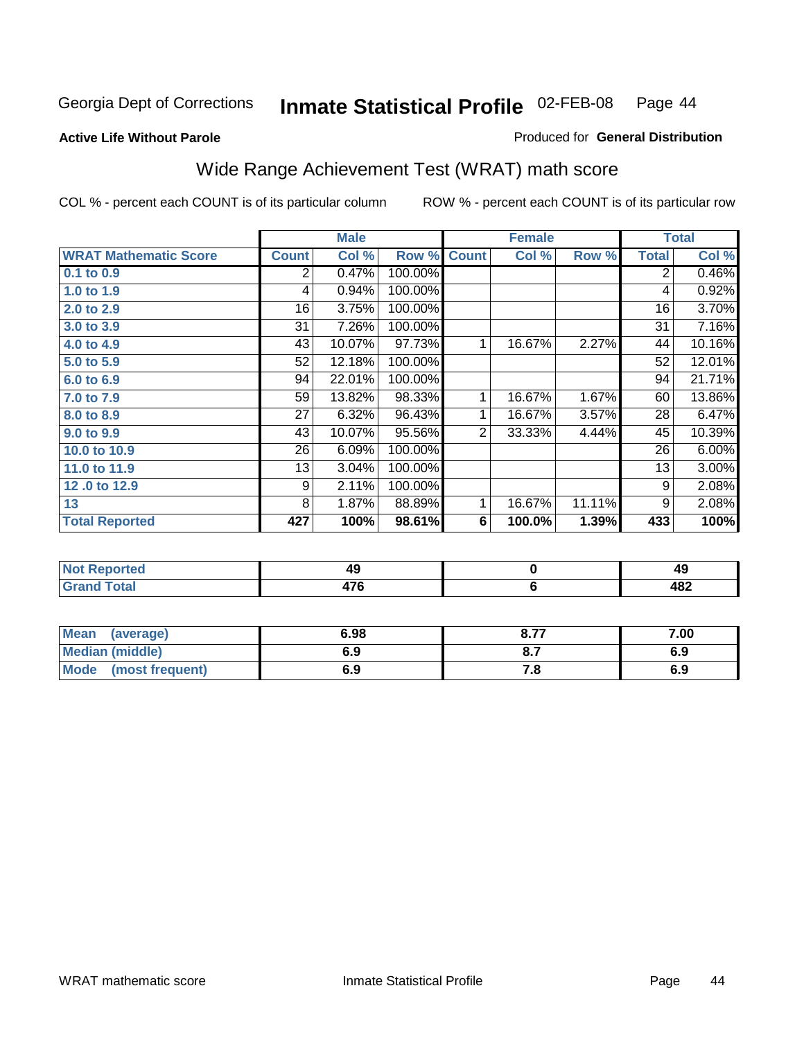Georgia Dept of Corrections **Inmate Statistical Profile** 02-FEB-08

**Active Life Without Parole**

Produced for **General Distribution**

## Wide Range Achievement Test (WRAT) math score

COL % - percent each COUNT is of its particular column     ROW % - percent each COUNT is of its particular row

| | Male | | | Female | | | Total | |
|---|---|---|---|---|---|---|---|---|
| **WRAT Mathematic Score** | **Count** | **Col %** | **Row %** | **Count** | **Col %** | **Row %** | **Total** | **Col %** |
| 0.1 to 0.9 | 2 | 0.47% | 100.00% | | | | 2 | 0.46% |
| 1.0 to 1.9 | 4 | 0.94% | 100.00% | | | | 4 | 0.92% |
| 2.0 to 2.9 | 16 | 3.75% | 100.00% | | | | 16 | 3.70% |
| 3.0 to 3.9 | 31 | 7.26% | 100.00% | | | | 31 | 7.16% |
| 4.0 to 4.9 | 43 | 10.07% | 97.73% | 1 | 16.67% | 2.27% | 44 | 10.16% |
| 5.0 to 5.9 | 52 | 12.18% | 100.00% | | | | 52 | 12.01% |
| 6.0 to 6.9 | 94 | 22.01% | 100.00% | | | | 94 | 21.71% |
| 7.0 to 7.9 | 59 | 13.82% | 98.33% | 1 | 16.67% | 1.67% | 60 | 13.86% |
| 8.0 to 8.9 | 27 | 6.32% | 96.43% | 1 | 16.67% | 3.57% | 28 | 6.47% |
| 9.0 to 9.9 | 43 | 10.07% | 95.56% | 2 | 33.33% | 4.44% | 45 | 10.39% |
| 10.0 to 10.9 | 26 | 6.09% | 100.00% | | | | 26 | 6.00% |
| 11.0 to 11.9 | 13 | 3.04% | 100.00% | | | | 13 | 3.00% |
| 12 .0 to 12.9 | 9 | 2.11% | 100.00% | | | | 9 | 2.08% |
| 13 | 8 | 1.87% | 88.89% | 1 | 16.67% | 11.11% | 9 | 2.08% |
| **Total Reported** | **427** | **100%** | **98.61%** | **6** | **100.0%** | **1.39%** | **433** | **100%** |

| | Male | Female | Total |
|---|---|---|---|
| Not Reported | 49 | 0 | 49 |
| Grand Total | 476 | 6 | 482 |

| | Male | Female | Total |
|---|---|---|---|
| Mean (average) | 6.98 | 8.77 | 7.00 |
| Median (middle) | 6.9 | 8.7 | 6.9 |
| Mode (most frequent) | 6.9 | 7.8 | 6.9 |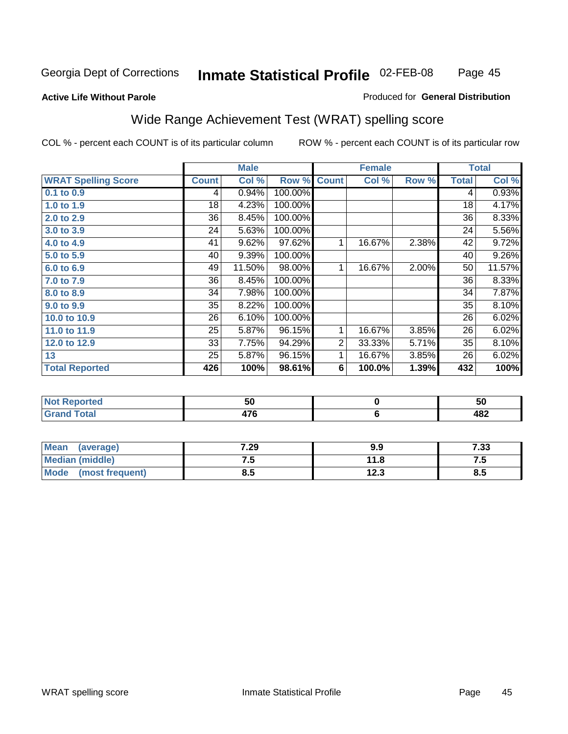Georgia Dept of Corrections **Inmate Statistical Profile** 02-FEB-08

**Active Life Without Parole**

Produced for **General Distribution**

## Wide Range Achievement Test (WRAT) spelling score

COL % - percent each COUNT is of its particular column

ROW % - percent each COUNT is of its particular row

| | Male | | | Female | | | Total | |
|---|---|---|---|---|---|---|---|---|
| **WRAT Spelling Score** | **Count** | **Col %** | **Row %** | **Count** | **Col %** | **Row %** | **Total** | **Col %** |
| **0.1 to 0.9** | 4 | 0.94% | 100.00% | | | | 4 | 0.93% |
| **1.0 to 1.9** | 18 | 4.23% | 100.00% | | | | 18 | 4.17% |
| **2.0 to 2.9** | 36 | 8.45% | 100.00% | | | | 36 | 8.33% |
| **3.0 to 3.9** | 24 | 5.63% | 100.00% | | | | 24 | 5.56% |
| **4.0 to 4.9** | 41 | 9.62% | 97.62% | 1 | 16.67% | 2.38% | 42 | 9.72% |
| **5.0 to 5.9** | 40 | 9.39% | 100.00% | | | | 40 | 9.26% |
| **6.0 to 6.9** | 49 | 11.50% | 98.00% | 1 | 16.67% | 2.00% | 50 | 11.57% |
| **7.0 to 7.9** | 36 | 8.45% | 100.00% | | | | 36 | 8.33% |
| **8.0 to 8.9** | 34 | 7.98% | 100.00% | | | | 34 | 7.87% |
| **9.0 to 9.9** | 35 | 8.22% | 100.00% | | | | 35 | 8.10% |
| **10.0 to 10.9** | 26 | 6.10% | 100.00% | | | | 26 | 6.02% |
| **11.0 to 11.9** | 25 | 5.87% | 96.15% | 1 | 16.67% | 3.85% | 26 | 6.02% |
| **12.0 to 12.9** | 33 | 7.75% | 94.29% | 2 | 33.33% | 5.71% | 35 | 8.10% |
| **13** | 25 | 5.87% | 96.15% | 1 | 16.67% | 3.85% | 26 | 6.02% |
| **Total Reported** | **426** | **100%** | **98.61%** | **6** | **100.0%** | **1.39%** | **432** | **100%** |

| | Male | Female | Total |
|---|---|---|---|
| **Not Reported** | **50** | **0** | **50** |
| **Grand Total** | **476** | **6** | **482** |

| | Male | Female | Total |
|---|---|---|---|
| **Mean (average)** | **7.29** | **9.9** | **7.33** |
| **Median (middle)** | **7.5** | **11.8** | **7.5** |
| **Mode (most frequent)** | **8.5** | **12.3** | **8.5** |

WRAT spelling score Inmate Statistical Profile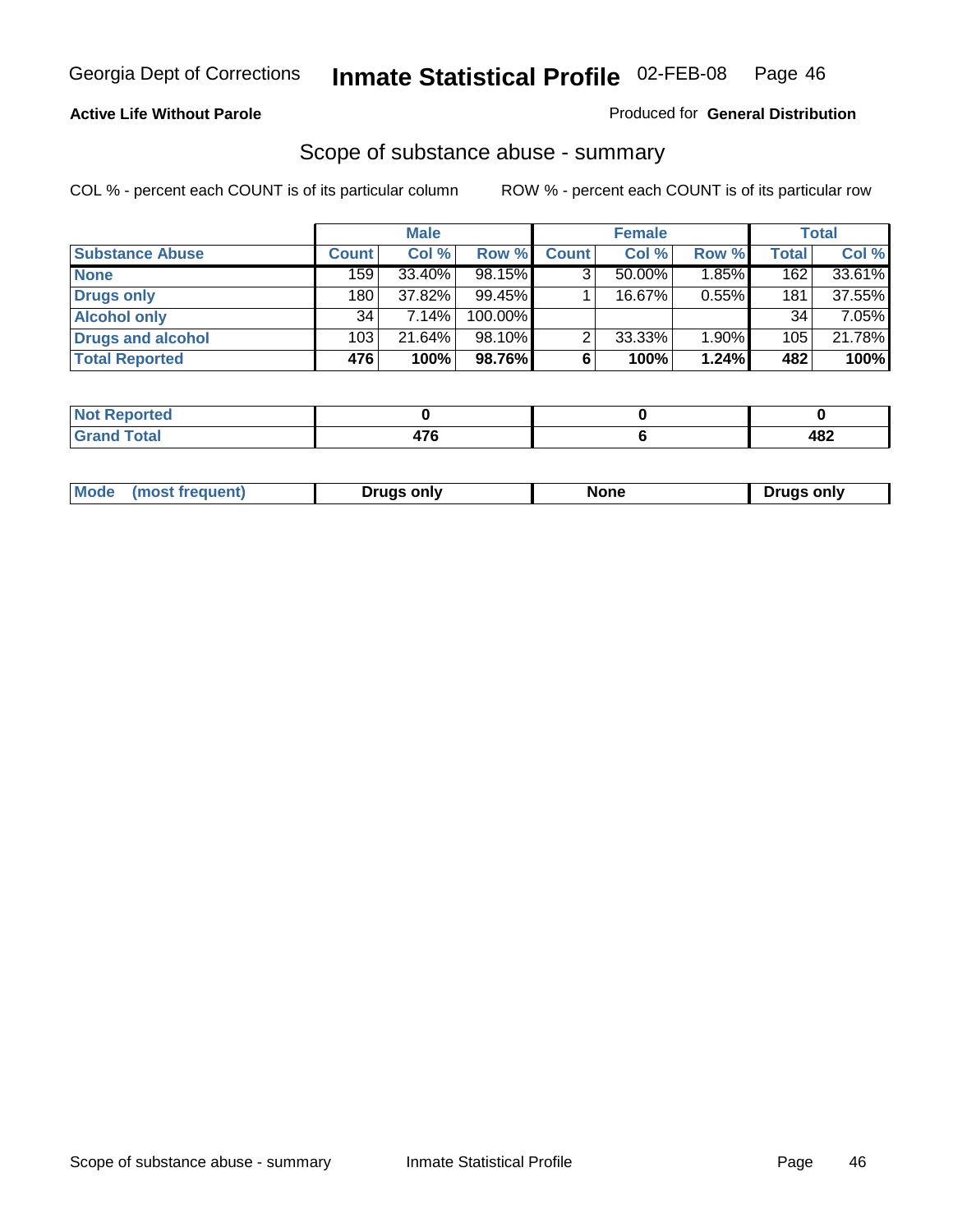Georgia Dept of Corrections **Inmate Statistical Profile** 02-FEB-08

**Active Life Without Parole**

Produced for **General Distribution**

## Scope of substance abuse - summary

COL % - percent each COUNT is of its particular column    ROW % - percent each COUNT is of its particular row

| | Male | | | Female | | | Total | |
|---|---|---|---|---|---|---|---|---|
| **Substance Abuse** | **Count** | **Col %** | **Row %** | **Count** | **Col %** | **Row %** | **Total** | **Col %** |
| **None** | 159 | 33.40% | 98.15% | 3 | 50.00% | 1.85% | 162 | 33.61% |
| **Drugs only** | 180 | 37.82% | 99.45% | 1 | 16.67% | 0.55% | 181 | 37.55% |
| **Alcohol only** | 34 | 7.14% | 100.00% | | | | 34 | 7.05% |
| **Drugs and alcohol** | 103 | 21.64% | 98.10% | 2 | 33.33% | 1.90% | 105 | 21.78% |
| **Total Reported** | **476** | **100%** | **98.76%** | **6** | **100%** | **1.24%** | **482** | **100%** |

| | Male | Female | Total |
|---|---|---|---|
| **Not Reported** | **0** | **0** | **0** |
| **Grand Total** | **476** | **6** | **482** |

| | Male | Female | Total |
|---|---|---|---|
| **Mode (most frequent)** | **Drugs only** | **None** | **Drugs only** |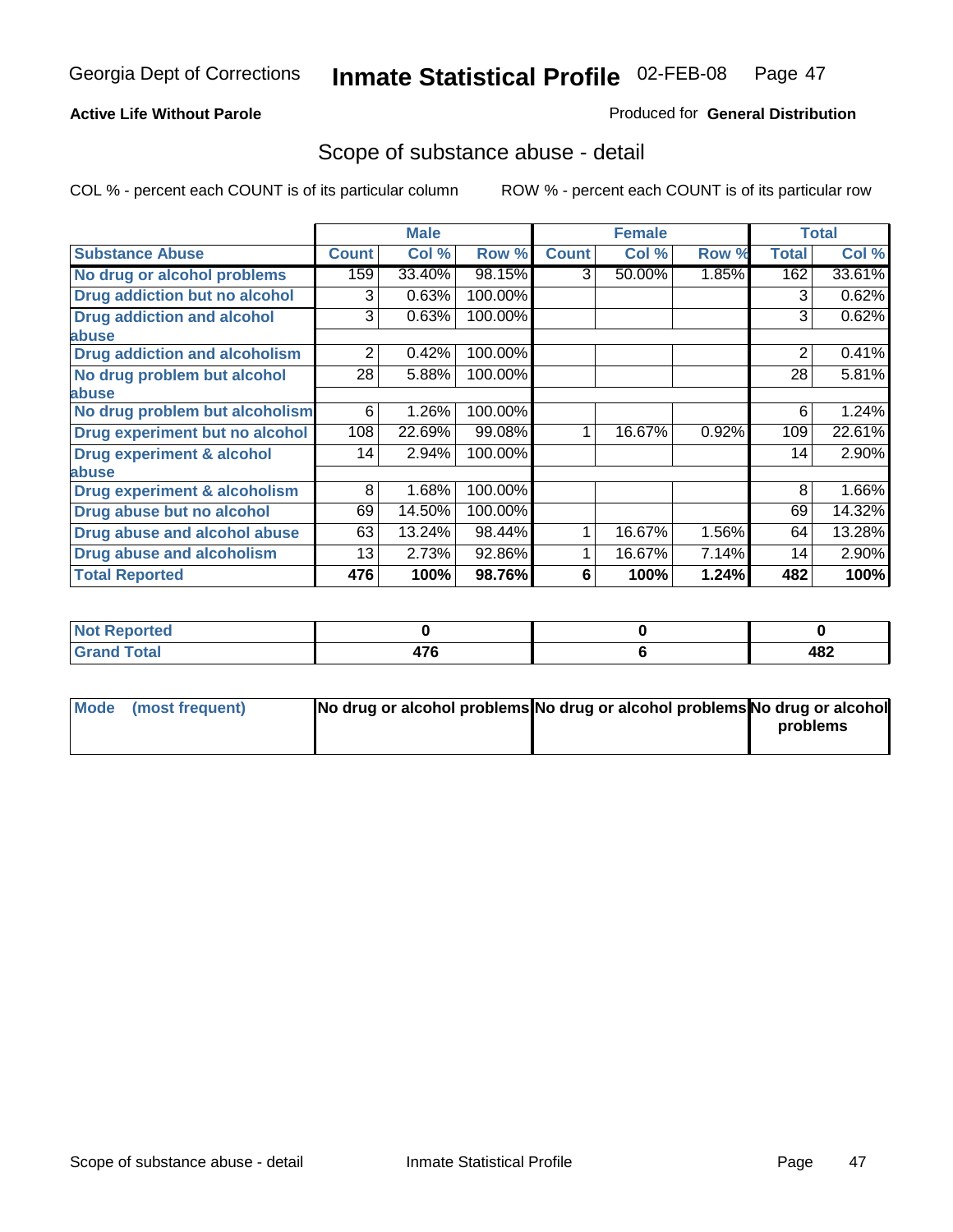Georgia Dept of Corrections **Inmate Statistical Profile** 02-FEB-08

**Active Life Without Parole**

Produced for **General Distribution**

## Scope of substance abuse - detail

COL % - percent each COUNT is of its particular column ROW % - percent each COUNT is of its particular row

| | Male | | | Female | | | Total | |
|---|---|---|---|---|---|---|---|---|
| **Substance Abuse** | **Count** | **Col %** | **Row %** | **Count** | **Col %** | **Row %** | **Total** | **Col %** |
| **No drug or alcohol problems** | 159 | 33.40% | 98.15% | 3 | 50.00% | 1.85% | 162 | 33.61% |
| **Drug addiction but no alcohol** | 3 | 0.63% | 100.00% | | | | 3 | 0.62% |
| **Drug addiction and alcohol abuse** | 3 | 0.63% | 100.00% | | | | 3 | 0.62% |
| **Drug addiction and alcoholism** | 2 | 0.42% | 100.00% | | | | 2 | 0.41% |
| **No drug problem but alcohol abuse** | 28 | 5.88% | 100.00% | | | | 28 | 5.81% |
| **No drug problem but alcoholism** | 6 | 1.26% | 100.00% | | | | 6 | 1.24% |
| **Drug experiment but no alcohol** | 108 | 22.69% | 99.08% | 1 | 16.67% | 0.92% | 109 | 22.61% |
| **Drug experiment & alcohol abuse** | 14 | 2.94% | 100.00% | | | | 14 | 2.90% |
| **Drug experiment & alcoholism** | 8 | 1.68% | 100.00% | | | | 8 | 1.66% |
| **Drug abuse but no alcohol** | 69 | 14.50% | 100.00% | | | | 69 | 14.32% |
| **Drug abuse and alcohol abuse** | 63 | 13.24% | 98.44% | 1 | 16.67% | 1.56% | 64 | 13.28% |
| **Drug abuse and alcoholism** | 13 | 2.73% | 92.86% | 1 | 16.67% | 7.14% | 14 | 2.90% |
| **Total Reported** | **476** | **100%** | **98.76%** | **6** | **100%** | **1.24%** | **482** | **100%** |

| | Male | Female | Total |
|---|---|---|---|
| **Not Reported** | **0** | **0** | **0** |
| **Grand Total** | **476** | **6** | **482** |

| | Male | Female | Total |
|---|---|---|---|
| **Mode (most frequent)** | **No drug or alcohol problems** | **No drug or alcohol problems** | **No drug or alcohol problems** |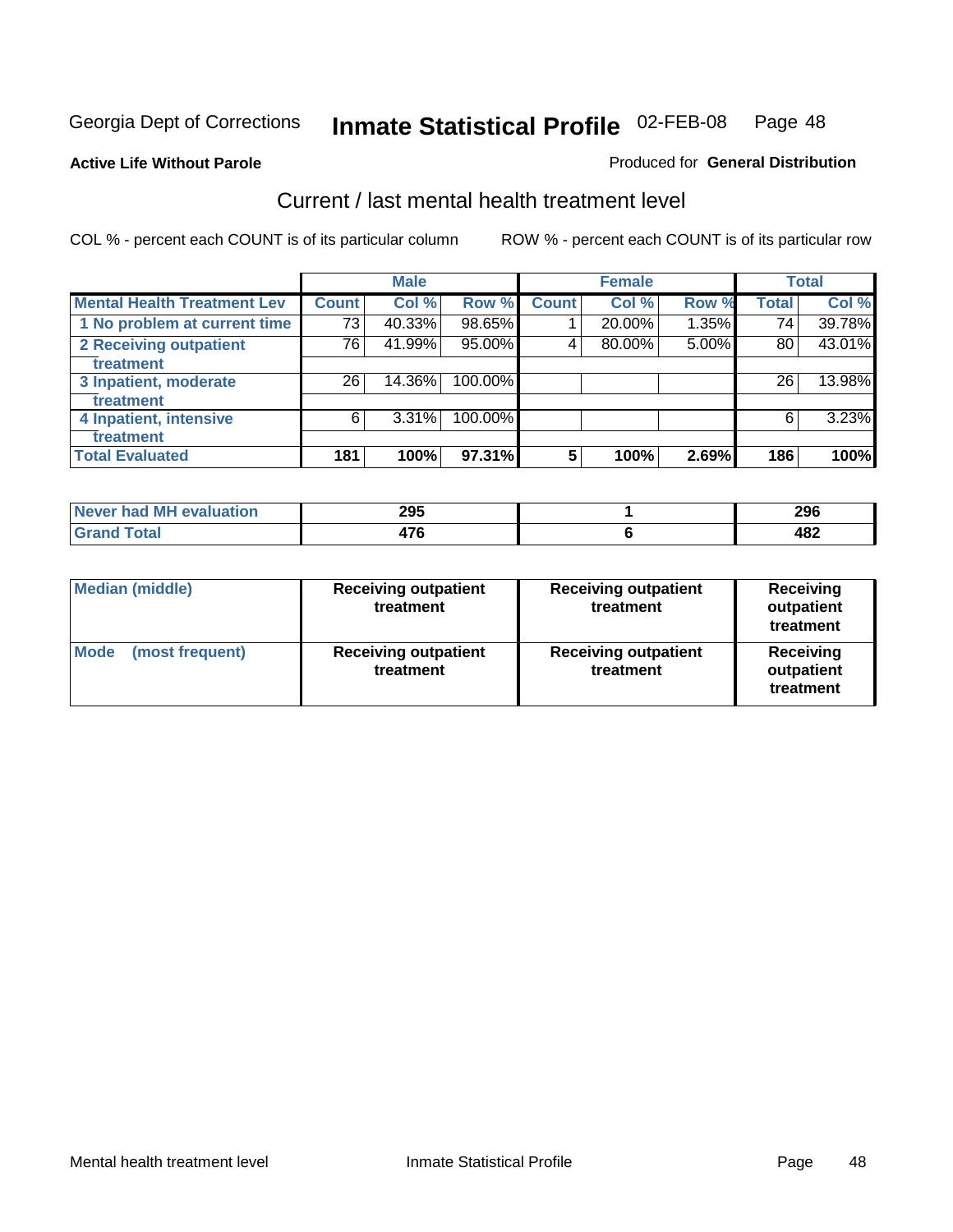Georgia Dept of Corrections **Inmate Statistical Profile** 02-FEB-08 Page 48

**Active Life Without Parole**

Produced for **General Distribution**

## Current / last mental health treatment level

COL % - percent each COUNT is of its particular column

ROW % - percent each COUNT is of its particular row

| | Male | | | Female | | | Total | |
|---|---|---|---|---|---|---|---|---|
| **Mental Health Treatment Lev** | **Count** | **Col %** | **Row %** | **Count** | **Col %** | **Row %** | **Total** | **Col %** |
| 1 No problem at current time | 73 | 40.33% | 98.65% | 1 | 20.00% | 1.35% | 74 | 39.78% |
| 2 Receiving outpatient treatment | 76 | 41.99% | 95.00% | 4 | 80.00% | 5.00% | 80 | 43.01% |
| 3 Inpatient, moderate treatment | 26 | 14.36% | 100.00% | | | | 26 | 13.98% |
| 4 Inpatient, intensive treatment | 6 | 3.31% | 100.00% | | | | 6 | 3.23% |
| **Total Evaluated** | **181** | **100%** | **97.31%** | **5** | **100%** | **2.69%** | **186** | **100%** |

| | Male | Female | Total |
|---|---|---|---|
| **Never had MH evaluation** | **295** | **1** | **296** |
| **Grand Total** | **476** | **6** | **482** |

| | Male | Female | Total |
|---|---|---|---|
| **Median (middle)** | **Receiving outpatient treatment** | **Receiving outpatient treatment** | **Receiving outpatient treatment** |
| **Mode (most frequent)** | **Receiving outpatient treatment** | **Receiving outpatient treatment** | **Receiving outpatient treatment** |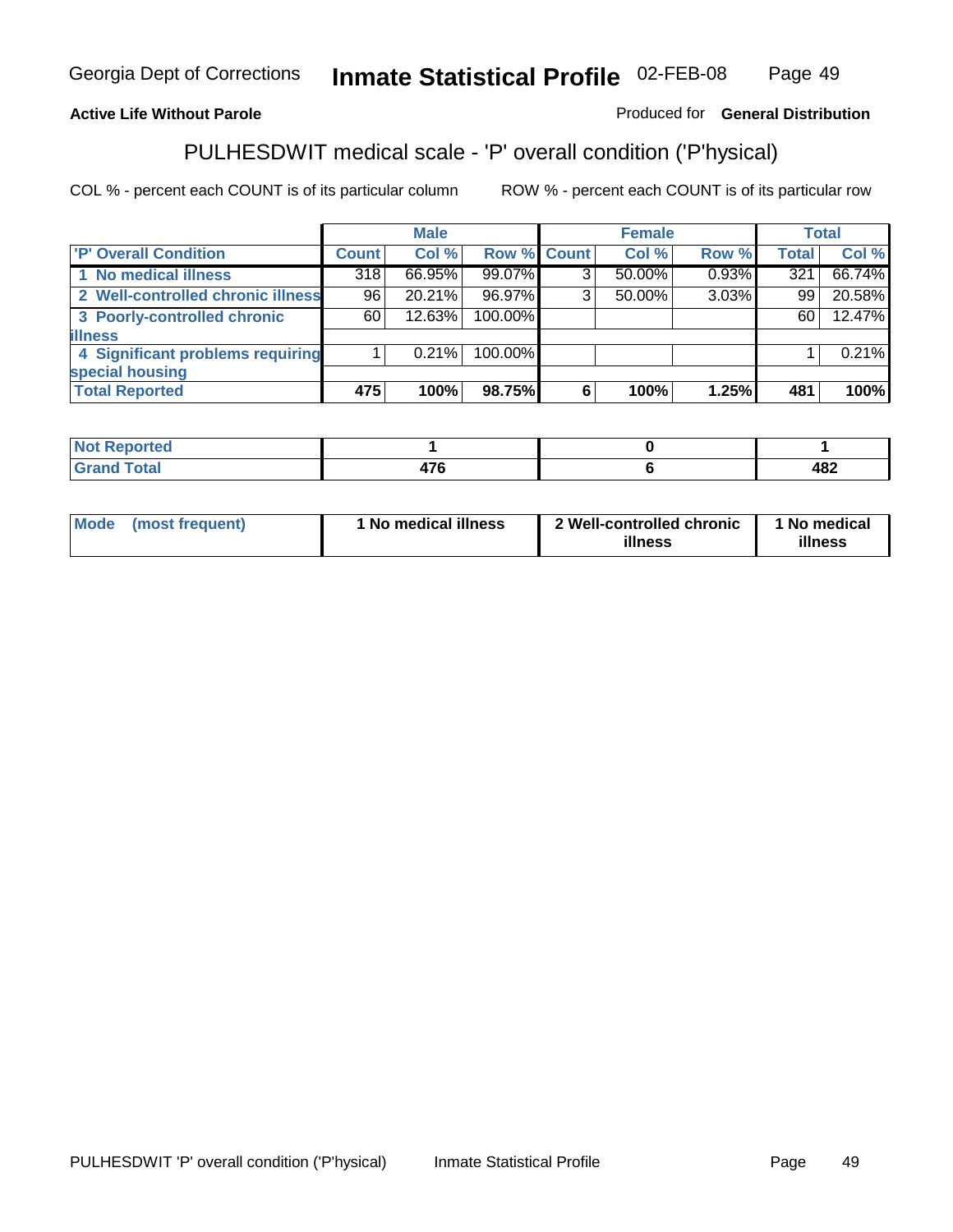Georgia Dept of Corrections **Inmate Statistical Profile** 02-FEB-08

**Active Life Without Parole**

Produced for **General Distribution**

## PULHESDWIT medical scale - 'P' overall condition ('P'hysical)

COL % - percent each COUNT is of its particular column ROW % - percent each COUNT is of its particular row

| | Male | | | Female | | | Total | |
|---|---|---|---|---|---|---|---|---|
| **'P' Overall Condition** | **Count** | **Col %** | **Row %** | **Count** | **Col %** | **Row %** | **Total** | **Col %** |
| **1 No medical illness** | 318 | 66.95% | 99.07% | 3 | 50.00% | 0.93% | 321 | 66.74% |
| **2 Well-controlled chronic illness** | 96 | 20.21% | 96.97% | 3 | 50.00% | 3.03% | 99 | 20.58% |
| **3 Poorly-controlled chronic illness** | 60 | 12.63% | 100.00% | | | | 60 | 12.47% |
| **4 Significant problems requiring special housing** | 1 | 0.21% | 100.00% | | | | 1 | 0.21% |
| **Total Reported** | **475** | **100%** | **98.75%** | **6** | **100%** | **1.25%** | **481** | **100%** |

| | Male | Female | Total |
|---|---|---|---|
| **Not Reported** | **1** | **0** | **1** |
| **Grand Total** | **476** | **6** | **482** |

| | Male | Female | Total |
|---|---|---|---|
| **Mode (most frequent)** | **1 No medical illness** | **2 Well-controlled chronic illness** | **1 No medical illness** |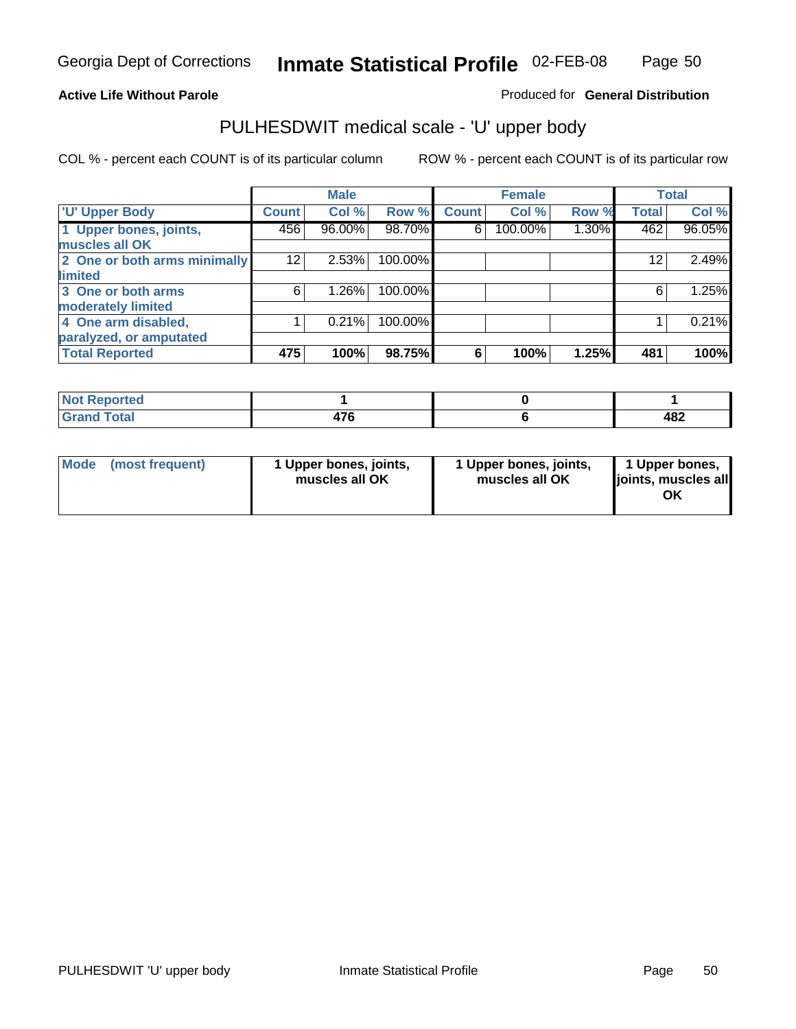**Active Life Without Parole**

Produced for **General Distribution**

## PULHESDWIT medical scale - 'U' upper body

COL % - percent each COUNT is of its particular column

ROW % - percent each COUNT is of its particular row

| | Male | | | Female | | | Total | |
|---|---|---|---|---|---|---|---|---|
| 'U' Upper Body | Count | Col % | Row % | Count | Col % | Row % | Total | Col % |
| 1 Upper bones, joints, muscles all OK | 456 | 96.00% | 98.70% | 6 | 100.00% | 1.30% | 462 | 96.05% |
| 2 One or both arms minimally limited | 12 | 2.53% | 100.00% | | | | 12 | 2.49% |
| 3 One or both arms moderately limited | 6 | 1.26% | 100.00% | | | | 6 | 1.25% |
| 4 One arm disabled, paralyzed, or amputated | 1 | 0.21% | 100.00% | | | | 1 | 0.21% |
| **Total Reported** | **475** | **100%** | **98.75%** | **6** | **100%** | **1.25%** | **481** | **100%** |

| | Male | Female | Total |
|---|---|---|---|
| Not Reported | 1 | 0 | 1 |
| Grand Total | 476 | 6 | 482 |

| | Male | Female | Total |
|---|---|---|---|
| Mode (most frequent) | 1 Upper bones, joints, muscles all OK | 1 Upper bones, joints, muscles all OK | 1 Upper bones, joints, muscles all OK |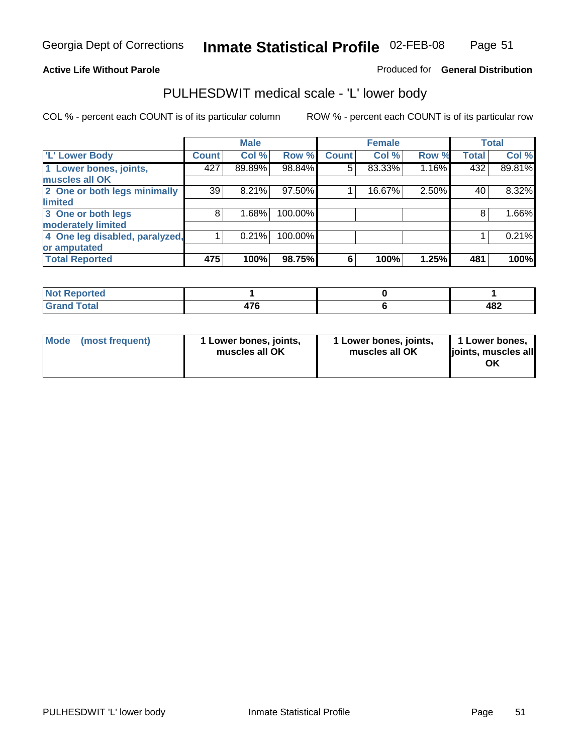# Inmate Statistical Profile

Georgia Dept of Corrections — 02-FEB-08

**Active Life Without Parole** — Produced for **General Distribution**

## PULHESDWIT medical scale - 'L' lower body

COL % - percent each COUNT is of its particular column    ROW % - percent each COUNT is of its particular row

| | Male | | | Female | | | Total | |
|---|---|---|---|---|---|---|---|---|
| 'L' Lower Body | Count | Col % | Row % | Count | Col % | Row % | Total | Col % |
| 1 Lower bones, joints, muscles all OK | 427 | 89.89% | 98.84% | 5 | 83.33% | 1.16% | 432 | 89.81% |
| 2 One or both legs minimally limited | 39 | 8.21% | 97.50% | 1 | 16.67% | 2.50% | 40 | 8.32% |
| 3 One or both legs moderately limited | 8 | 1.68% | 100.00% | | | | 8 | 1.66% |
| 4 One leg disabled, paralyzed, or amputated | 1 | 0.21% | 100.00% | | | | 1 | 0.21% |
| **Total Reported** | **475** | **100%** | **98.75%** | **6** | **100%** | **1.25%** | **481** | **100%** |

| | Male | Female | Total |
|---|---|---|---|
| Not Reported | 1 | 0 | 1 |
| Grand Total | 476 | 6 | 482 |

| | Male | Female | Total |
|---|---|---|---|
| Mode (most frequent) | 1 Lower bones, joints, muscles all OK | 1 Lower bones, joints, muscles all OK | 1 Lower bones, joints, muscles all OK |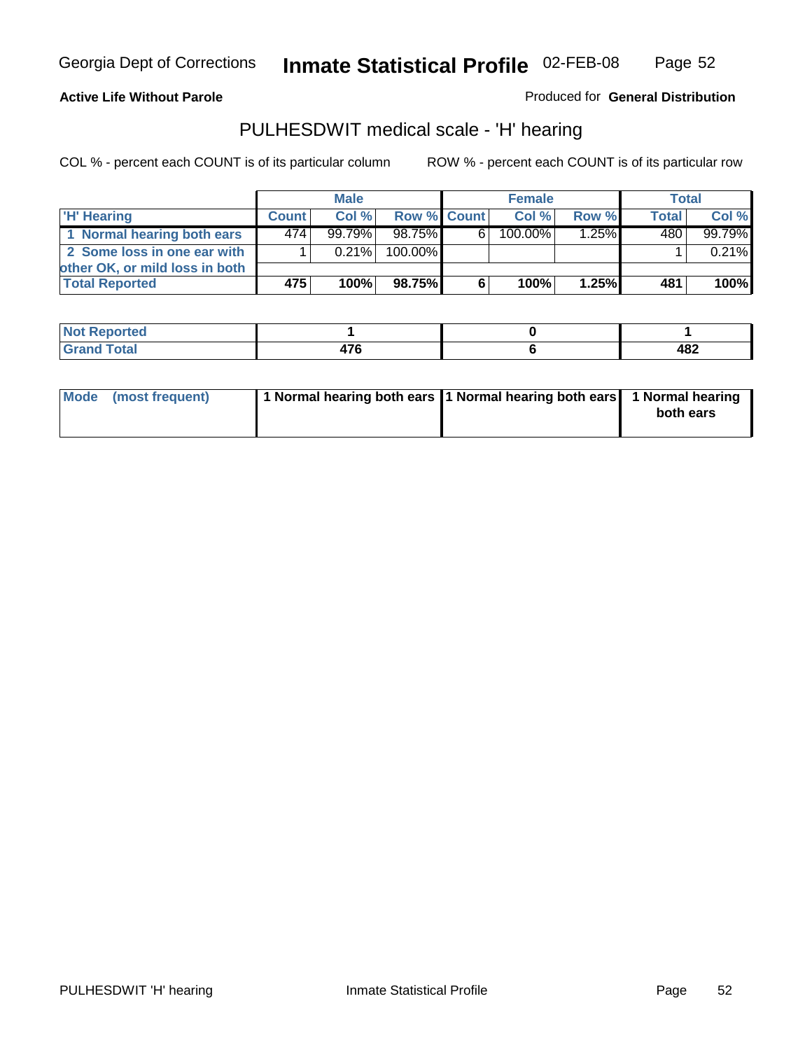**Active Life Without Parole**

Produced for **General Distribution**

## PULHESDWIT medical scale - 'H' hearing

COL % - percent each COUNT is of its particular column

ROW % - percent each COUNT is of its particular row

| | Male | | | Female | | | Total | |
|---|---|---|---|---|---|---|---|---|
| 'H' Hearing | Count | Col % | Row % | Count | Col % | Row % | Total | Col % |
| 1 Normal hearing both ears | 474 | 99.79% | 98.75% | 6 | 100.00% | 1.25% | 480 | 99.79% |
| 2 Some loss in one ear with other OK, or mild loss in both | 1 | 0.21% | 100.00% | | | | 1 | 0.21% |
| **Total Reported** | **475** | **100%** | **98.75%** | **6** | **100%** | **1.25%** | **481** | **100%** |

| | Male | Female | Total |
|---|---|---|---|
| Not Reported | **1** | **0** | **1** |
| Grand Total | **476** | **6** | **482** |

| | Male | Female | Total |
|---|---|---|---|
| Mode (most frequent) | **1 Normal hearing both ears** | **1 Normal hearing both ears** | **1 Normal hearing both ears** |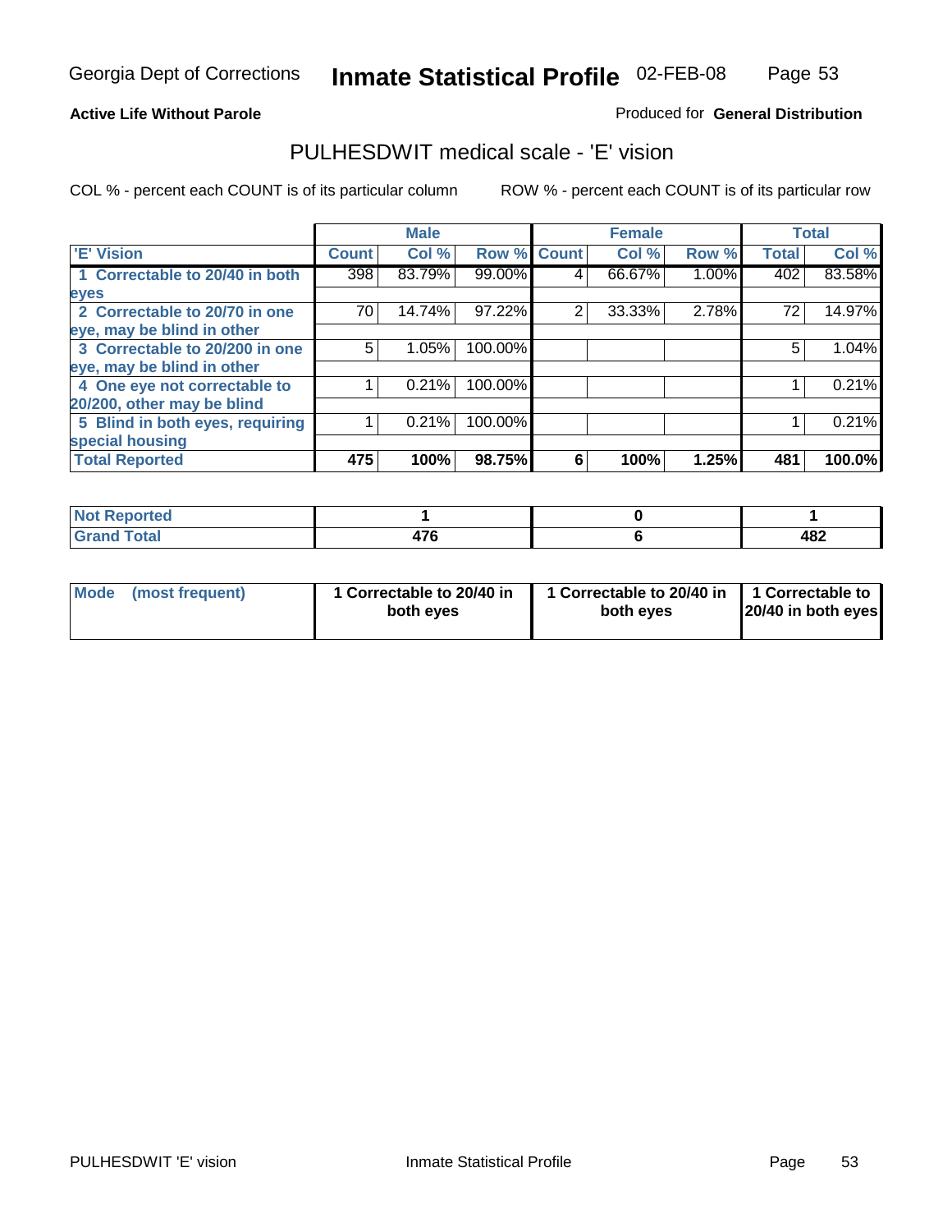Georgia Dept of Corrections **Inmate Statistical Profile** 02-FEB-08

**Active Life Without Parole**

Produced for **General Distribution**

## PULHESDWIT medical scale - 'E' vision

COL % - percent each COUNT is of its particular column

ROW % - percent each COUNT is of its particular row

| | Male | | | Female | | | Total | |
|---|---|---|---|---|---|---|---|---|
| 'E' Vision | Count | Col % | Row % | Count | Col % | Row % | Total | Col % |
| 1 Correctable to 20/40 in both eyes | 398 | 83.79% | 99.00% | 4 | 66.67% | 1.00% | 402 | 83.58% |
| 2 Correctable to 20/70 in one eye, may be blind in other | 70 | 14.74% | 97.22% | 2 | 33.33% | 2.78% | 72 | 14.97% |
| 3 Correctable to 20/200 in one eye, may be blind in other | 5 | 1.05% | 100.00% | | | | 5 | 1.04% |
| 4 One eye not correctable to 20/200, other may be blind | 1 | 0.21% | 100.00% | | | | 1 | 0.21% |
| 5 Blind in both eyes, requiring special housing | 1 | 0.21% | 100.00% | | | | 1 | 0.21% |
| **Total Reported** | **475** | **100%** | **98.75%** | **6** | **100%** | **1.25%** | **481** | **100.0%** |

| | Male | Female | Total |
|---|---|---|---|
| Not Reported | 1 | 0 | 1 |
| Grand Total | 476 | 6 | 482 |

| | Male | Female | Total |
|---|---|---|---|
| Mode (most frequent) | 1 Correctable to 20/40 in both eyes | 1 Correctable to 20/40 in both eyes | 1 Correctable to 20/40 in both eyes |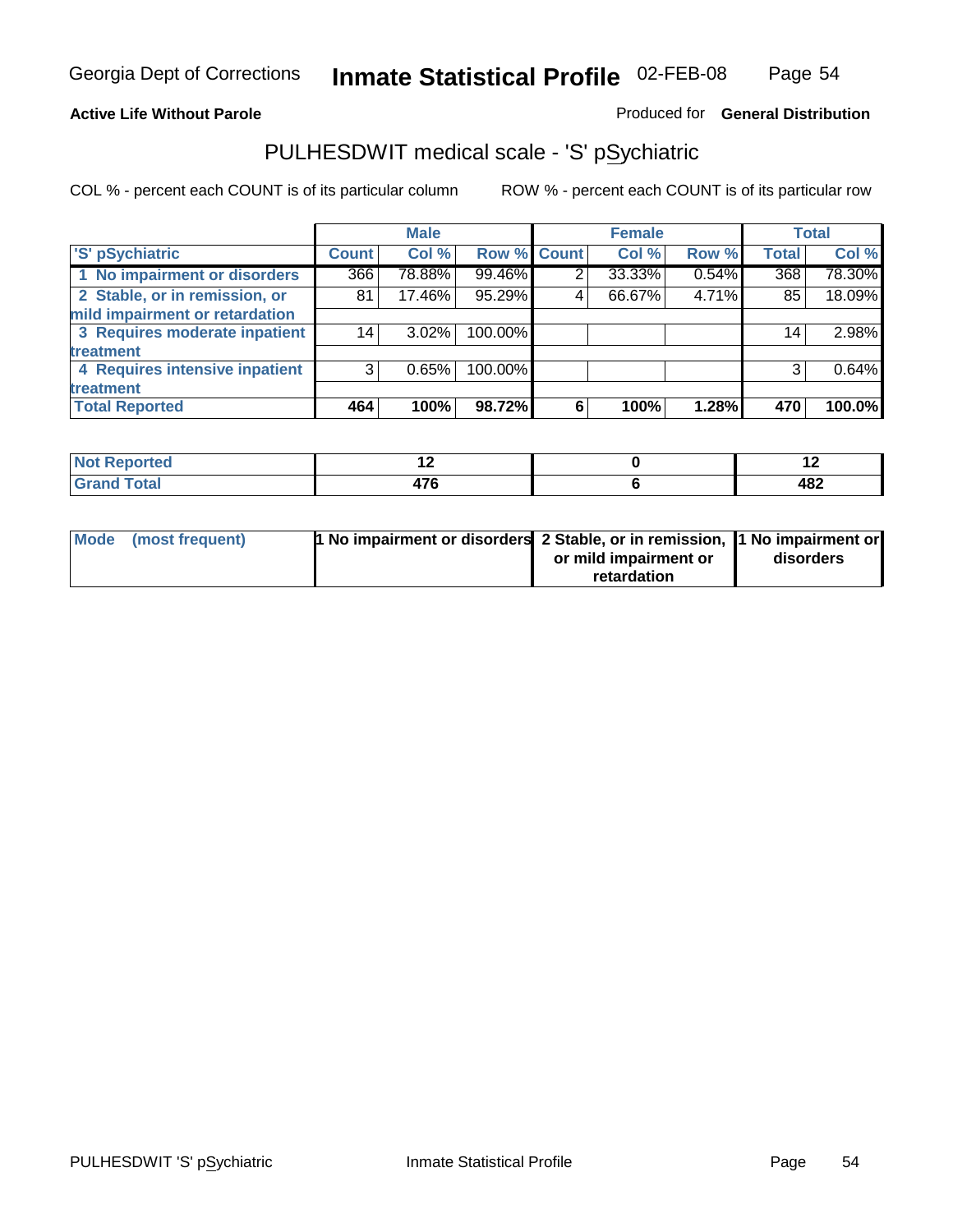Georgia Dept of Corrections **Inmate Statistical Profile** 02-FEB-08

**Active Life Without Parole**

Produced for **General Distribution**

## PULHESDWIT medical scale - 'S' pSychiatric

COL % - percent each COUNT is of its particular column

ROW % - percent each COUNT is of its particular row

| | Male | | | Female | | | Total | |
|---|---|---|---|---|---|---|---|---|
| 'S' pSychiatric | Count | Col % | Row % | Count | Col % | Row % | Total | Col % |
| 1 No impairment or disorders | 366 | 78.88% | 99.46% | 2 | 33.33% | 0.54% | 368 | 78.30% |
| 2 Stable, or in remission, or mild impairment or retardation | 81 | 17.46% | 95.29% | 4 | 66.67% | 4.71% | 85 | 18.09% |
| 3 Requires moderate inpatient treatment | 14 | 3.02% | 100.00% | | | | 14 | 2.98% |
| 4 Requires intensive inpatient treatment | 3 | 0.65% | 100.00% | | | | 3 | 0.64% |
| **Total Reported** | **464** | **100%** | **98.72%** | **6** | **100%** | **1.28%** | **470** | **100.0%** |

| | Male | Female | Total |
|---|---|---|---|
| **Not Reported** | **12** | **0** | **12** |
| **Grand Total** | **476** | **6** | **482** |

| | Male | Female | Total |
|---|---|---|---|
| Mode (most frequent) | 1 No impairment or disorders | 2 Stable, or in remission, or mild impairment or retardation | 1 No impairment or disorders |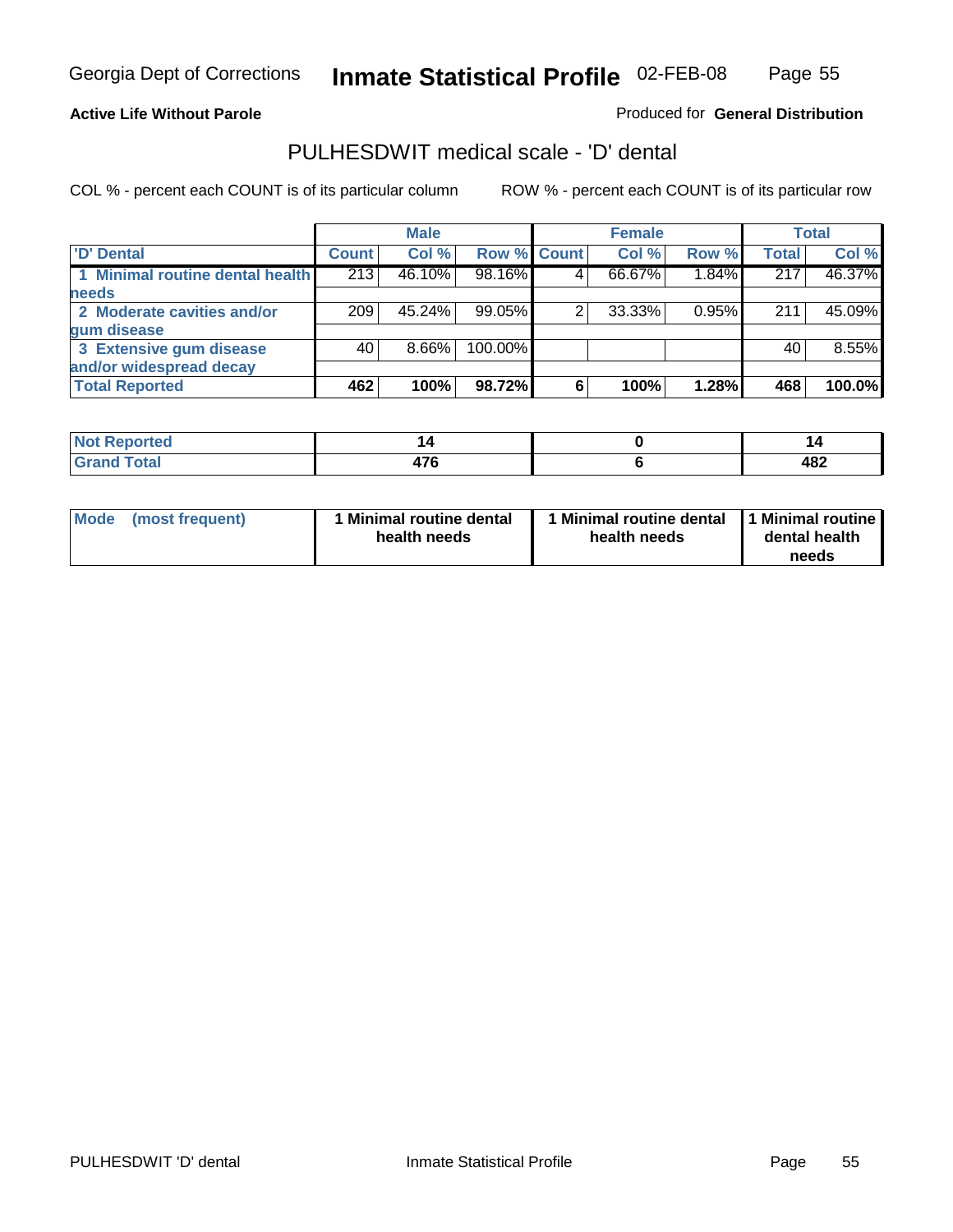**Active Life Without Parole**

Produced for **General Distribution**

## PULHESDWIT medical scale - 'D' dental

COL % - percent each COUNT is of its particular column

ROW % - percent each COUNT is of its particular row

| | Male | | | Female | | | Total | |
|---|---|---|---|---|---|---|---|---|
| 'D' Dental | Count | Col % | Row % | Count | Col % | Row % | Total | Col % |
| 1 Minimal routine dental health needs | 213 | 46.10% | 98.16% | 4 | 66.67% | 1.84% | 217 | 46.37% |
| 2 Moderate cavities and/or gum disease | 209 | 45.24% | 99.05% | 2 | 33.33% | 0.95% | 211 | 45.09% |
| 3 Extensive gum disease and/or widespread decay | 40 | 8.66% | 100.00% | | | | 40 | 8.55% |
| **Total Reported** | **462** | **100%** | **98.72%** | **6** | **100%** | **1.28%** | **468** | **100.0%** |

| | Male | Female | Total |
|---|---|---|---|
| Not Reported | 14 | 0 | 14 |
| Grand Total | 476 | 6 | 482 |

| | Male | Female | Total |
|---|---|---|---|
| Mode (most frequent) | 1 Minimal routine dental health needs | 1 Minimal routine dental health needs | 1 Minimal routine dental health needs |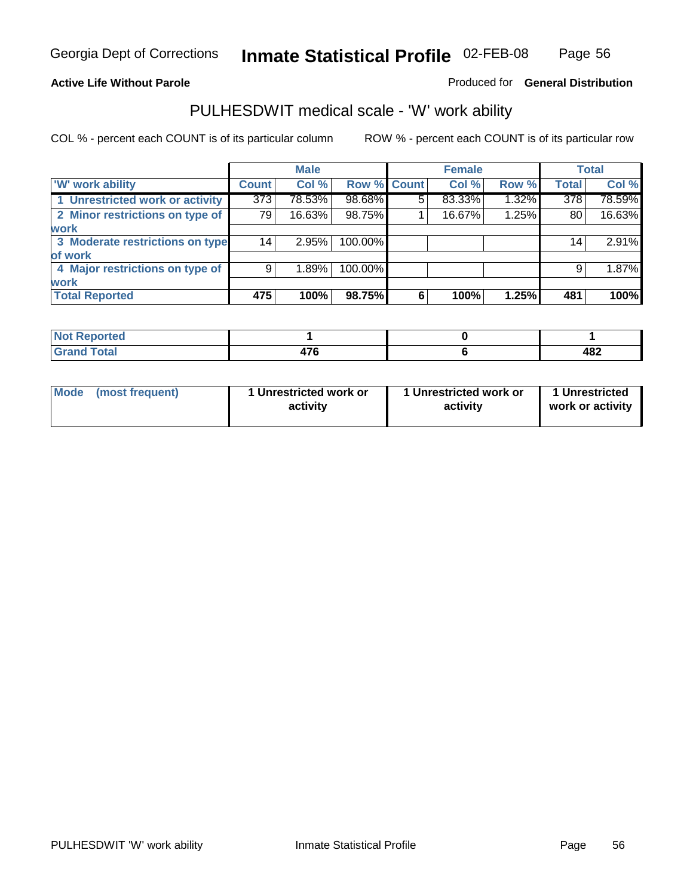Georgia Dept of Corrections **Inmate Statistical Profile** 02-FEB-08

**Active Life Without Parole**

Produced for **General Distribution**

## PULHESDWIT medical scale - 'W' work ability

COL % - percent each COUNT is of its particular column

ROW % - percent each COUNT is of its particular row

| | Male | | | Female | | | Total | |
|---|---|---|---|---|---|---|---|---|
| 'W' work ability | Count | Col % | Row % | Count | Col % | Row % | Total | Col % |
| 1 Unrestricted work or activity | 373 | 78.53% | 98.68% | 5 | 83.33% | 1.32% | 378 | 78.59% |
| 2 Minor restrictions on type of work | 79 | 16.63% | 98.75% | 1 | 16.67% | 1.25% | 80 | 16.63% |
| 3 Moderate restrictions on type of work | 14 | 2.95% | 100.00% | | | | 14 | 2.91% |
| 4 Major restrictions on type of work | 9 | 1.89% | 100.00% | | | | 9 | 1.87% |
| **Total Reported** | **475** | **100%** | **98.75%** | **6** | **100%** | **1.25%** | **481** | **100%** |

| | Male | Female | Total |
|---|---|---|---|
| Not Reported | 1 | 0 | 1 |
| Grand Total | 476 | 6 | 482 |

| | Male | Female | Total |
|---|---|---|---|
| Mode (most frequent) | 1 Unrestricted work or activity | 1 Unrestricted work or activity | 1 Unrestricted work or activity |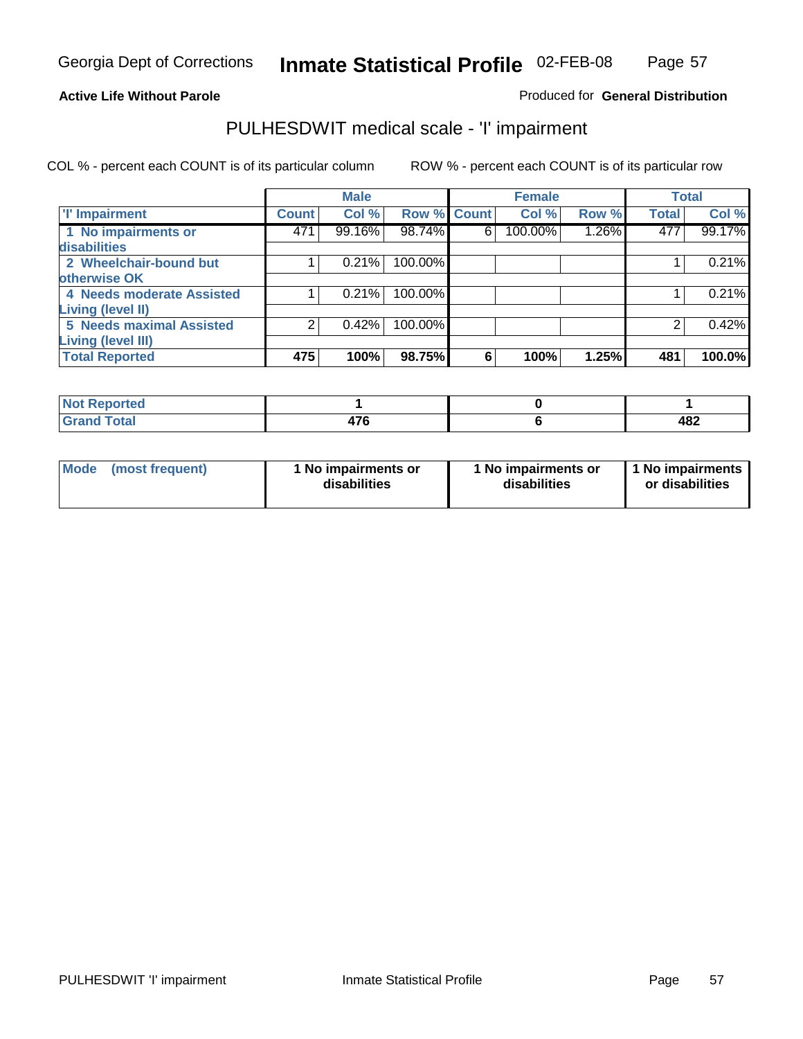Georgia Dept of Corrections **Inmate Statistical Profile** 02-FEB-08

**Active Life Without Parole**

Produced for **General Distribution**

## PULHESDWIT medical scale - 'I' impairment

COL % - percent each COUNT is of its particular column ROW % - percent each COUNT is of its particular row

| | Male | | | Female | | | Total | |
|---|---|---|---|---|---|---|---|---|
| 'I' Impairment | Count | Col % | Row % | Count | Col % | Row % | Total | Col % |
| 1 No impairments or disabilities | 471 | 99.16% | 98.74% | 6 | 100.00% | 1.26% | 477 | 99.17% |
| 2 Wheelchair-bound but otherwise OK | 1 | 0.21% | 100.00% | | | | 1 | 0.21% |
| 4 Needs moderate Assisted Living (level II) | 1 | 0.21% | 100.00% | | | | 1 | 0.21% |
| 5 Needs maximal Assisted Living (level III) | 2 | 0.42% | 100.00% | | | | 2 | 0.42% |
| **Total Reported** | **475** | **100%** | **98.75%** | **6** | **100%** | **1.25%** | **481** | **100.0%** |

| | Male | Female | Total |
|---|---|---|---|
| **Not Reported** | **1** | **0** | **1** |
| **Grand Total** | **476** | **6** | **482** |

| | Male | Female | Total |
|---|---|---|---|
| **Mode (most frequent)** | **1 No impairments or disabilities** | **1 No impairments or disabilities** | **1 No impairments or disabilities** |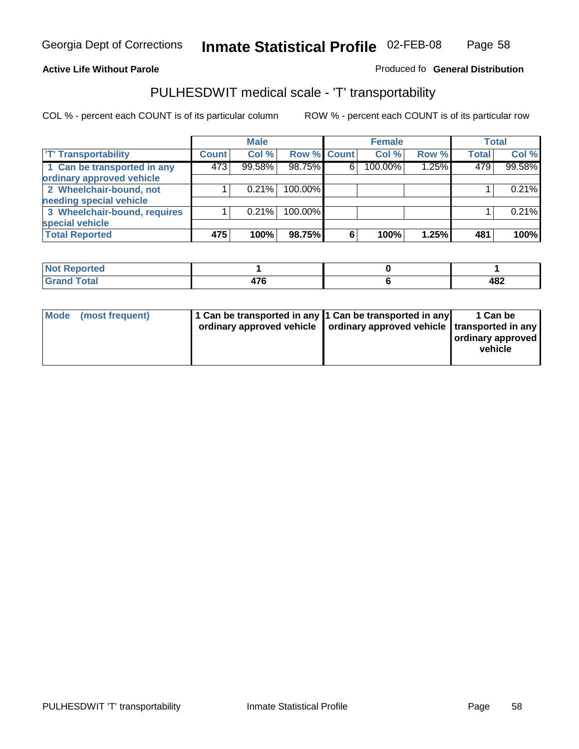Georgia Dept of Corrections **Inmate Statistical Profile** 02-FEB-08

**Active Life Without Parole**

Produced fo **General Distribution**

## PULHESDWIT medical scale - 'T' transportability

COL % - percent each COUNT is of its particular column

ROW % - percent each COUNT is of its particular row

| | Male | | | Female | | | Total | |
|---|---|---|---|---|---|---|---|---|
| 'T' Transportability | Count | Col % | Row % | Count | Col % | Row % | Total | Col % |
| 1 Can be transported in any ordinary approved vehicle | 473 | 99.58% | 98.75% | 6 | 100.00% | 1.25% | 479 | 99.58% |
| 2 Wheelchair-bound, not needing special vehicle | 1 | 0.21% | 100.00% | | | | 1 | 0.21% |
| 3 Wheelchair-bound, requires special vehicle | 1 | 0.21% | 100.00% | | | | 1 | 0.21% |
| **Total Reported** | **475** | **100%** | **98.75%** | **6** | **100%** | **1.25%** | **481** | **100%** |

| | Male | Female | Total |
|---|---|---|---|
| Not Reported | 1 | 0 | 1 |
| Grand Total | 476 | 6 | 482 |

| | Male | Female | Total |
|---|---|---|---|
| Mode (most frequent) | 1 Can be transported in any ordinary approved vehicle | 1 Can be transported in any ordinary approved vehicle | 1 Can be transported in any ordinary approved vehicle |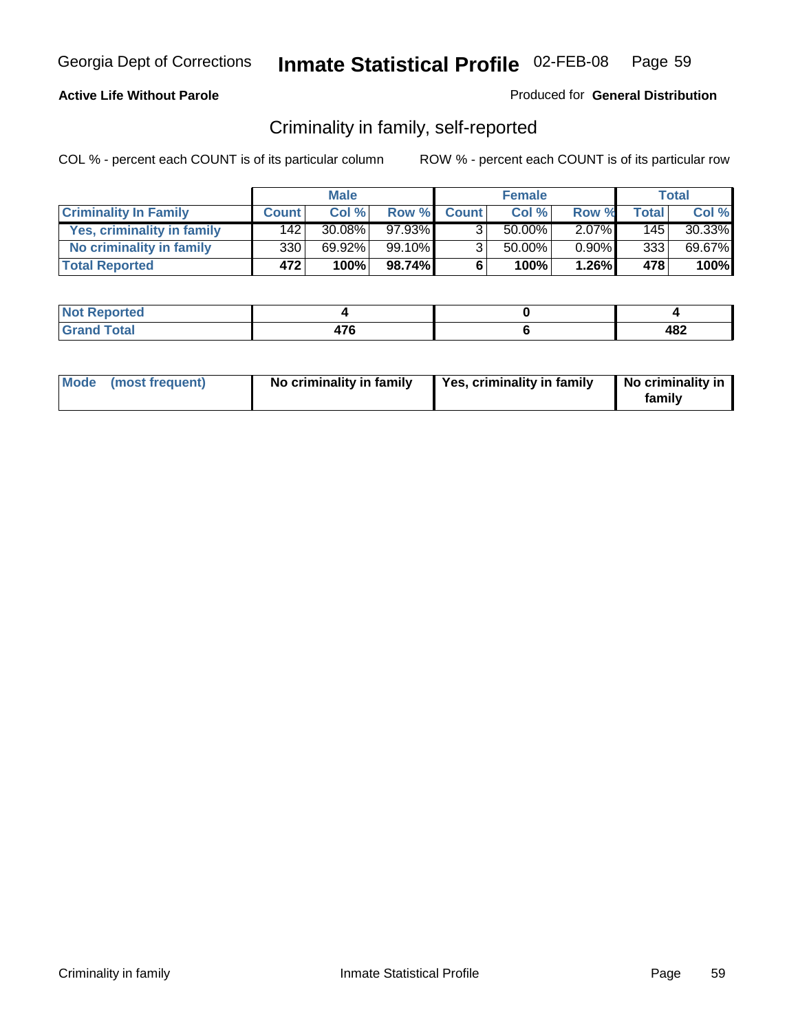Georgia Dept of Corrections **Inmate Statistical Profile** 02-FEB-08

**Active Life Without Parole**

Produced for **General Distribution**

## Criminality in family, self-reported

COL % - percent each COUNT is of its particular column

ROW % - percent each COUNT is of its particular row

| | Male | | | Female | | | Total | |
|---|---|---|---|---|---|---|---|---|
| **Criminality In Family** | **Count** | **Col %** | **Row %** | **Count** | **Col %** | **Row %** | **Total** | **Col %** |
| **Yes, criminality in family** | 142 | 30.08% | 97.93% | 3 | 50.00% | 2.07% | 145 | 30.33% |
| **No criminality in family** | 330 | 69.92% | 99.10% | 3 | 50.00% | 0.90% | 333 | 69.67% |
| **Total Reported** | **472** | **100%** | **98.74%** | **6** | **100%** | **1.26%** | **478** | **100%** |

| | Male | Female | Total |
|---|---|---|---|
| **Not Reported** | **4** | **0** | **4** |
| **Grand Total** | **476** | **6** | **482** |

| | Male | Female | Total |
|---|---|---|---|
| **Mode (most frequent)** | **No criminality in family** | **Yes, criminality in family** | **No criminality in family** |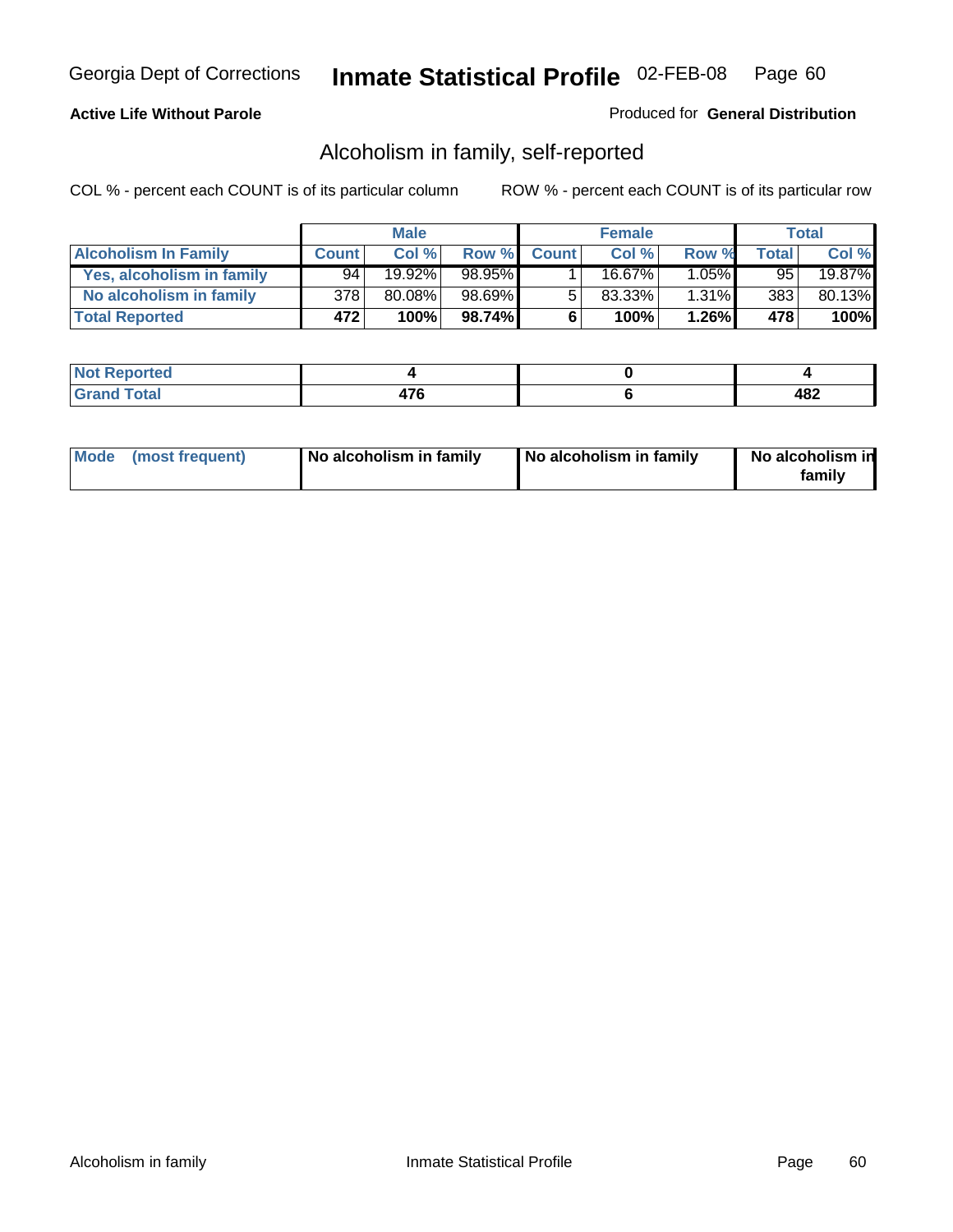Georgia Dept of Corrections **Inmate Statistical Profile** 02-FEB-08

**Active Life Without Parole**

Produced for **General Distribution**

## Alcoholism in family, self-reported

COL % - percent each COUNT is of its particular column    ROW % - percent each COUNT is of its particular row

| | Male | | | Female | | | Total | |
|---|---|---|---|---|---|---|---|---|
| **Alcoholism In Family** | **Count** | **Col %** | **Row %** | **Count** | **Col %** | **Row %** | **Total** | **Col %** |
| **Yes, alcoholism in family** | 94 | 19.92% | 98.95% | 1 | 16.67% | 1.05% | 95 | 19.87% |
| **No alcoholism in family** | 378 | 80.08% | 98.69% | 5 | 83.33% | 1.31% | 383 | 80.13% |
| **Total Reported** | **472** | **100%** | **98.74%** | **6** | **100%** | **1.26%** | **478** | **100%** |

| | Male | Female | Total |
|---|---|---|---|
| **Not Reported** | **4** | **0** | **4** |
| **Grand Total** | **476** | **6** | **482** |

| | Male | Female | Total |
|---|---|---|---|
| **Mode (most frequent)** | **No alcoholism in family** | **No alcoholism in family** | **No alcoholism in family** |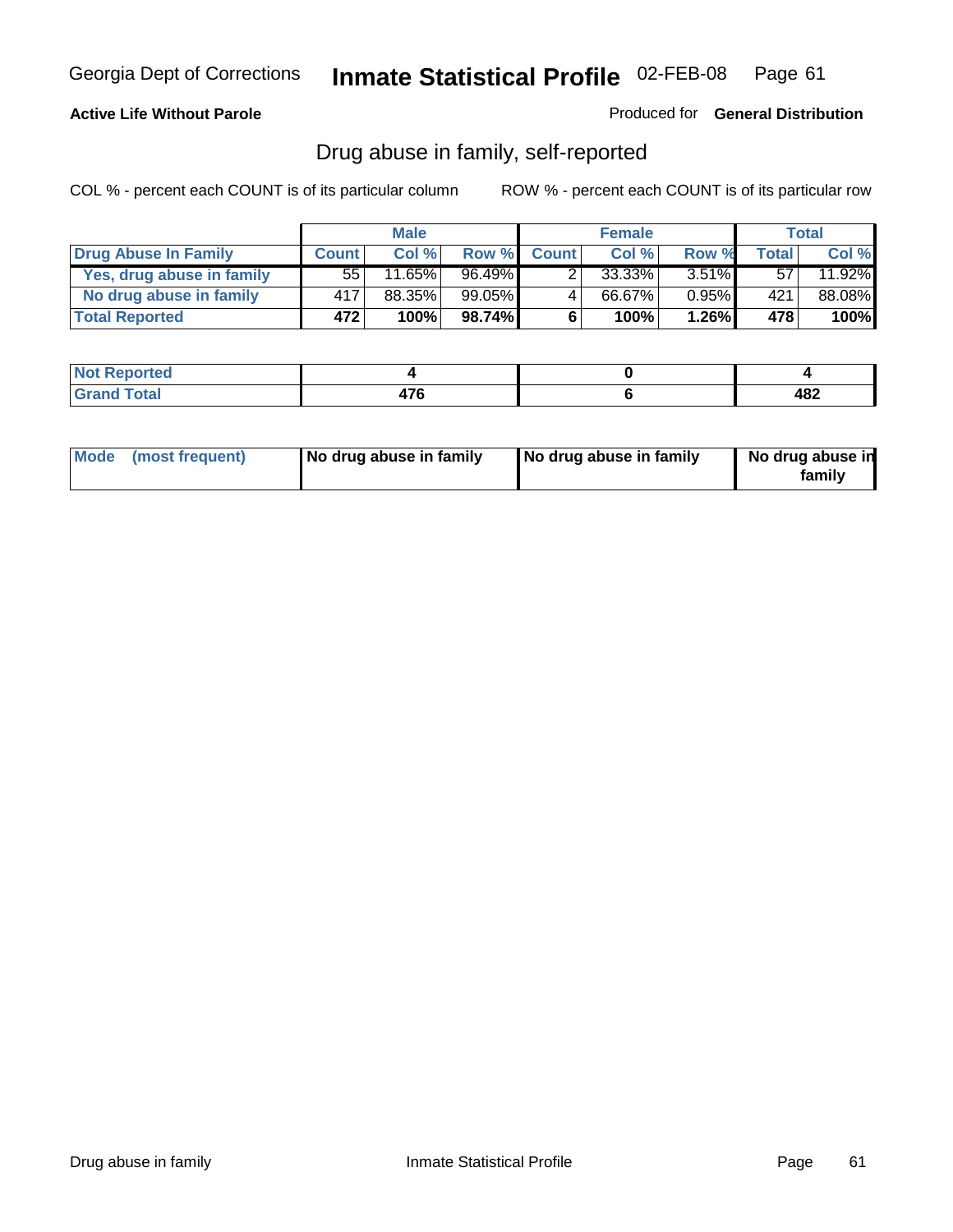Georgia Dept of Corrections **Inmate Statistical Profile** 02-FEB-08

**Active Life Without Parole**

Produced for **General Distribution**

## Drug abuse in family, self-reported

COL % - percent each COUNT is of its particular column

ROW % - percent each COUNT is of its particular row

| | Male | | | Female | | | Total | |
|---|---|---|---|---|---|---|---|---|
| **Drug Abuse In Family** | **Count** | **Col %** | **Row %** | **Count** | **Col %** | **Row %** | **Total** | **Col %** |
| **Yes, drug abuse in family** | 55 | 11.65% | 96.49% | 2 | 33.33% | 3.51% | 57 | 11.92% |
| **No drug abuse in family** | 417 | 88.35% | 99.05% | 4 | 66.67% | 0.95% | 421 | 88.08% |
| **Total Reported** | **472** | **100%** | **98.74%** | **6** | **100%** | **1.26%** | **478** | **100%** |

| | Male | Female | Total |
|---|---|---|---|
| **Not Reported** | **4** | **0** | **4** |
| **Grand Total** | **476** | **6** | **482** |

| | Male | Female | Total |
|---|---|---|---|
| **Mode (most frequent)** | **No drug abuse in family** | **No drug abuse in family** | **No drug abuse in family** |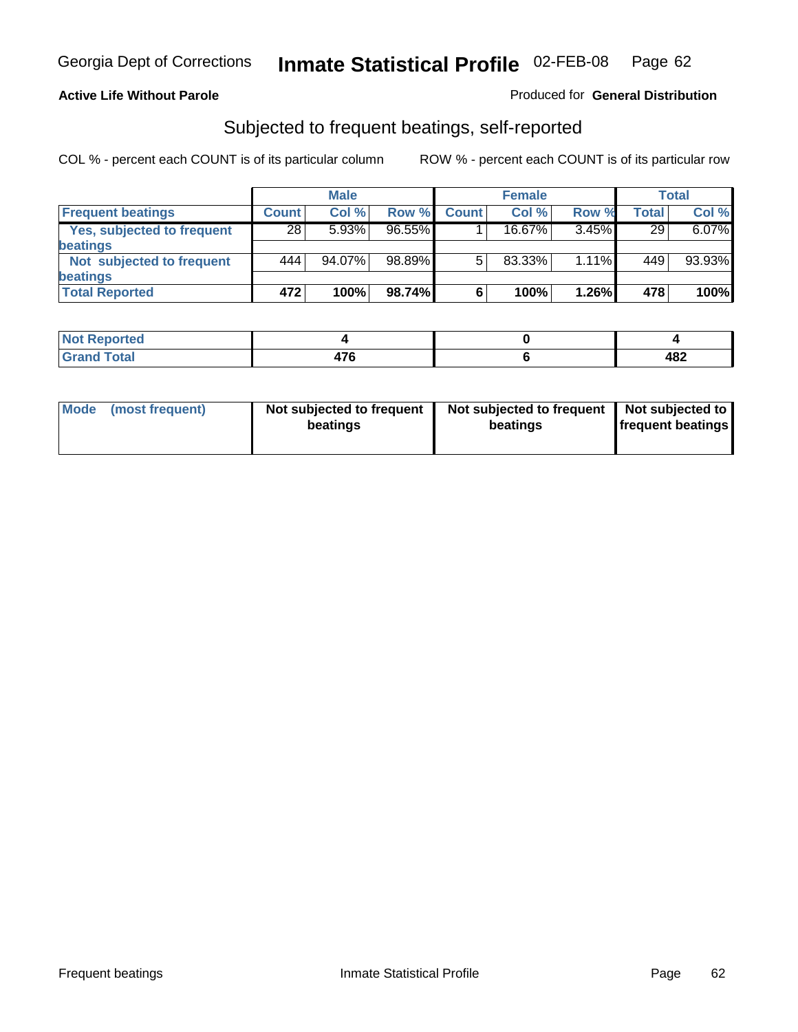**Active Life Without Parole**

Produced for **General Distribution**

## Subjected to frequent beatings, self-reported

COL % - percent each COUNT is of its particular column

ROW % - percent each COUNT is of its particular row

| | Male | | | Female | | | Total | |
|---|---|---|---|---|---|---|---|---|
| **Frequent beatings** | **Count** | **Col %** | **Row %** | **Count** | **Col %** | **Row %** | **Total** | **Col %** |
| **Yes, subjected to frequent beatings** | 28 | 5.93% | 96.55% | 1 | 16.67% | 3.45% | 29 | 6.07% |
| **Not subjected to frequent beatings** | 444 | 94.07% | 98.89% | 5 | 83.33% | 1.11% | 449 | 93.93% |
| **Total Reported** | **472** | **100%** | **98.74%** | **6** | **100%** | **1.26%** | **478** | **100%** |

| | Male | Female | Total |
|---|---|---|---|
| **Not Reported** | **4** | **0** | **4** |
| **Grand Total** | **476** | **6** | **482** |

| | Male | Female | Total |
|---|---|---|---|
| **Mode (most frequent)** | **Not subjected to frequent beatings** | **Not subjected to frequent beatings** | **Not subjected to frequent beatings** |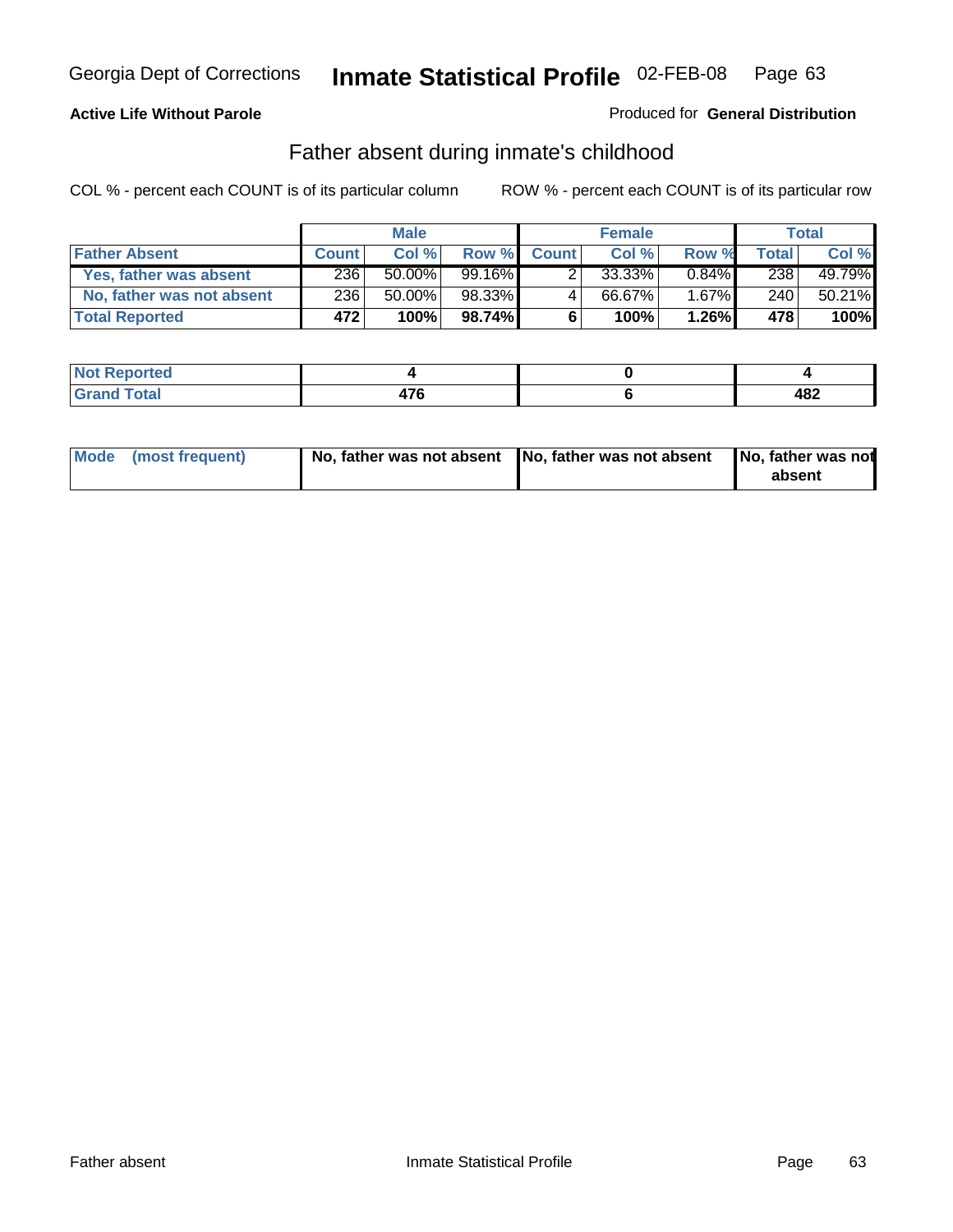Georgia Dept of Corrections **Inmate Statistical Profile** 02-FEB-08

**Active Life Without Parole**

Produced for **General Distribution**

## Father absent during inmate's childhood

COL % - percent each COUNT is of its particular column     ROW % - percent each COUNT is of its particular row

| | Male | | | Female | | | Total | |
|---|---|---|---|---|---|---|---|---|
| **Father Absent** | **Count** | **Col %** | **Row %** | **Count** | **Col %** | **Row %** | **Total** | **Col %** |
| **Yes, father was absent** | 236 | 50.00% | 99.16% | 2 | 33.33% | 0.84% | 238 | 49.79% |
| **No, father was not absent** | 236 | 50.00% | 98.33% | 4 | 66.67% | 1.67% | 240 | 50.21% |
| **Total Reported** | **472** | **100%** | **98.74%** | **6** | **100%** | **1.26%** | **478** | **100%** |

| | Male | Female | Total |
|---|---|---|---|
| **Not Reported** | **4** | **0** | **4** |
| **Grand Total** | **476** | **6** | **482** |

| | Male | Female | Total |
|---|---|---|---|
| **Mode (most frequent)** | **No, father was not absent** | **No, father was not absent** | **No, father was not absent** |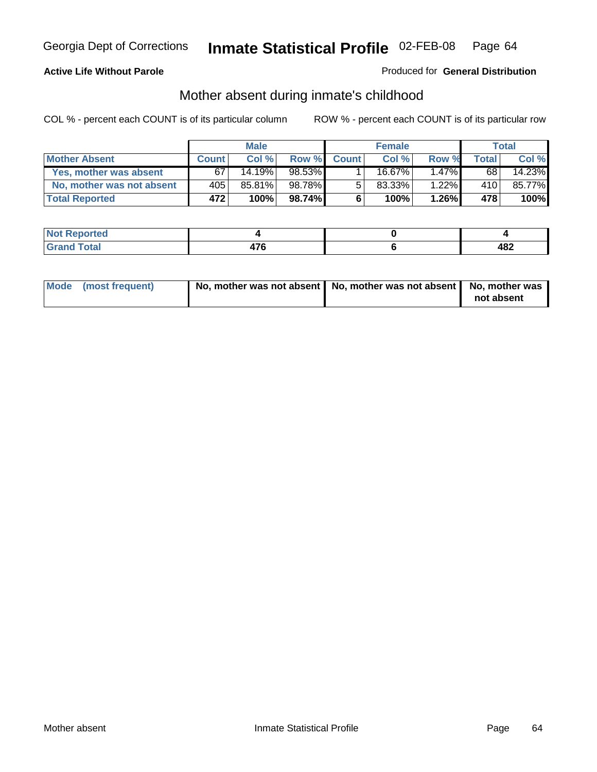Georgia Dept of Corrections **Inmate Statistical Profile** 02-FEB-08

**Active Life Without Parole**

Produced for **General Distribution**

## Mother absent during inmate's childhood

COL % - percent each COUNT is of its particular column

ROW % - percent each COUNT is of its particular row

| | Male | | | Female | | | Total | |
|---|---|---|---|---|---|---|---|---|
| **Mother Absent** | **Count** | **Col %** | **Row %** | **Count** | **Col %** | **Row %** | **Total** | **Col %** |
| **Yes, mother was absent** | 67 | 14.19% | 98.53% | 1 | 16.67% | 1.47% | 68 | 14.23% |
| **No, mother was not absent** | 405 | 85.81% | 98.78% | 5 | 83.33% | 1.22% | 410 | 85.77% |
| **Total Reported** | **472** | **100%** | **98.74%** | **6** | **100%** | **1.26%** | **478** | **100%** |

| | Male | Female | Total |
|---|---|---|---|
| **Not Reported** | **4** | **0** | **4** |
| **Grand Total** | **476** | **6** | **482** |

| | Male | Female | Total |
|---|---|---|---|
| **Mode (most frequent)** | **No, mother was not absent** | **No, mother was not absent** | **No, mother was not absent** |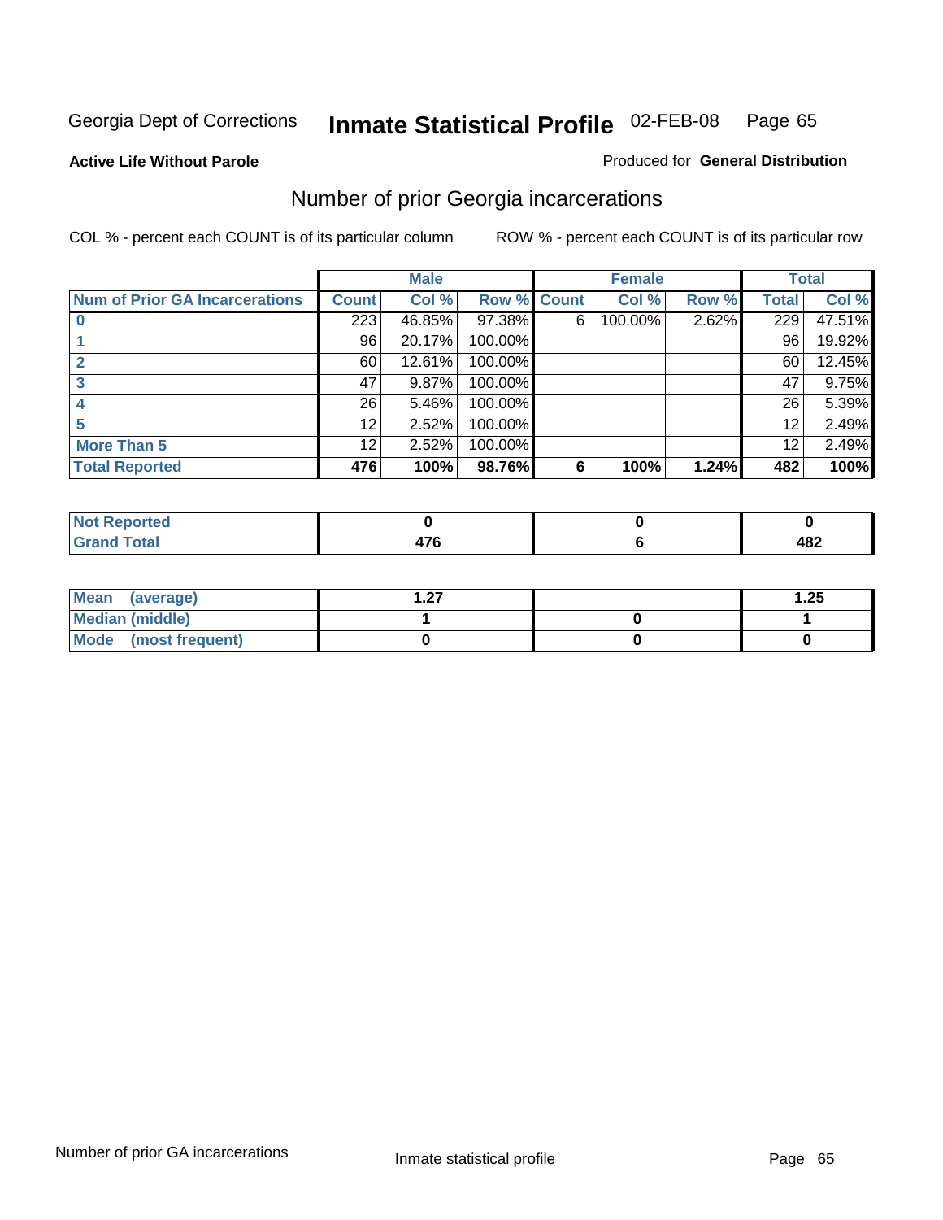Georgia Dept of Corrections **Inmate Statistical Profile** 02-FEB-08

**Active Life Without Parole**

Produced for **General Distribution**

## Number of prior Georgia incarcerations

COL % - percent each COUNT is of its particular column

ROW % - percent each COUNT is of its particular row

| | Male | | | Female | | | Total | |
|---|---|---|---|---|---|---|---|---|
| **Num of Prior GA Incarcerations** | **Count** | **Col %** | **Row %** | **Count** | **Col %** | **Row %** | **Total** | **Col %** |
| **0** | 223 | 46.85% | 97.38% | 6 | 100.00% | 2.62% | 229 | 47.51% |
| **1** | 96 | 20.17% | 100.00% | | | | 96 | 19.92% |
| **2** | 60 | 12.61% | 100.00% | | | | 60 | 12.45% |
| **3** | 47 | 9.87% | 100.00% | | | | 47 | 9.75% |
| **4** | 26 | 5.46% | 100.00% | | | | 26 | 5.39% |
| **5** | 12 | 2.52% | 100.00% | | | | 12 | 2.49% |
| **More Than 5** | 12 | 2.52% | 100.00% | | | | 12 | 2.49% |
| **Total Reported** | **476** | **100%** | **98.76%** | **6** | **100%** | **1.24%** | **482** | **100%** |

| | Male | Female | Total |
|---|---|---|---|
| **Not Reported** | **0** | **0** | **0** |
| **Grand Total** | **476** | **6** | **482** |

| | Male | Female | Total |
|---|---|---|---|
| **Mean (average)** | **1.27** | | **1.25** |
| **Median (middle)** | **1** | **0** | **1** |
| **Mode (most frequent)** | **0** | **0** | **0** |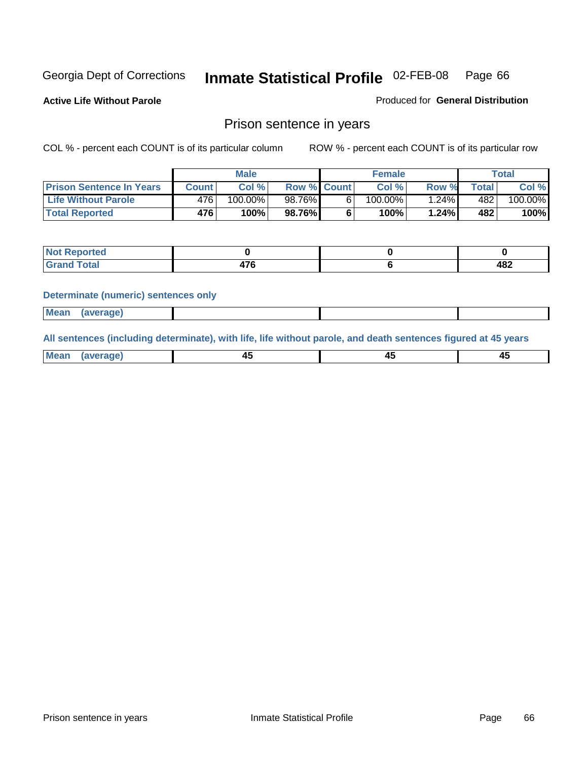Georgia Dept of Corrections **Inmate Statistical Profile** 02-FEB-08

**Active Life Without Parole**

Produced for **General Distribution**

## Prison sentence in years

COL % - percent each COUNT is of its particular column    ROW % - percent each COUNT is of its particular row

| | Male | | | Female | | | Total | |
|---|---|---|---|---|---|---|---|---|
| **Prison Sentence In Years** | **Count** | **Col %** | **Row %** | **Count** | **Col %** | **Row %** | **Total** | **Col %** |
| **Life Without Parole** | 476 | 100.00% | 98.76% | 6 | 100.00% | 1.24% | 482 | 100.00% |
| **Total Reported** | **476** | **100%** | **98.76%** | **6** | **100%** | **1.24%** | **482** | **100%** |

| | Male | Female | Total |
|---|---|---|---|
| **Not Reported** | **0** | **0** | **0** |
| **Grand Total** | **476** | **6** | **482** |

**Determinate (numeric) sentences only**

| | Male | Female | Total |
|---|---|---|---|
| **Mean (average)** | | | |

**All sentences (including determinate), with life, life without parole, and death sentences figured at 45 years**

| | Male | Female | Total |
|---|---|---|---|
| **Mean (average)** | **45** | **45** | **45** |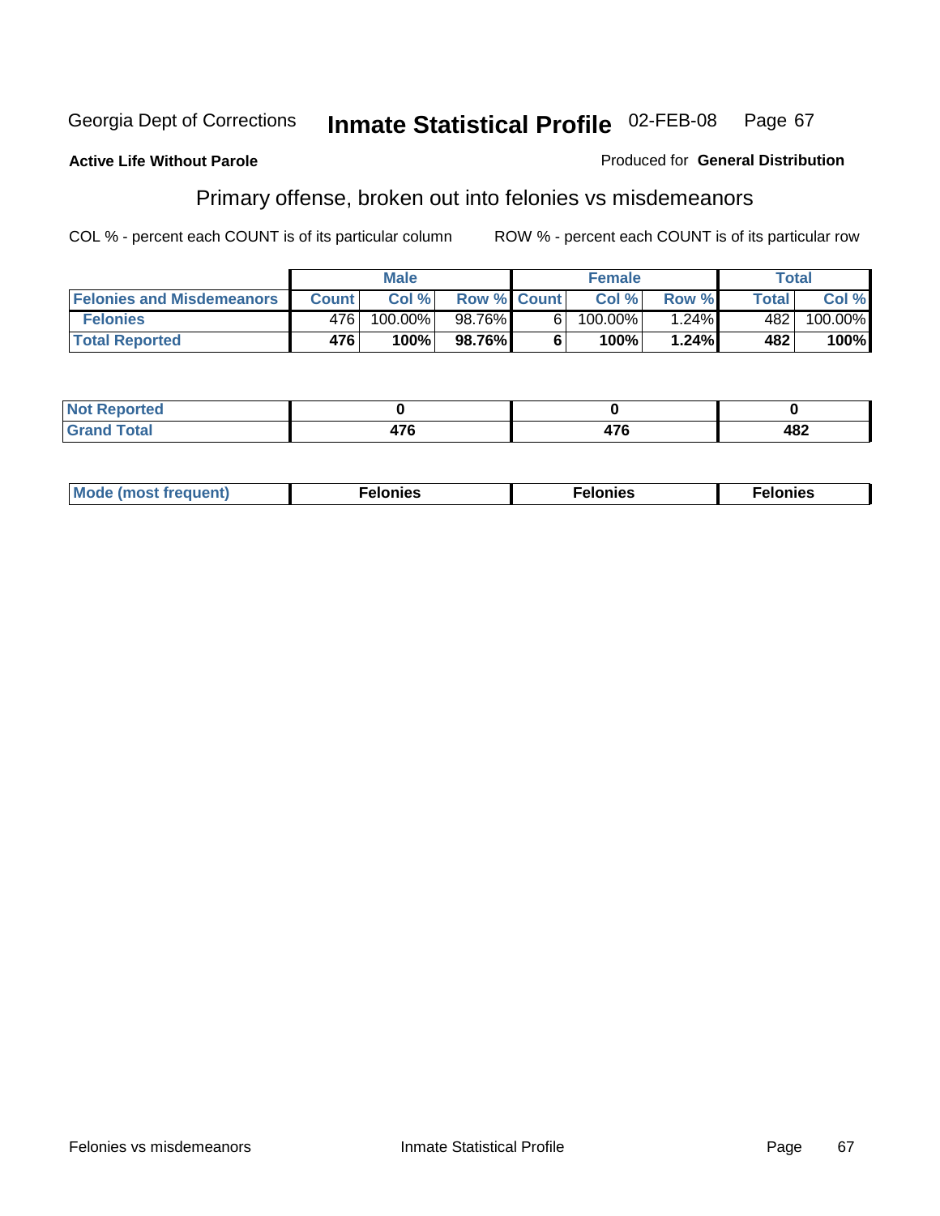Georgia Dept of Corrections **Inmate Statistical Profile** 02-FEB-08

**Active Life Without Parole**

Produced for **General Distribution**

## Primary offense, broken out into felonies vs misdemeanors

COL % - percent each COUNT is of its particular column

ROW % - percent each COUNT is of its particular row

| | Male | | | Female | | | Total | |
|---|---|---|---|---|---|---|---|---|
| **Felonies and Misdemeanors** | **Count** | **Col %** | **Row %** | **Count** | **Col %** | **Row %** | **Total** | **Col %** |
| **Felonies** | 476 | 100.00% | 98.76% | 6 | 100.00% | 1.24% | 482 | 100.00% |
| **Total Reported** | **476** | **100%** | **98.76%** | **6** | **100%** | **1.24%** | **482** | **100%** |

| | Male | Female | Total |
|---|---|---|---|
| **Not Reported** | **0** | **0** | **0** |
| **Grand Total** | **476** | **476** | **482** |

| | Male | Female | Total |
|---|---|---|---|
| **Mode (most frequent)** | **Felonies** | **Felonies** | **Felonies** |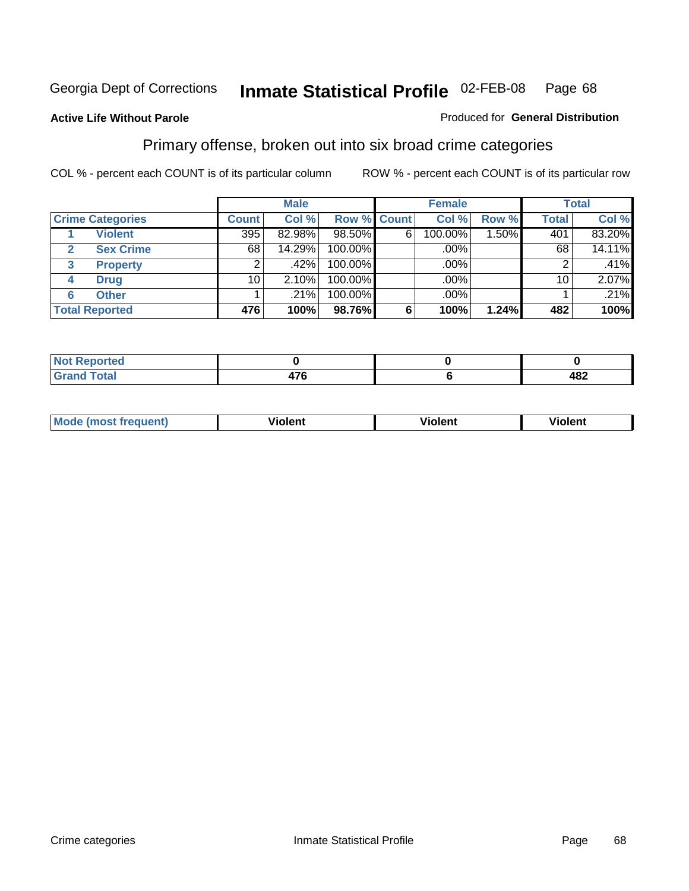Georgia Dept of Corrections **Inmate Statistical Profile** 02-FEB-08 Page 68

**Active Life Without Parole**

Produced for **General Distribution**

## Primary offense, broken out into six broad crime categories

COL % - percent each COUNT is of its particular column

ROW % - percent each COUNT is of its particular row

| | | Male | | | Female | | | Total | |
|---|---|---|---|---|---|---|---|---|---|
| **Crime Categories** | | **Count** | **Col %** | **Row %** | **Count** | **Col %** | **Row %** | **Total** | **Col %** |
| 1 | **Violent** | 395 | 82.98% | 98.50% | 6 | 100.00% | 1.50% | 401 | 83.20% |
| 2 | **Sex Crime** | 68 | 14.29% | 100.00% | | .00% | | 68 | 14.11% |
| 3 | **Property** | 2 | .42% | 100.00% | | .00% | | 2 | .41% |
| 4 | **Drug** | 10 | 2.10% | 100.00% | | .00% | | 10 | 2.07% |
| 6 | **Other** | 1 | .21% | 100.00% | | .00% | | 1 | .21% |
| **Total Reported** | | **476** | **100%** | **98.76%** | **6** | **100%** | **1.24%** | **482** | **100%** |

| | Male | Female | Total |
|---|---|---|---|
| **Not Reported** | **0** | **0** | **0** |
| **Grand Total** | **476** | **6** | **482** |

| | Male | Female | Total |
|---|---|---|---|
| **Mode (most frequent)** | **Violent** | **Violent** | **Violent** |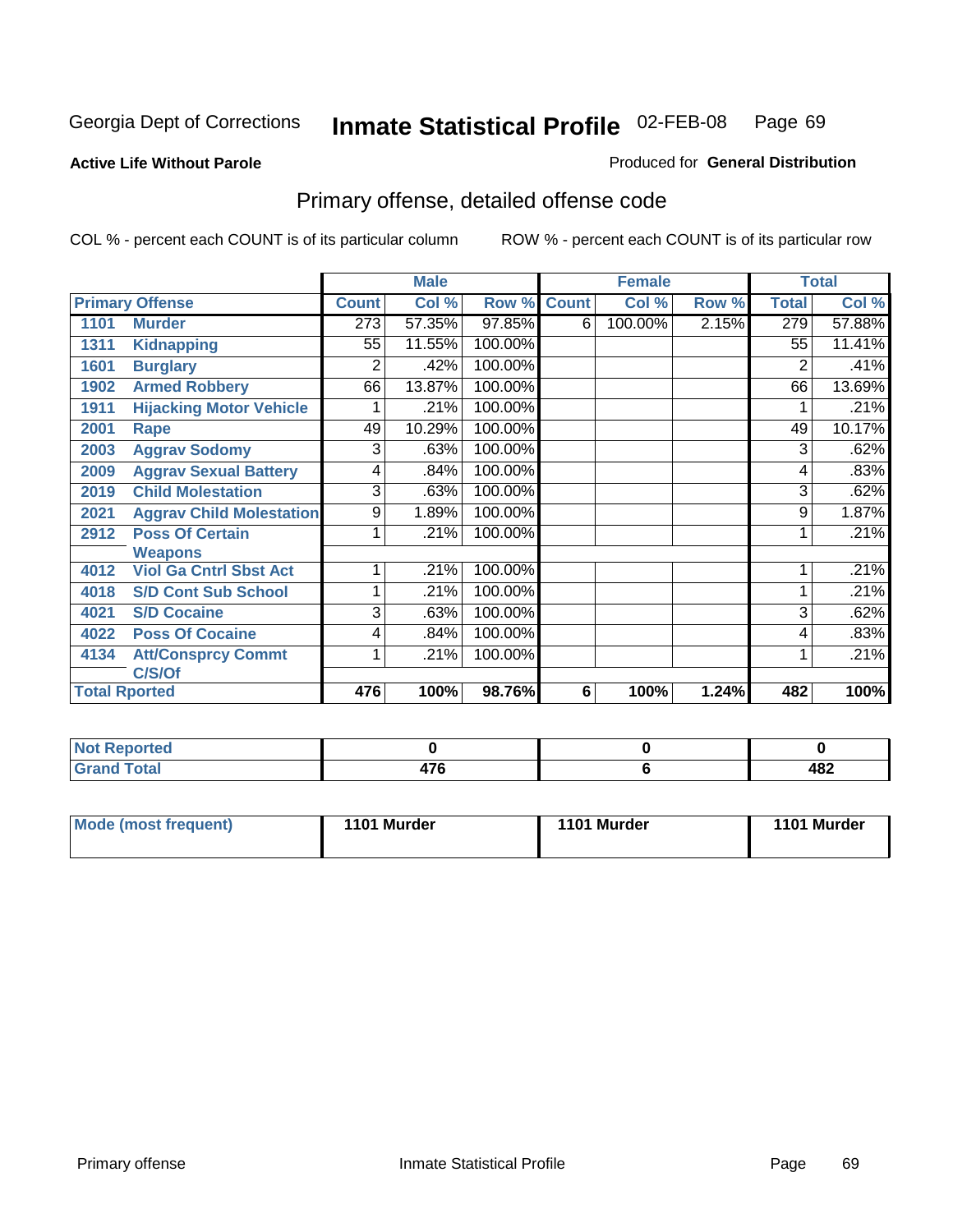Georgia Dept of Corrections **Inmate Statistical Profile** 02-FEB-08

**Active Life Without Parole**

Produced for **General Distribution**

## Primary offense, detailed offense code

COL % - percent each COUNT is of its particular column    ROW % - percent each COUNT is of its particular row

| | | Male | | | Female | | | Total | |
|---|---|---|---|---|---|---|---|---|---|
| **Primary Offense** | | **Count** | **Col %** | **Row %** | **Count** | **Col %** | **Row %** | **Total** | **Col %** |
| 1101 | Murder | 273 | 57.35% | 97.85% | 6 | 100.00% | 2.15% | 279 | 57.88% |
| 1311 | Kidnapping | 55 | 11.55% | 100.00% | | | | 55 | 11.41% |
| 1601 | Burglary | 2 | .42% | 100.00% | | | | 2 | .41% |
| 1902 | Armed Robbery | 66 | 13.87% | 100.00% | | | | 66 | 13.69% |
| 1911 | Hijacking Motor Vehicle | 1 | .21% | 100.00% | | | | 1 | .21% |
| 2001 | Rape | 49 | 10.29% | 100.00% | | | | 49 | 10.17% |
| 2003 | Aggrav Sodomy | 3 | .63% | 100.00% | | | | 3 | .62% |
| 2009 | Aggrav Sexual Battery | 4 | .84% | 100.00% | | | | 4 | .83% |
| 2019 | Child Molestation | 3 | .63% | 100.00% | | | | 3 | .62% |
| 2021 | Aggrav Child Molestation | 9 | 1.89% | 100.00% | | | | 9 | 1.87% |
| 2912 | Poss Of Certain Weapons | 1 | .21% | 100.00% | | | | 1 | .21% |
| 4012 | Viol Ga Cntrl Sbst Act | 1 | .21% | 100.00% | | | | 1 | .21% |
| 4018 | S/D Cont Sub School | 1 | .21% | 100.00% | | | | 1 | .21% |
| 4021 | S/D Cocaine | 3 | .63% | 100.00% | | | | 3 | .62% |
| 4022 | Poss Of Cocaine | 4 | .84% | 100.00% | | | | 4 | .83% |
| 4134 | Att/Consprcy Commt C/S/Of | 1 | .21% | 100.00% | | | | 1 | .21% |
| **Total Rported** | | **476** | **100%** | **98.76%** | **6** | **100%** | **1.24%** | **482** | **100%** |

| | Male | Female | Total |
|---|---|---|---|
| **Not Reported** | **0** | **0** | **0** |
| **Grand Total** | **476** | **6** | **482** |

| | Male | Female | Total |
|---|---|---|---|
| **Mode (most frequent)** | **1101 Murder** | **1101 Murder** | **1101 Murder** |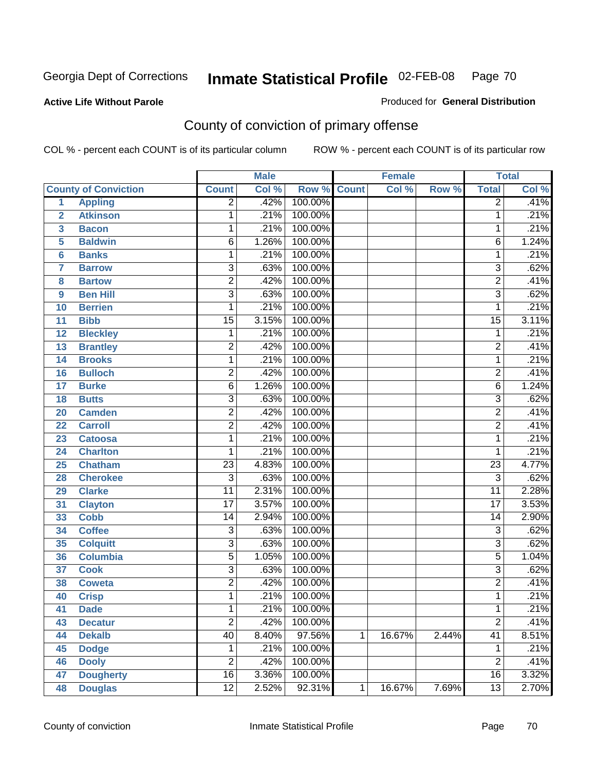Georgia Dept of Corrections **Inmate Statistical Profile** 02-FEB-08

**Active Life Without Parole**

Produced for **General Distribution**

## County of conviction of primary offense

COL % - percent each COUNT is of its particular column ROW % - percent each COUNT is of its particular row

| | | Male | | | Female | | | Total | |
|---|---|---|---|---|---|---|---|---|---|
| | County of Conviction | Count | Col % | Row % | Count | Col % | Row % | Total | Col % |
| 1 | Appling | 2 | .42% | 100.00% | | | | 2 | .41% |
| 2 | Atkinson | 1 | .21% | 100.00% | | | | 1 | .21% |
| 3 | Bacon | 1 | .21% | 100.00% | | | | 1 | .21% |
| 5 | Baldwin | 6 | 1.26% | 100.00% | | | | 6 | 1.24% |
| 6 | Banks | 1 | .21% | 100.00% | | | | 1 | .21% |
| 7 | Barrow | 3 | .63% | 100.00% | | | | 3 | .62% |
| 8 | Bartow | 2 | .42% | 100.00% | | | | 2 | .41% |
| 9 | Ben Hill | 3 | .63% | 100.00% | | | | 3 | .62% |
| 10 | Berrien | 1 | .21% | 100.00% | | | | 1 | .21% |
| 11 | Bibb | 15 | 3.15% | 100.00% | | | | 15 | 3.11% |
| 12 | Bleckley | 1 | .21% | 100.00% | | | | 1 | .21% |
| 13 | Brantley | 2 | .42% | 100.00% | | | | 2 | .41% |
| 14 | Brooks | 1 | .21% | 100.00% | | | | 1 | .21% |
| 16 | Bulloch | 2 | .42% | 100.00% | | | | 2 | .41% |
| 17 | Burke | 6 | 1.26% | 100.00% | | | | 6 | 1.24% |
| 18 | Butts | 3 | .63% | 100.00% | | | | 3 | .62% |
| 20 | Camden | 2 | .42% | 100.00% | | | | 2 | .41% |
| 22 | Carroll | 2 | .42% | 100.00% | | | | 2 | .41% |
| 23 | Catoosa | 1 | .21% | 100.00% | | | | 1 | .21% |
| 24 | Charlton | 1 | .21% | 100.00% | | | | 1 | .21% |
| 25 | Chatham | 23 | 4.83% | 100.00% | | | | 23 | 4.77% |
| 28 | Cherokee | 3 | .63% | 100.00% | | | | 3 | .62% |
| 29 | Clarke | 11 | 2.31% | 100.00% | | | | 11 | 2.28% |
| 31 | Clayton | 17 | 3.57% | 100.00% | | | | 17 | 3.53% |
| 33 | Cobb | 14 | 2.94% | 100.00% | | | | 14 | 2.90% |
| 34 | Coffee | 3 | .63% | 100.00% | | | | 3 | .62% |
| 35 | Colquitt | 3 | .63% | 100.00% | | | | 3 | .62% |
| 36 | Columbia | 5 | 1.05% | 100.00% | | | | 5 | 1.04% |
| 37 | Cook | 3 | .63% | 100.00% | | | | 3 | .62% |
| 38 | Coweta | 2 | .42% | 100.00% | | | | 2 | .41% |
| 40 | Crisp | 1 | .21% | 100.00% | | | | 1 | .21% |
| 41 | Dade | 1 | .21% | 100.00% | | | | 1 | .21% |
| 43 | Decatur | 2 | .42% | 100.00% | | | | 2 | .41% |
| 44 | Dekalb | 40 | 8.40% | 97.56% | 1 | 16.67% | 2.44% | 41 | 8.51% |
| 45 | Dodge | 1 | .21% | 100.00% | | | | 1 | .21% |
| 46 | Dooly | 2 | .42% | 100.00% | | | | 2 | .41% |
| 47 | Dougherty | 16 | 3.36% | 100.00% | | | | 16 | 3.32% |
| 48 | Douglas | 12 | 2.52% | 92.31% | 1 | 16.67% | 7.69% | 13 | 2.70% |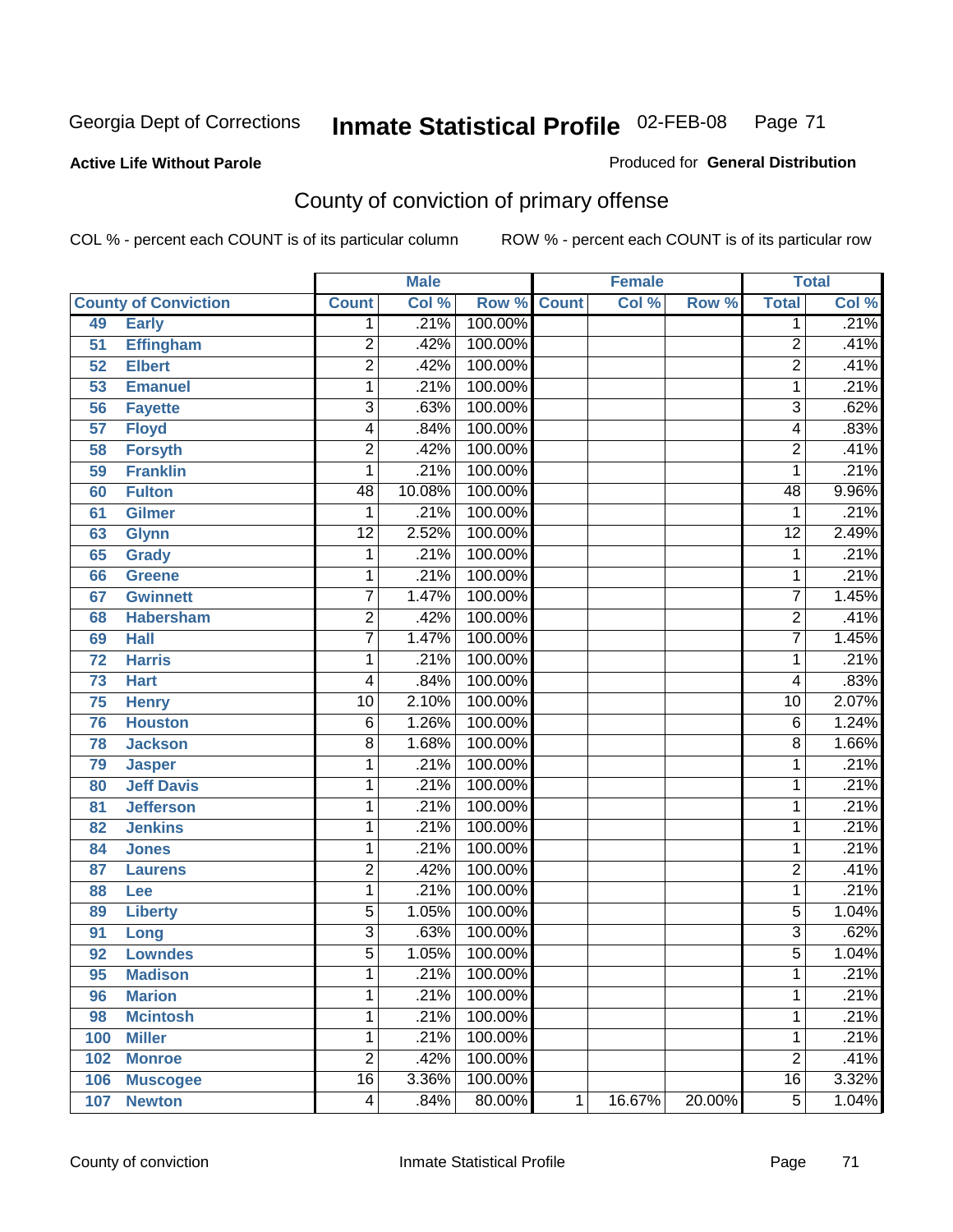Georgia Dept of Corrections **Inmate Statistical Profile** 02-FEB-08

**Active Life Without Parole**

Produced for **General Distribution**

## County of conviction of primary offense

COL % - percent each COUNT is of its particular column ROW % - percent each COUNT is of its particular row

| County of Conviction | | Male | | | Female | | | Total | |
|---|---|---|---|---|---|---|---|---|---|
| | | Count | Col % | Row % | Count | Col % | Row % | Total | Col % |
| 49 | Early | 1 | .21% | 100.00% | | | | 1 | .21% |
| 51 | Effingham | 2 | .42% | 100.00% | | | | 2 | .41% |
| 52 | Elbert | 2 | .42% | 100.00% | | | | 2 | .41% |
| 53 | Emanuel | 1 | .21% | 100.00% | | | | 1 | .21% |
| 56 | Fayette | 3 | .63% | 100.00% | | | | 3 | .62% |
| 57 | Floyd | 4 | .84% | 100.00% | | | | 4 | .83% |
| 58 | Forsyth | 2 | .42% | 100.00% | | | | 2 | .41% |
| 59 | Franklin | 1 | .21% | 100.00% | | | | 1 | .21% |
| 60 | Fulton | 48 | 10.08% | 100.00% | | | | 48 | 9.96% |
| 61 | Gilmer | 1 | .21% | 100.00% | | | | 1 | .21% |
| 63 | Glynn | 12 | 2.52% | 100.00% | | | | 12 | 2.49% |
| 65 | Grady | 1 | .21% | 100.00% | | | | 1 | .21% |
| 66 | Greene | 1 | .21% | 100.00% | | | | 1 | .21% |
| 67 | Gwinnett | 7 | 1.47% | 100.00% | | | | 7 | 1.45% |
| 68 | Habersham | 2 | .42% | 100.00% | | | | 2 | .41% |
| 69 | Hall | 7 | 1.47% | 100.00% | | | | 7 | 1.45% |
| 72 | Harris | 1 | .21% | 100.00% | | | | 1 | .21% |
| 73 | Hart | 4 | .84% | 100.00% | | | | 4 | .83% |
| 75 | Henry | 10 | 2.10% | 100.00% | | | | 10 | 2.07% |
| 76 | Houston | 6 | 1.26% | 100.00% | | | | 6 | 1.24% |
| 78 | Jackson | 8 | 1.68% | 100.00% | | | | 8 | 1.66% |
| 79 | Jasper | 1 | .21% | 100.00% | | | | 1 | .21% |
| 80 | Jeff Davis | 1 | .21% | 100.00% | | | | 1 | .21% |
| 81 | Jefferson | 1 | .21% | 100.00% | | | | 1 | .21% |
| 82 | Jenkins | 1 | .21% | 100.00% | | | | 1 | .21% |
| 84 | Jones | 1 | .21% | 100.00% | | | | 1 | .21% |
| 87 | Laurens | 2 | .42% | 100.00% | | | | 2 | .41% |
| 88 | Lee | 1 | .21% | 100.00% | | | | 1 | .21% |
| 89 | Liberty | 5 | 1.05% | 100.00% | | | | 5 | 1.04% |
| 91 | Long | 3 | .63% | 100.00% | | | | 3 | .62% |
| 92 | Lowndes | 5 | 1.05% | 100.00% | | | | 5 | 1.04% |
| 95 | Madison | 1 | .21% | 100.00% | | | | 1 | .21% |
| 96 | Marion | 1 | .21% | 100.00% | | | | 1 | .21% |
| 98 | Mcintosh | 1 | .21% | 100.00% | | | | 1 | .21% |
| 100 | Miller | 1 | .21% | 100.00% | | | | 1 | .21% |
| 102 | Monroe | 2 | .42% | 100.00% | | | | 2 | .41% |
| 106 | Muscogee | 16 | 3.36% | 100.00% | | | | 16 | 3.32% |
| 107 | Newton | 4 | .84% | 80.00% | 1 | 16.67% | 20.00% | 5 | 1.04% |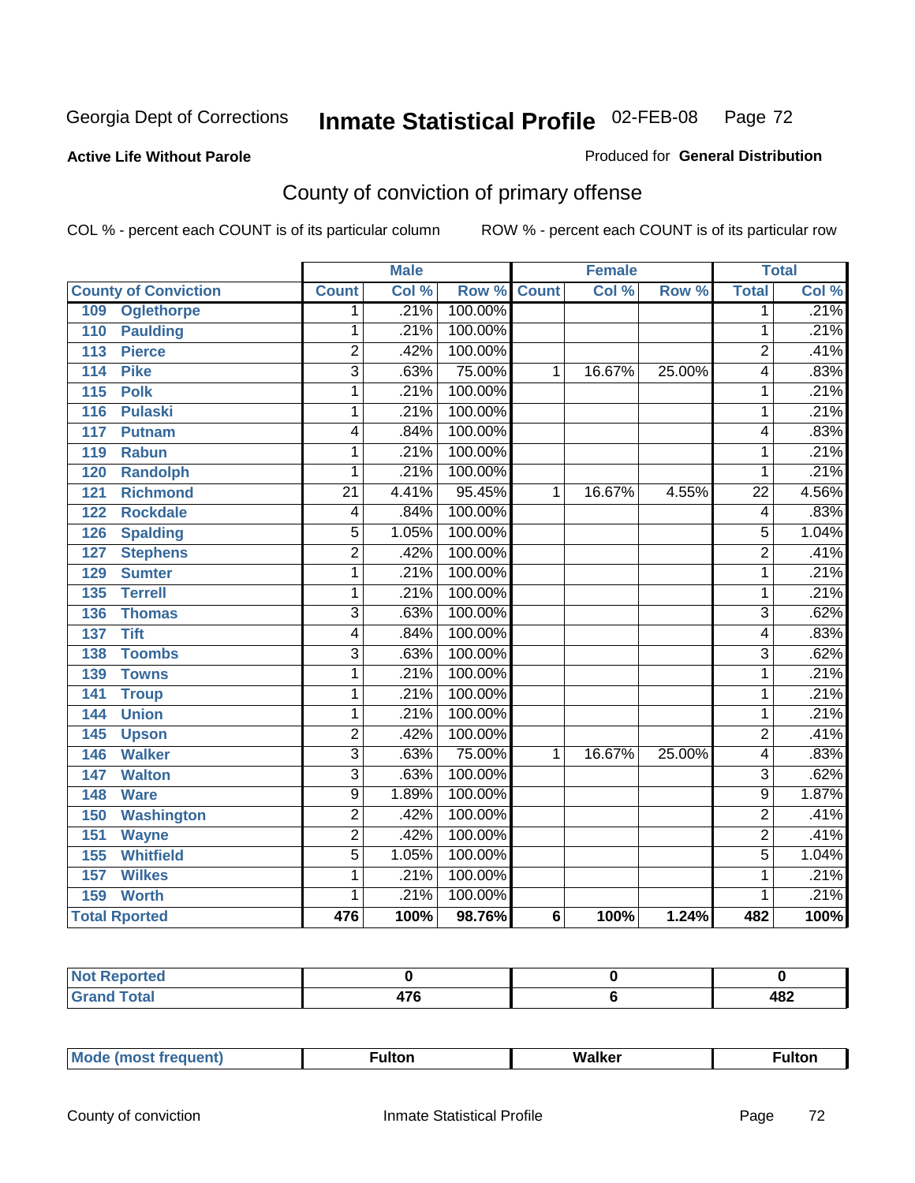Georgia Dept of Corrections **Inmate Statistical Profile** 02-FEB-08

**Active Life Without Parole**

Produced for **General Distribution**

## County of conviction of primary offense

COL % - percent each COUNT is of its particular column    ROW % - percent each COUNT is of its particular row

| County of Conviction | Male | | | Female | | | Total | |
|---|---|---|---|---|---|---|---|---|
| | Count | Col % | Row % | Count | Col % | Row % | Total | Col % |
| 109 Oglethorpe | 1 | .21% | 100.00% | | | | 1 | .21% |
| 110 Paulding | 1 | .21% | 100.00% | | | | 1 | .21% |
| 113 Pierce | 2 | .42% | 100.00% | | | | 2 | .41% |
| 114 Pike | 3 | .63% | 75.00% | 1 | 16.67% | 25.00% | 4 | .83% |
| 115 Polk | 1 | .21% | 100.00% | | | | 1 | .21% |
| 116 Pulaski | 1 | .21% | 100.00% | | | | 1 | .21% |
| 117 Putnam | 4 | .84% | 100.00% | | | | 4 | .83% |
| 119 Rabun | 1 | .21% | 100.00% | | | | 1 | .21% |
| 120 Randolph | 1 | .21% | 100.00% | | | | 1 | .21% |
| 121 Richmond | 21 | 4.41% | 95.45% | 1 | 16.67% | 4.55% | 22 | 4.56% |
| 122 Rockdale | 4 | .84% | 100.00% | | | | 4 | .83% |
| 126 Spalding | 5 | 1.05% | 100.00% | | | | 5 | 1.04% |
| 127 Stephens | 2 | .42% | 100.00% | | | | 2 | .41% |
| 129 Sumter | 1 | .21% | 100.00% | | | | 1 | .21% |
| 135 Terrell | 1 | .21% | 100.00% | | | | 1 | .21% |
| 136 Thomas | 3 | .63% | 100.00% | | | | 3 | .62% |
| 137 Tift | 4 | .84% | 100.00% | | | | 4 | .83% |
| 138 Toombs | 3 | .63% | 100.00% | | | | 3 | .62% |
| 139 Towns | 1 | .21% | 100.00% | | | | 1 | .21% |
| 141 Troup | 1 | .21% | 100.00% | | | | 1 | .21% |
| 144 Union | 1 | .21% | 100.00% | | | | 1 | .21% |
| 145 Upson | 2 | .42% | 100.00% | | | | 2 | .41% |
| 146 Walker | 3 | .63% | 75.00% | 1 | 16.67% | 25.00% | 4 | .83% |
| 147 Walton | 3 | .63% | 100.00% | | | | 3 | .62% |
| 148 Ware | 9 | 1.89% | 100.00% | | | | 9 | 1.87% |
| 150 Washington | 2 | .42% | 100.00% | | | | 2 | .41% |
| 151 Wayne | 2 | .42% | 100.00% | | | | 2 | .41% |
| 155 Whitfield | 5 | 1.05% | 100.00% | | | | 5 | 1.04% |
| 157 Wilkes | 1 | .21% | 100.00% | | | | 1 | .21% |
| 159 Worth | 1 | .21% | 100.00% | | | | 1 | .21% |
| **Total Rported** | **476** | **100%** | **98.76%** | **6** | **100%** | **1.24%** | **482** | **100%** |

| | Male | Female | Total |
|---|---|---|---|
| Not Reported | 0 | 0 | 0 |
| Grand Total | 476 | 6 | 482 |

| | Male | Female | Total |
|---|---|---|---|
| Mode (most frequent) | Fulton | Walker | Fulton |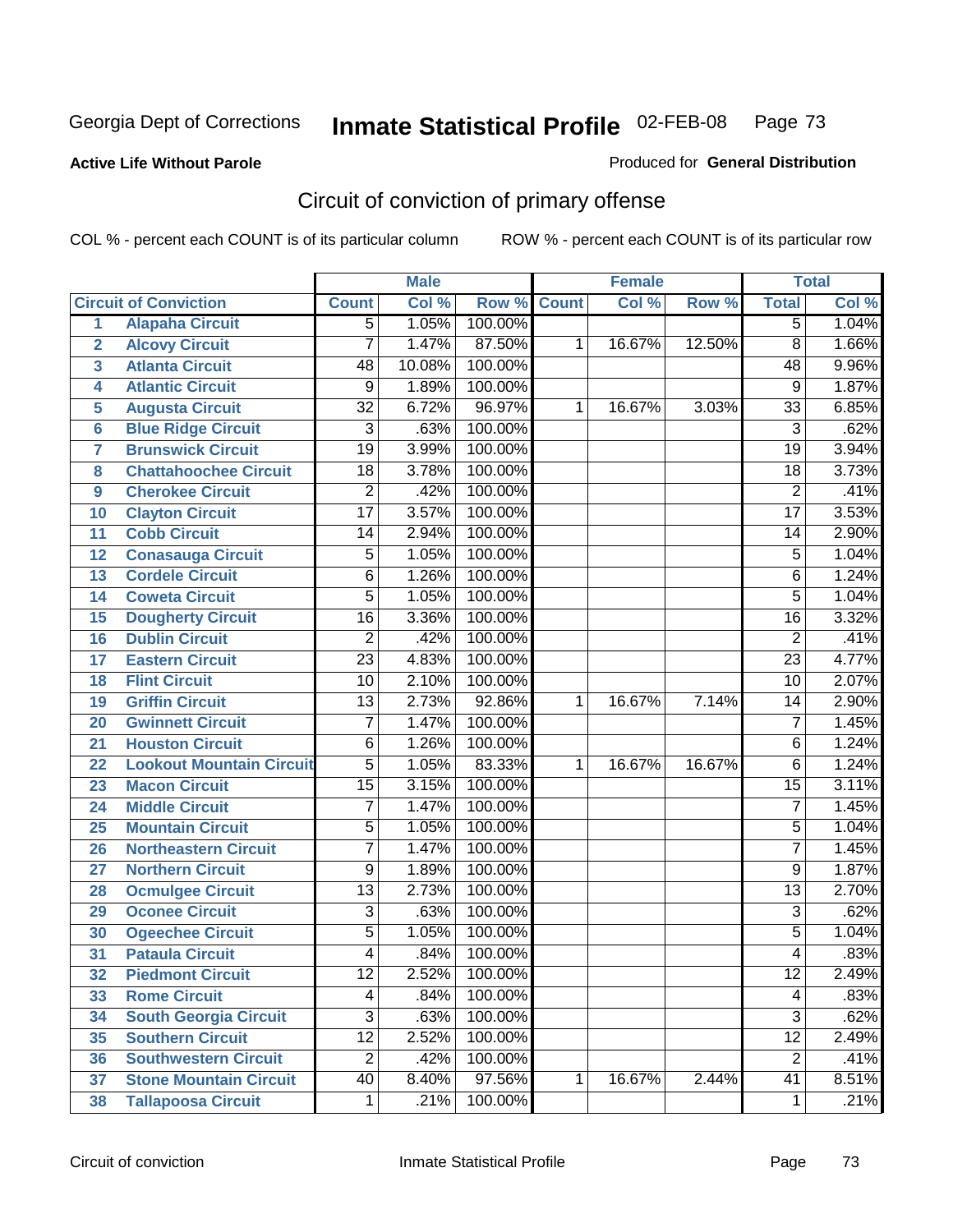Georgia Dept of Corrections **Inmate Statistical Profile** 02-FEB-08

**Active Life Without Parole**

Produced for **General Distribution**

## Circuit of conviction of primary offense

COL % - percent each COUNT is of its particular column ROW % - percent each COUNT is of its particular row

| | | Male | | | Female | | | Total | |
|---|---|---|---|---|---|---|---|---|---|
| Circuit of Conviction | | Count | Col % | Row % | Count | Col % | Row % | Total | Col % |
| 1 | Alapaha Circuit | 5 | 1.05% | 100.00% | | | | 5 | 1.04% |
| 2 | Alcovy Circuit | 7 | 1.47% | 87.50% | 1 | 16.67% | 12.50% | 8 | 1.66% |
| 3 | Atlanta Circuit | 48 | 10.08% | 100.00% | | | | 48 | 9.96% |
| 4 | Atlantic Circuit | 9 | 1.89% | 100.00% | | | | 9 | 1.87% |
| 5 | Augusta Circuit | 32 | 6.72% | 96.97% | 1 | 16.67% | 3.03% | 33 | 6.85% |
| 6 | Blue Ridge Circuit | 3 | .63% | 100.00% | | | | 3 | .62% |
| 7 | Brunswick Circuit | 19 | 3.99% | 100.00% | | | | 19 | 3.94% |
| 8 | Chattahoochee Circuit | 18 | 3.78% | 100.00% | | | | 18 | 3.73% |
| 9 | Cherokee Circuit | 2 | .42% | 100.00% | | | | 2 | .41% |
| 10 | Clayton Circuit | 17 | 3.57% | 100.00% | | | | 17 | 3.53% |
| 11 | Cobb Circuit | 14 | 2.94% | 100.00% | | | | 14 | 2.90% |
| 12 | Conasauga Circuit | 5 | 1.05% | 100.00% | | | | 5 | 1.04% |
| 13 | Cordele Circuit | 6 | 1.26% | 100.00% | | | | 6 | 1.24% |
| 14 | Coweta Circuit | 5 | 1.05% | 100.00% | | | | 5 | 1.04% |
| 15 | Dougherty Circuit | 16 | 3.36% | 100.00% | | | | 16 | 3.32% |
| 16 | Dublin Circuit | 2 | .42% | 100.00% | | | | 2 | .41% |
| 17 | Eastern Circuit | 23 | 4.83% | 100.00% | | | | 23 | 4.77% |
| 18 | Flint Circuit | 10 | 2.10% | 100.00% | | | | 10 | 2.07% |
| 19 | Griffin Circuit | 13 | 2.73% | 92.86% | 1 | 16.67% | 7.14% | 14 | 2.90% |
| 20 | Gwinnett Circuit | 7 | 1.47% | 100.00% | | | | 7 | 1.45% |
| 21 | Houston Circuit | 6 | 1.26% | 100.00% | | | | 6 | 1.24% |
| 22 | Lookout Mountain Circuit | 5 | 1.05% | 83.33% | 1 | 16.67% | 16.67% | 6 | 1.24% |
| 23 | Macon Circuit | 15 | 3.15% | 100.00% | | | | 15 | 3.11% |
| 24 | Middle Circuit | 7 | 1.47% | 100.00% | | | | 7 | 1.45% |
| 25 | Mountain Circuit | 5 | 1.05% | 100.00% | | | | 5 | 1.04% |
| 26 | Northeastern Circuit | 7 | 1.47% | 100.00% | | | | 7 | 1.45% |
| 27 | Northern Circuit | 9 | 1.89% | 100.00% | | | | 9 | 1.87% |
| 28 | Ocmulgee Circuit | 13 | 2.73% | 100.00% | | | | 13 | 2.70% |
| 29 | Oconee Circuit | 3 | .63% | 100.00% | | | | 3 | .62% |
| 30 | Ogeechee Circuit | 5 | 1.05% | 100.00% | | | | 5 | 1.04% |
| 31 | Pataula Circuit | 4 | .84% | 100.00% | | | | 4 | .83% |
| 32 | Piedmont Circuit | 12 | 2.52% | 100.00% | | | | 12 | 2.49% |
| 33 | Rome Circuit | 4 | .84% | 100.00% | | | | 4 | .83% |
| 34 | South Georgia Circuit | 3 | .63% | 100.00% | | | | 3 | .62% |
| 35 | Southern Circuit | 12 | 2.52% | 100.00% | | | | 12 | 2.49% |
| 36 | Southwestern Circuit | 2 | .42% | 100.00% | | | | 2 | .41% |
| 37 | Stone Mountain Circuit | 40 | 8.40% | 97.56% | 1 | 16.67% | 2.44% | 41 | 8.51% |
| 38 | Tallapoosa Circuit | 1 | .21% | 100.00% | | | | 1 | .21% |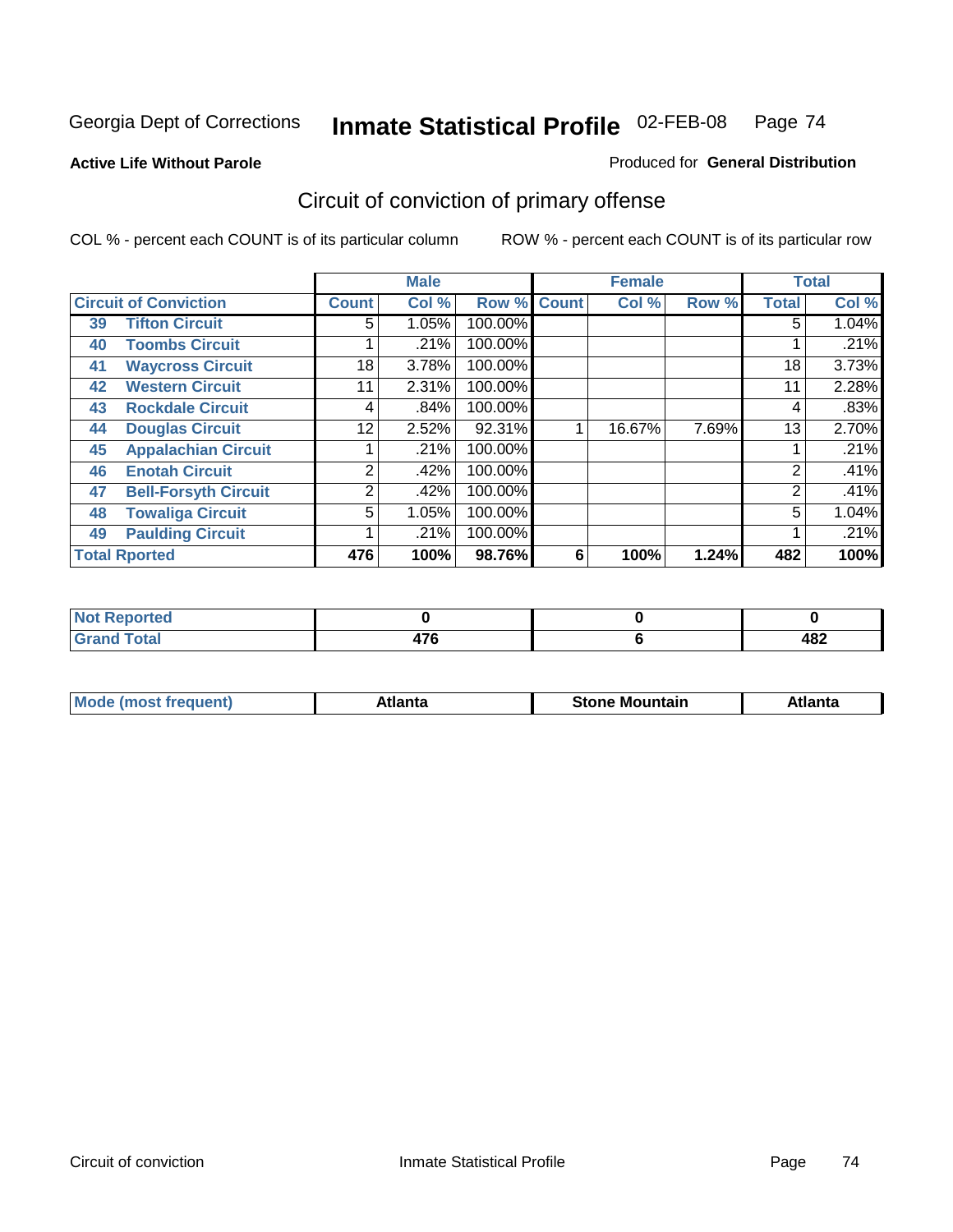Georgia Dept of Corrections **Inmate Statistical Profile** 02-FEB-08

**Active Life Without Parole**

Produced for **General Distribution**

## Circuit of conviction of primary offense

COL % - percent each COUNT is of its particular column ROW % - percent each COUNT is of its particular row

| Circuit of Conviction | | Male | | | Female | | | Total | |
|---|---|---|---|---|---|---|---|---|---|
| | | Count | Col % | Row % | Count | Col % | Row % | Total | Col % |
| 39 | Tifton Circuit | 5 | 1.05% | 100.00% | | | | 5 | 1.04% |
| 40 | Toombs Circuit | 1 | .21% | 100.00% | | | | 1 | .21% |
| 41 | Waycross Circuit | 18 | 3.78% | 100.00% | | | | 18 | 3.73% |
| 42 | Western Circuit | 11 | 2.31% | 100.00% | | | | 11 | 2.28% |
| 43 | Rockdale Circuit | 4 | .84% | 100.00% | | | | 4 | .83% |
| 44 | Douglas Circuit | 12 | 2.52% | 92.31% | 1 | 16.67% | 7.69% | 13 | 2.70% |
| 45 | Appalachian Circuit | 1 | .21% | 100.00% | | | | 1 | .21% |
| 46 | Enotah Circuit | 2 | .42% | 100.00% | | | | 2 | .41% |
| 47 | Bell-Forsyth Circuit | 2 | .42% | 100.00% | | | | 2 | .41% |
| 48 | Towaliga Circuit | 5 | 1.05% | 100.00% | | | | 5 | 1.04% |
| 49 | Paulding Circuit | 1 | .21% | 100.00% | | | | 1 | .21% |
| **Total Rported** | | **476** | **100%** | **98.76%** | **6** | **100%** | **1.24%** | **482** | **100%** |

| | Male | Female | Total |
|---|---|---|---|
| Not Reported | 0 | 0 | 0 |
| Grand Total | 476 | 6 | 482 |

| | Male | Female | Total |
|---|---|---|---|
| Mode (most frequent) | Atlanta | Stone Mountain | Atlanta |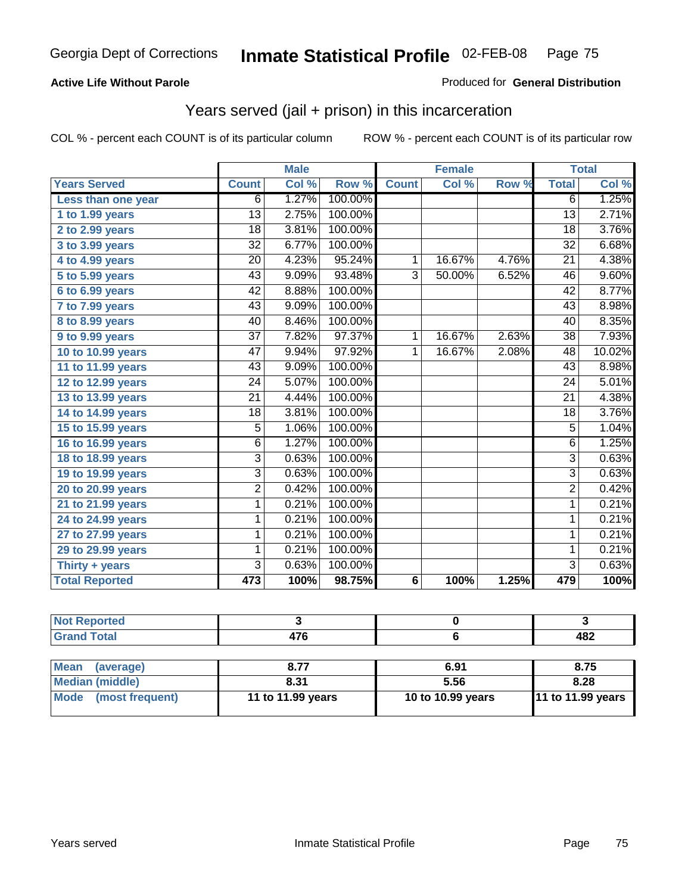Georgia Dept of Corrections **Inmate Statistical Profile** 02-FEB-08

**Active Life Without Parole**

Produced for **General Distribution**

## Years served (jail + prison) in this incarceration

COL % - percent each COUNT is of its particular column

ROW % - percent each COUNT is of its particular row

| | Male | | | Female | | | Total | |
|---|---|---|---|---|---|---|---|---|
| **Years Served** | **Count** | **Col %** | **Row %** | **Count** | **Col %** | **Row %** | **Total** | **Col %** |
| **Less than one year** | 6 | 1.27% | 100.00% | | | | 6 | 1.25% |
| **1 to 1.99 years** | 13 | 2.75% | 100.00% | | | | 13 | 2.71% |
| **2 to 2.99 years** | 18 | 3.81% | 100.00% | | | | 18 | 3.76% |
| **3 to 3.99 years** | 32 | 6.77% | 100.00% | | | | 32 | 6.68% |
| **4 to 4.99 years** | 20 | 4.23% | 95.24% | 1 | 16.67% | 4.76% | 21 | 4.38% |
| **5 to 5.99 years** | 43 | 9.09% | 93.48% | 3 | 50.00% | 6.52% | 46 | 9.60% |
| **6 to 6.99 years** | 42 | 8.88% | 100.00% | | | | 42 | 8.77% |
| **7 to 7.99 years** | 43 | 9.09% | 100.00% | | | | 43 | 8.98% |
| **8 to 8.99 years** | 40 | 8.46% | 100.00% | | | | 40 | 8.35% |
| **9 to 9.99 years** | 37 | 7.82% | 97.37% | 1 | 16.67% | 2.63% | 38 | 7.93% |
| **10 to 10.99 years** | 47 | 9.94% | 97.92% | 1 | 16.67% | 2.08% | 48 | 10.02% |
| **11 to 11.99 years** | 43 | 9.09% | 100.00% | | | | 43 | 8.98% |
| **12 to 12.99 years** | 24 | 5.07% | 100.00% | | | | 24 | 5.01% |
| **13 to 13.99 years** | 21 | 4.44% | 100.00% | | | | 21 | 4.38% |
| **14 to 14.99 years** | 18 | 3.81% | 100.00% | | | | 18 | 3.76% |
| **15 to 15.99 years** | 5 | 1.06% | 100.00% | | | | 5 | 1.04% |
| **16 to 16.99 years** | 6 | 1.27% | 100.00% | | | | 6 | 1.25% |
| **18 to 18.99 years** | 3 | 0.63% | 100.00% | | | | 3 | 0.63% |
| **19 to 19.99 years** | 3 | 0.63% | 100.00% | | | | 3 | 0.63% |
| **20 to 20.99 years** | 2 | 0.42% | 100.00% | | | | 2 | 0.42% |
| **21 to 21.99 years** | 1 | 0.21% | 100.00% | | | | 1 | 0.21% |
| **24 to 24.99 years** | 1 | 0.21% | 100.00% | | | | 1 | 0.21% |
| **27 to 27.99 years** | 1 | 0.21% | 100.00% | | | | 1 | 0.21% |
| **29 to 29.99 years** | 1 | 0.21% | 100.00% | | | | 1 | 0.21% |
| **Thirty + years** | 3 | 0.63% | 100.00% | | | | 3 | 0.63% |
| **Total Reported** | **473** | **100%** | **98.75%** | **6** | **100%** | **1.25%** | **479** | **100%** |

| | Male | Female | Total |
|---|---|---|---|
| **Not Reported** | **3** | **0** | **3** |
| **Grand Total** | **476** | **6** | **482** |

| | Male | Female | Total |
|---|---|---|---|
| **Mean (average)** | **8.77** | **6.91** | **8.75** |
| **Median (middle)** | **8.31** | **5.56** | **8.28** |
| **Mode (most frequent)** | **11 to 11.99 years** | **10 to 10.99 years** | **11 to 11.99 years** |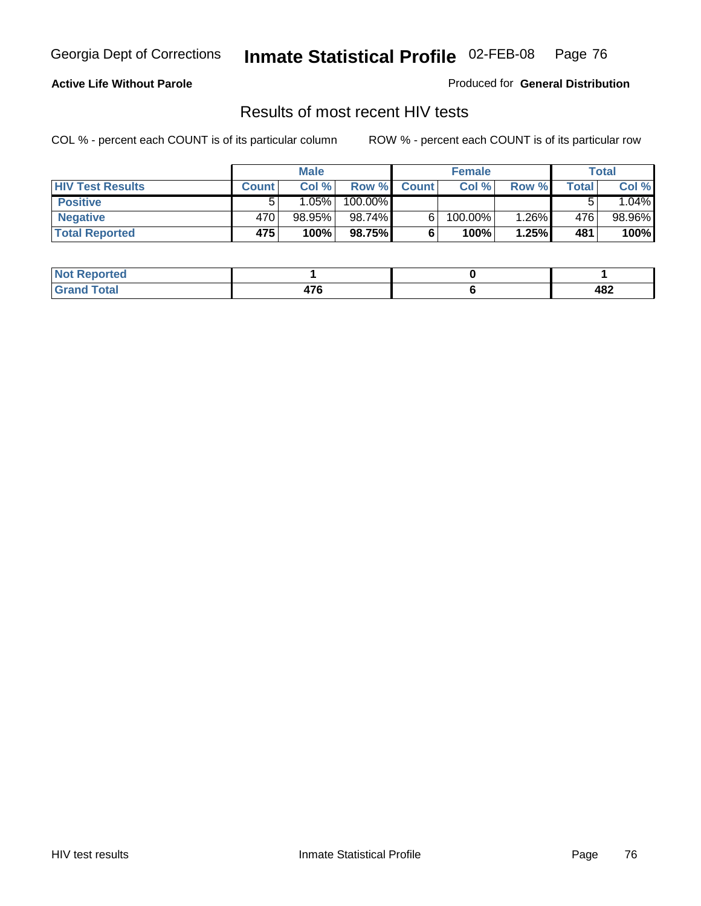Georgia Dept of Corrections **Inmate Statistical Profile** 02-FEB-08

**Active Life Without Parole**

Produced for **General Distribution**

## Results of most recent HIV tests

COL % - percent each COUNT is of its particular column    ROW % - percent each COUNT is of its particular row

| | Male | | | Female | | | Total | |
|---|---|---|---|---|---|---|---|---|
| **HIV Test Results** | **Count** | **Col %** | **Row %** | **Count** | **Col %** | **Row %** | **Total** | **Col %** |
| **Positive** | 5 | 1.05% | 100.00% | | | | 5 | 1.04% |
| **Negative** | 470 | 98.95% | 98.74% | 6 | 100.00% | 1.26% | 476 | 98.96% |
| **Total Reported** | **475** | **100%** | **98.75%** | **6** | **100%** | **1.25%** | **481** | **100%** |

| | Male | Female | Total |
|---|---|---|---|
| **Not Reported** | **1** | **0** | **1** |
| **Grand Total** | **476** | **6** | **482** |

HIV test results    Inmate Statistical Profile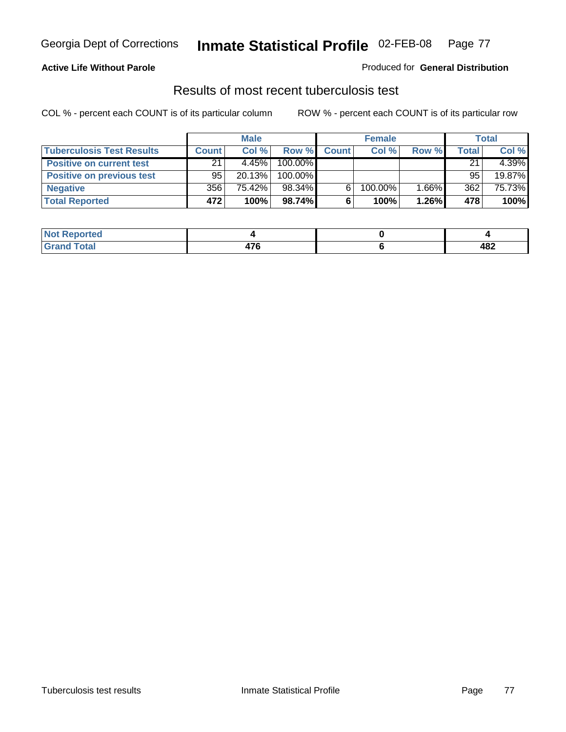**Active Life Without Parole**

Produced for **General Distribution**

## Results of most recent tuberculosis test

COL % - percent each COUNT is of its particular column

ROW % - percent each COUNT is of its particular row

| | Male | | | Female | | | Total | |
|---|---|---|---|---|---|---|---|---|
| **Tuberculosis Test Results** | **Count** | **Col %** | **Row %** | **Count** | **Col %** | **Row %** | **Total** | **Col %** |
| **Positive on current test** | 21 | 4.45% | 100.00% | | | | 21 | 4.39% |
| **Positive on previous test** | 95 | 20.13% | 100.00% | | | | 95 | 19.87% |
| **Negative** | 356 | 75.42% | 98.34% | 6 | 100.00% | 1.66% | 362 | 75.73% |
| **Total Reported** | **472** | **100%** | **98.74%** | **6** | **100%** | **1.26%** | **478** | **100%** |

| | Male | Female | Total |
|---|---|---|---|
| **Not Reported** | **4** | **0** | **4** |
| **Grand Total** | **476** | **6** | **482** |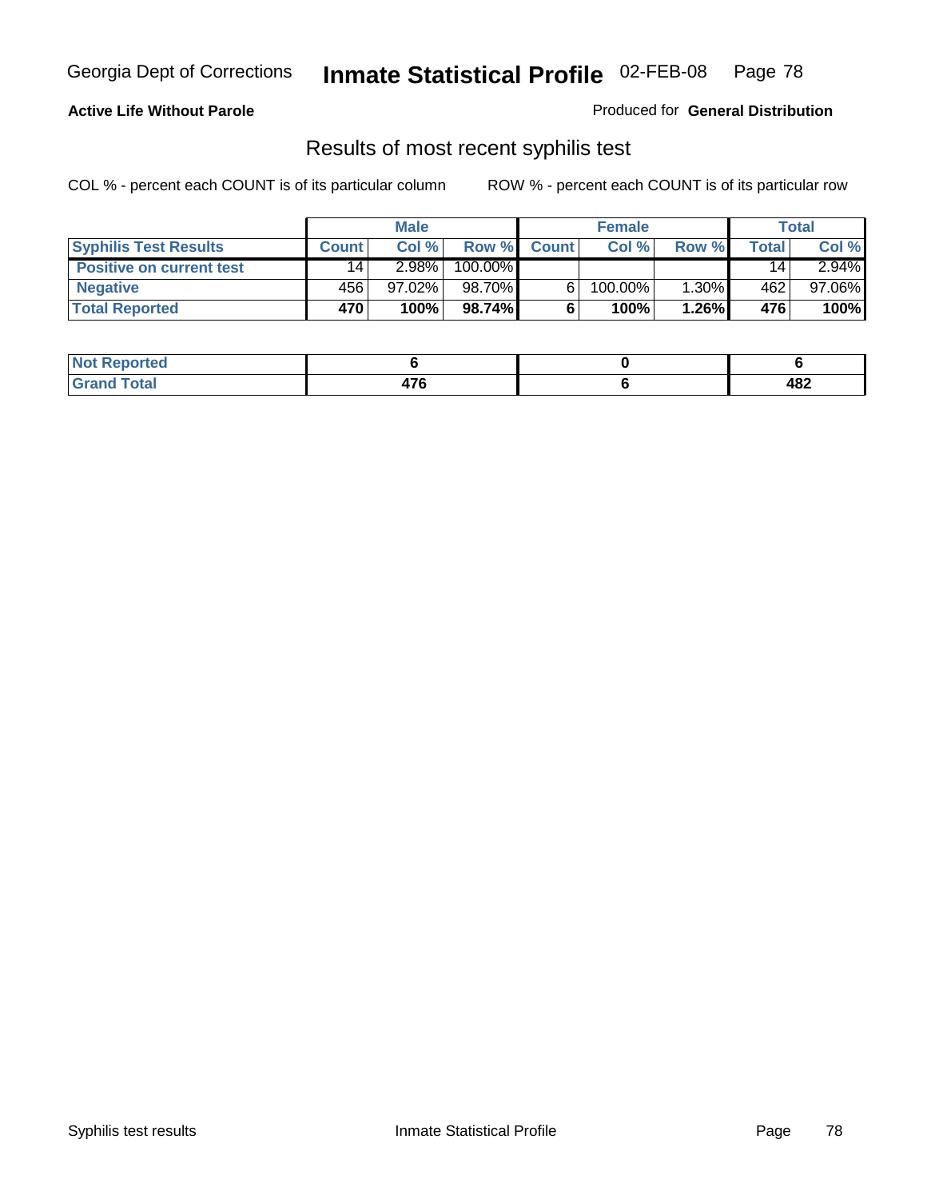Georgia Dept of Corrections **Inmate Statistical Profile** 02-FEB-08

**Active Life Without Parole**

Produced for **General Distribution**

## Results of most recent syphilis test

COL % - percent each COUNT is of its particular column        ROW % - percent each COUNT is of its particular row

| | Male | | | Female | | | Total | |
|---|---|---|---|---|---|---|---|---|
| **Syphilis Test Results** | **Count** | **Col %** | **Row %** | **Count** | **Col %** | **Row %** | **Total** | **Col %** |
| **Positive on current test** | 14 | 2.98% | 100.00% | | | | 14 | 2.94% |
| **Negative** | 456 | 97.02% | 98.70% | 6 | 100.00% | 1.30% | 462 | 97.06% |
| **Total Reported** | **470** | **100%** | **98.74%** | **6** | **100%** | **1.26%** | **476** | **100%** |

| | Male | Female | Total |
|---|---|---|---|
| **Not Reported** | **6** | **0** | **6** |
| **Grand Total** | **476** | **6** | **482** |

Syphilis test results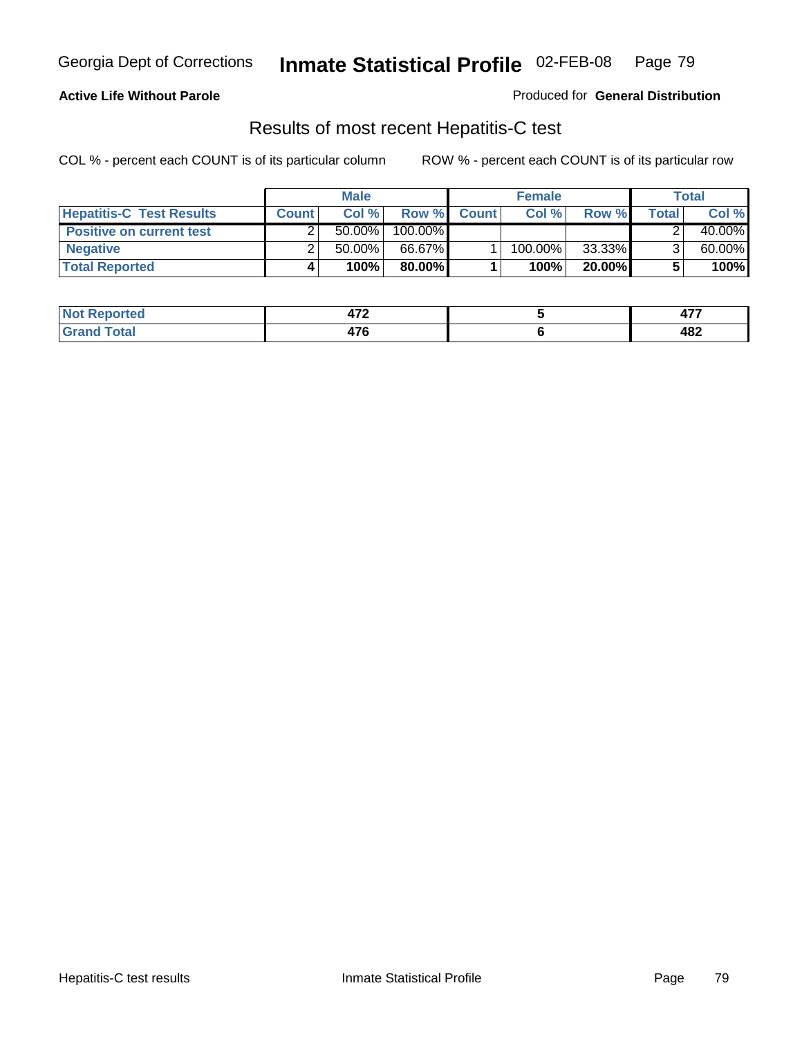Georgia Dept of Corrections **Inmate Statistical Profile** 02-FEB-08

**Active Life Without Parole**

Produced for **General Distribution**

## Results of most recent Hepatitis-C test

COL % - percent each COUNT is of its particular column

ROW % - percent each COUNT is of its particular row

| | Male | | | Female | | | Total | |
|---|---|---|---|---|---|---|---|---|
| **Hepatitis-C Test Results** | **Count** | **Col %** | **Row %** | **Count** | **Col %** | **Row %** | **Total** | **Col %** |
| **Positive on current test** | 2 | 50.00% | 100.00% | | | | 2 | 40.00% |
| **Negative** | 2 | 50.00% | 66.67% | 1 | 100.00% | 33.33% | 3 | 60.00% |
| **Total Reported** | **4** | **100%** | **80.00%** | **1** | **100%** | **20.00%** | **5** | **100%** |

| | Male | Female | Total |
|---|---|---|---|
| **Not Reported** | **472** | **5** | **477** |
| **Grand Total** | **476** | **6** | **482** |

Hepatitis-C test results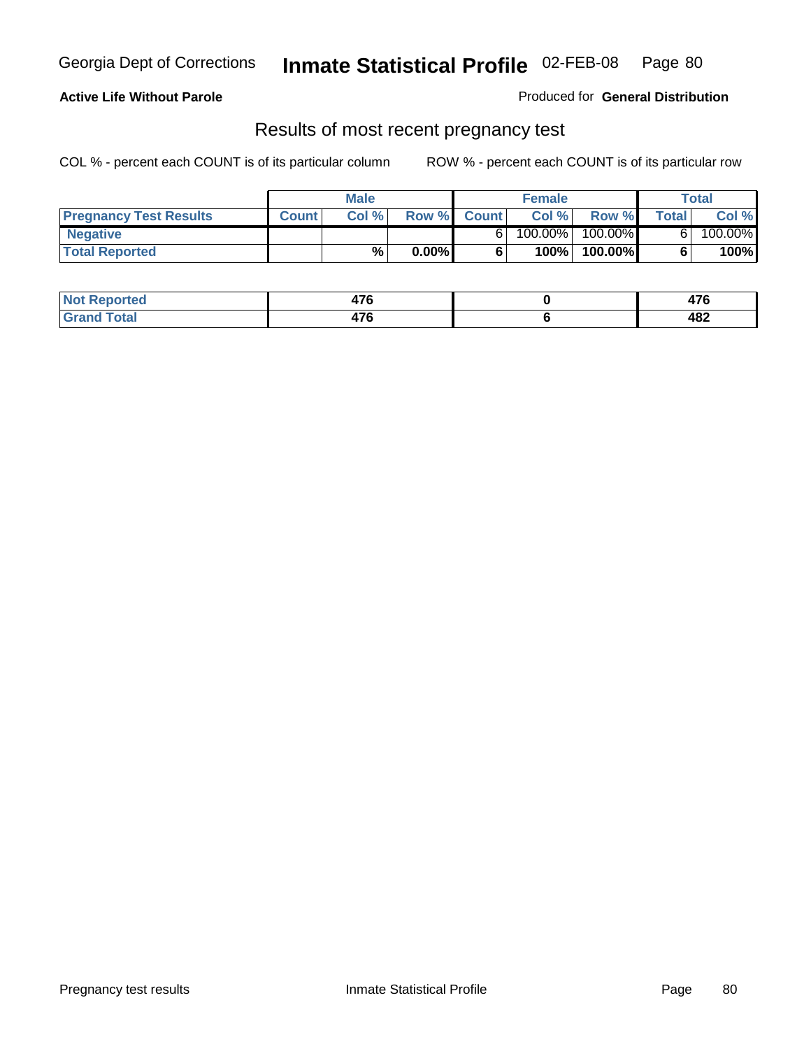Georgia Dept of Corrections **Inmate Statistical Profile** 02-FEB-08

**Active Life Without Parole**

Produced for **General Distribution**

## Results of most recent pregnancy test

COL % - percent each COUNT is of its particular column    ROW % - percent each COUNT is of its particular row

| | Male | | | Female | | | Total | |
|---|---|---|---|---|---|---|---|---|
| **Pregnancy Test Results** | **Count** | **Col %** | **Row %** | **Count** | **Col %** | **Row %** | **Total** | **Col %** |
| **Negative** | | | | 6 | 100.00% | 100.00% | 6 | 100.00% |
| **Total Reported** | | **%** | **0.00%** | **6** | **100%** | **100.00%** | **6** | **100%** |

| | Male | Female | Total |
|---|---|---|---|
| **Not Reported** | **476** | **0** | **476** |
| **Grand Total** | **476** | **6** | **482** |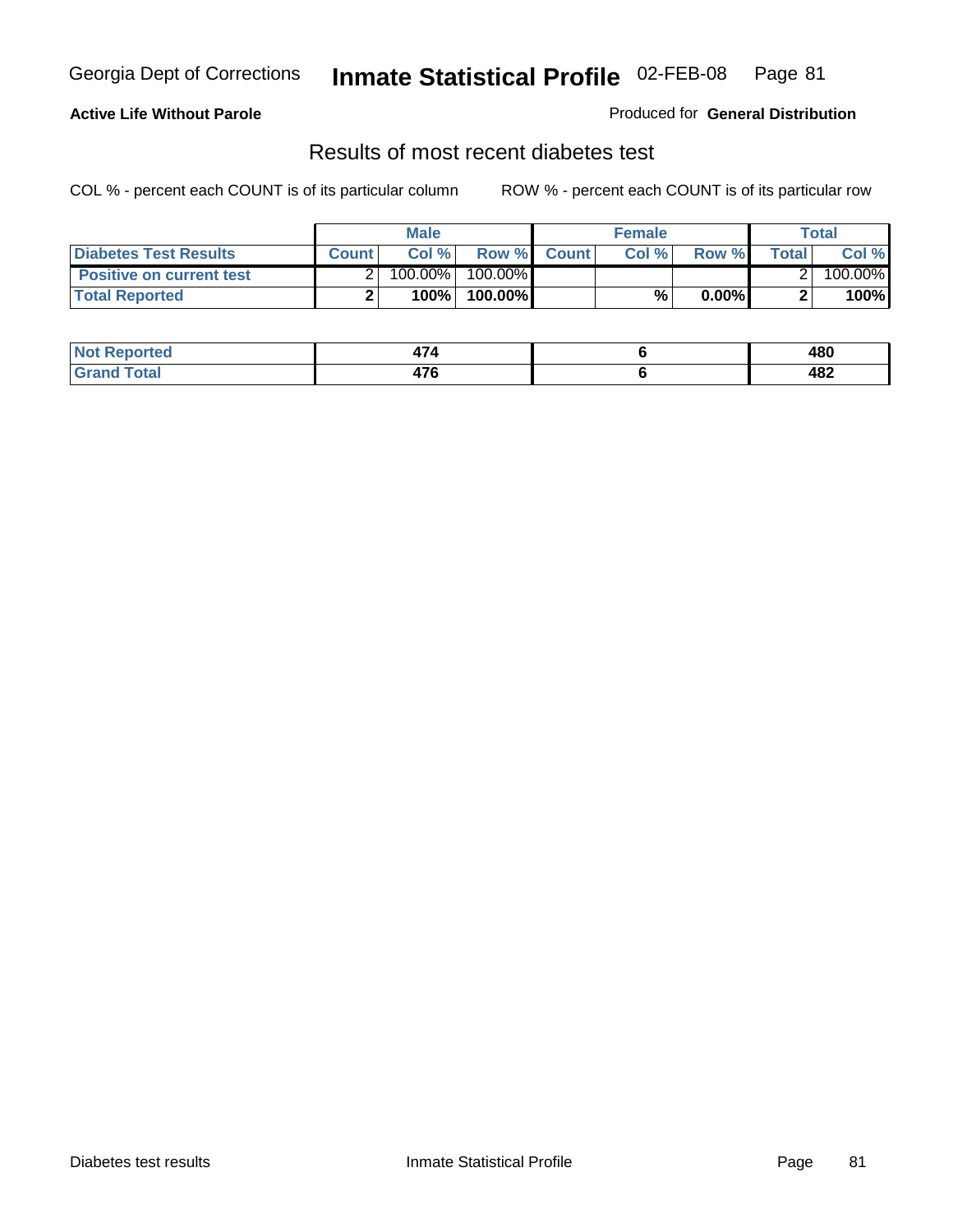**Active Life Without Parole**

Produced for **General Distribution**

## Results of most recent diabetes test

COL % - percent each COUNT is of its particular column

ROW % - percent each COUNT is of its particular row

| | Male | | | Female | | | Total | |
|---|---|---|---|---|---|---|---|---|
| **Diabetes Test Results** | **Count** | **Col %** | **Row %** | **Count** | **Col %** | **Row %** | **Total** | **Col %** |
| **Positive on current test** | 2 | 100.00% | 100.00% | | | | 2 | 100.00% |
| **Total Reported** | **2** | **100%** | **100.00%** | | **%** | **0.00%** | **2** | **100%** |

| | Male | Female | Total |
|---|---|---|---|
| **Not Reported** | **474** | **6** | **480** |
| **Grand Total** | **476** | **6** | **482** |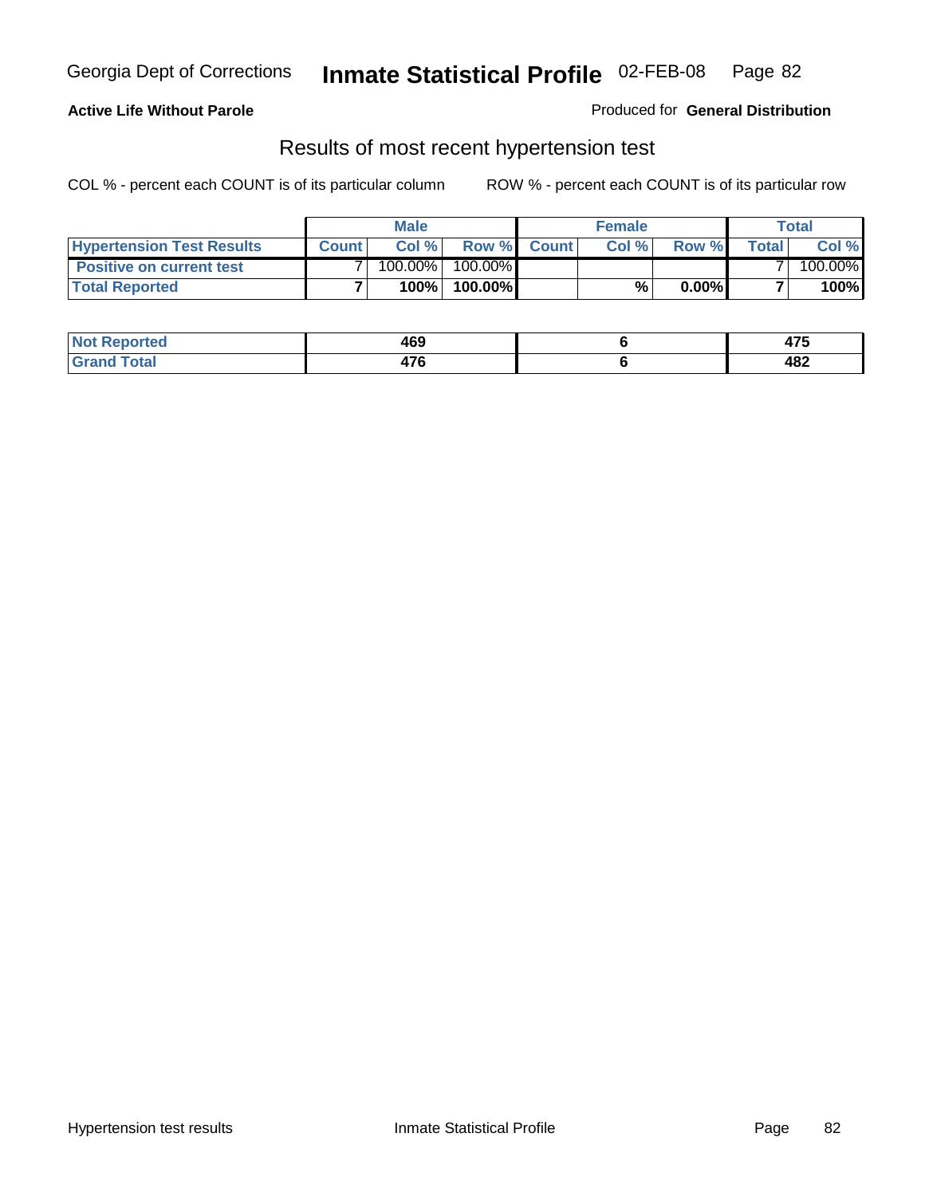**Active Life Without Parole**

Produced for **General Distribution**

## Results of most recent hypertension test

COL % - percent each COUNT is of its particular column

ROW % - percent each COUNT is of its particular row

| | Male | | | Female | | | Total | |
|---|---|---|---|---|---|---|---|---|
| **Hypertension Test Results** | **Count** | **Col %** | **Row %** | **Count** | **Col %** | **Row %** | **Total** | **Col %** |
| **Positive on current test** | 7 | 100.00% | 100.00% | | | | 7 | 100.00% |
| **Total Reported** | **7** | **100%** | **100.00%** | | **%** | **0.00%** | **7** | **100%** |

| | Male | Female | Total |
|---|---|---|---|
| **Not Reported** | **469** | **6** | **475** |
| **Grand Total** | **476** | **6** | **482** |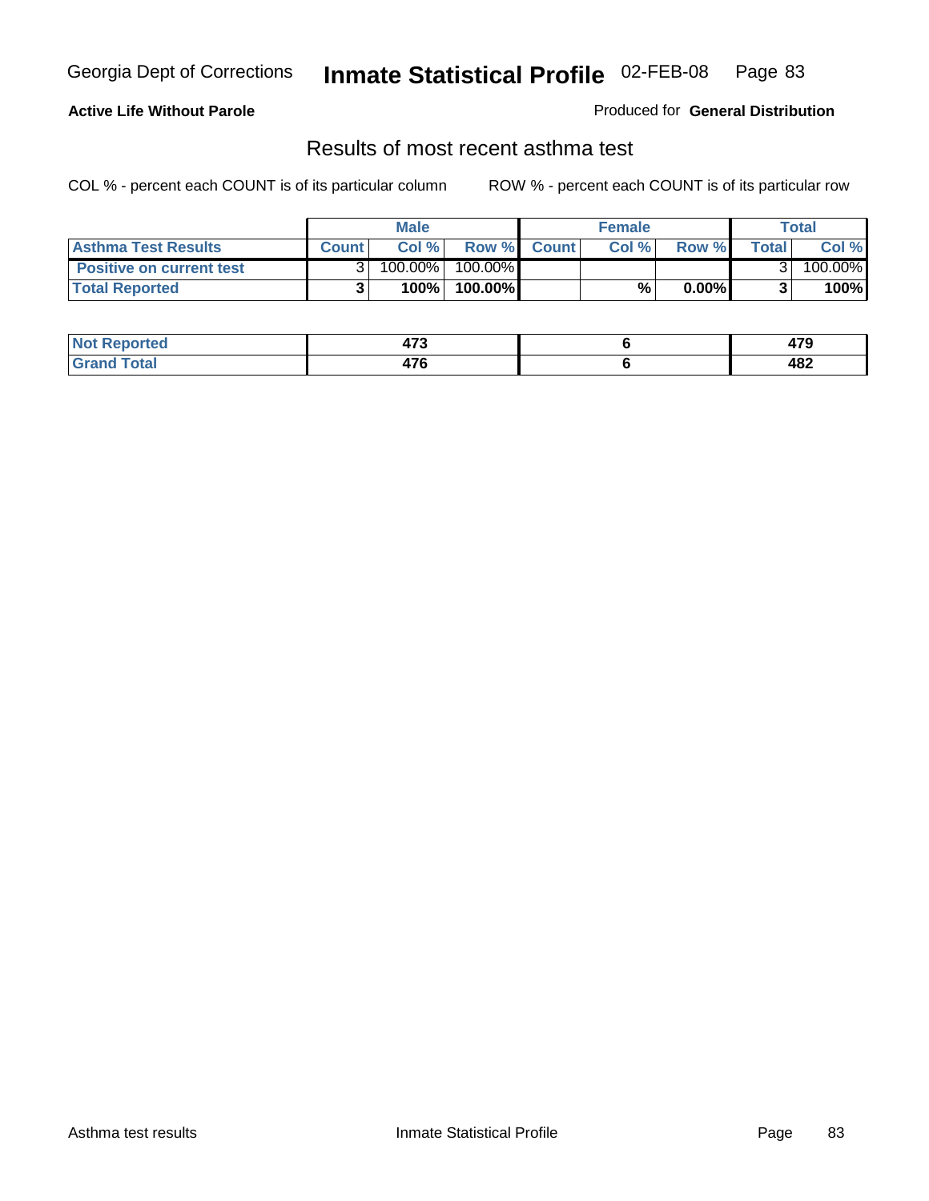Georgia Dept of Corrections **Inmate Statistical Profile** 02-FEB-08

**Active Life Without Parole**

Produced for **General Distribution**

## Results of most recent asthma test

COL % - percent each COUNT is of its particular column        ROW % - percent each COUNT is of its particular row

| | Male | | | Female | | | Total | |
|---|---|---|---|---|---|---|---|---|
| **Asthma Test Results** | **Count** | **Col %** | **Row %** | **Count** | **Col %** | **Row %** | **Total** | **Col %** |
| **Positive on current test** | 3 | 100.00% | 100.00% | | | | 3 | 100.00% |
| **Total Reported** | **3** | **100%** | **100.00%** | | **%** | **0.00%** | **3** | **100%** |

| | Male | Female | Total |
|---|---|---|---|
| **Not Reported** | **473** | **6** | **479** |
| **Grand Total** | **476** | **6** | **482** |

Asthma test results